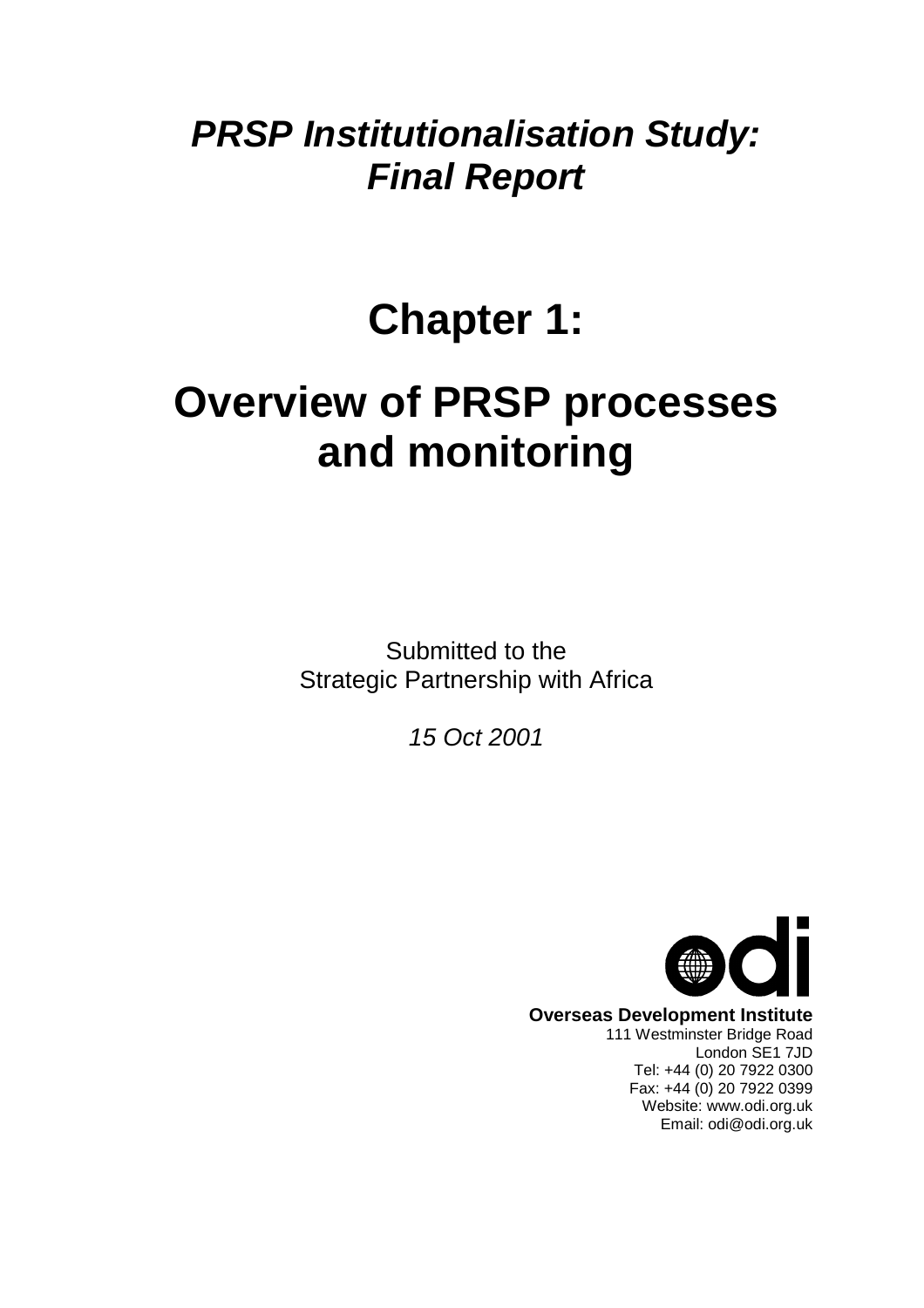# *PRSP Institutionalisation Study: Final Report*

# Chapter 1:

# Overview of PRSP processes and monitoring

Submitted to the
Strategic Partnership with Africa

*15 Oct 2001*

**Overseas Development Institute**
111 Westminster Bridge Road
London SE1 7JD
Tel: +44 (0) 20 7922 0300
Fax: +44 (0) 20 7922 0399
Website: www.odi.org.uk
Email: odi@odi.org.uk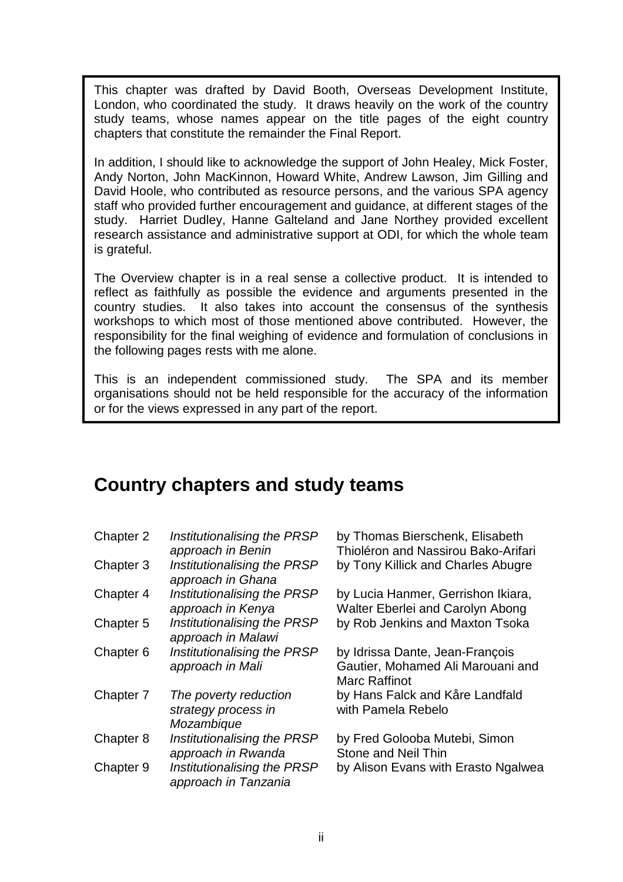This chapter was drafted by David Booth, Overseas Development Institute, London, who coordinated the study. It draws heavily on the work of the country study teams, whose names appear on the title pages of the eight country chapters that constitute the remainder the Final Report.

In addition, I should like to acknowledge the support of John Healey, Mick Foster, Andy Norton, John MacKinnon, Howard White, Andrew Lawson, Jim Gilling and David Hoole, who contributed as resource persons, and the various SPA agency staff who provided further encouragement and guidance, at different stages of the study. Harriet Dudley, Hanne Galteland and Jane Northey provided excellent research assistance and administrative support at ODI, for which the whole team is grateful.

The Overview chapter is in a real sense a collective product. It is intended to reflect as faithfully as possible the evidence and arguments presented in the country studies. It also takes into account the consensus of the synthesis workshops to which most of those mentioned above contributed. However, the responsibility for the final weighing of evidence and formulation of conclusions in the following pages rests with me alone.

This is an independent commissioned study. The SPA and its member organisations should not be held responsible for the accuracy of the information or for the views expressed in any part of the report.

## Country chapters and study teams

| | | |
|---|---|---|
| Chapter 2 | *Institutionalising the PRSP approach in Benin* | by Thomas Bierschenk, Elisabeth Thioléron and Nassirou Bako-Arifari |
| Chapter 3 | *Institutionalising the PRSP approach in Ghana* | by Tony Killick and Charles Abugre |
| Chapter 4 | *Institutionalising the PRSP approach in Kenya* | by Lucia Hanmer, Gerrishon Ikiara, Walter Eberlei and Carolyn Abong |
| Chapter 5 | *Institutionalising the PRSP approach in Malawi* | by Rob Jenkins and Maxton Tsoka |
| Chapter 6 | *Institutionalising the PRSP approach in Mali* | by Idrissa Dante, Jean-François Gautier, Mohamed Ali Marouani and Marc Raffinot |
| Chapter 7 | *The poverty reduction strategy process in Mozambique* | by Hans Falck and Kåre Landfald with Pamela Rebelo |
| Chapter 8 | *Institutionalising the PRSP approach in Rwanda* | by Fred Golooba Mutebi, Simon Stone and Neil Thin |
| Chapter 9 | *Institutionalising the PRSP approach in Tanzania* | by Alison Evans with Erasto Ngalwea |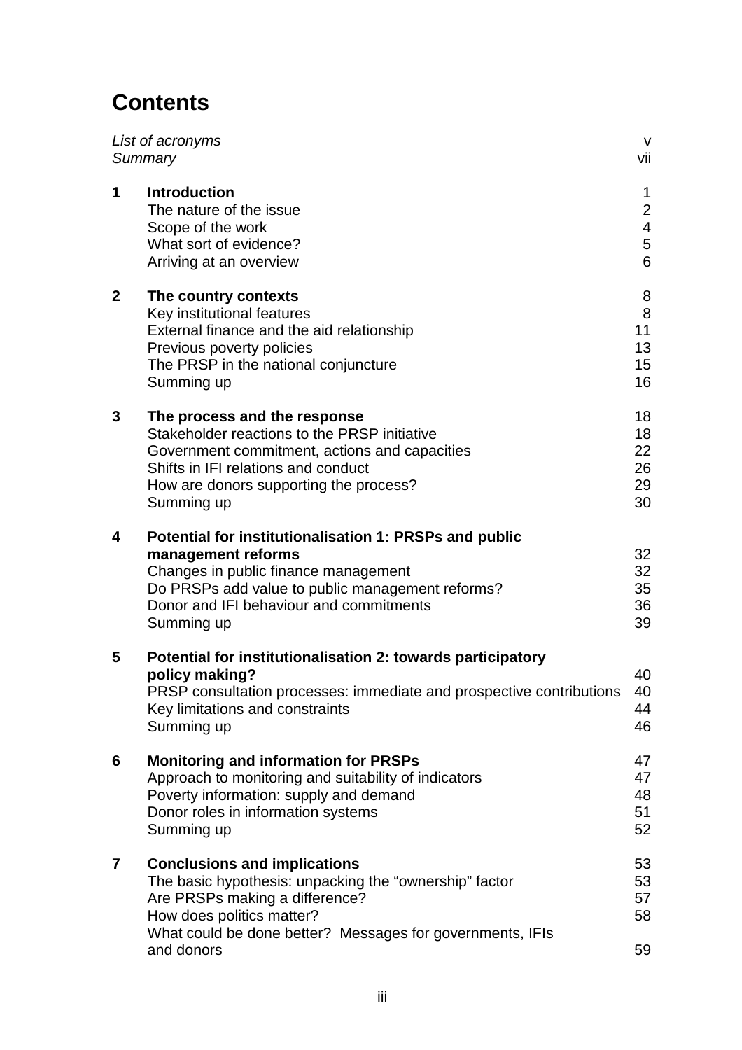# Contents

| | | |
|---|---|---|
| *List of acronyms* | | v |
| *Summary* | | vii |
| **1** | **Introduction** | 1 |
| | The nature of the issue | 2 |
| | Scope of the work | 4 |
| | What sort of evidence? | 5 |
| | Arriving at an overview | 6 |
| **2** | **The country contexts** | 8 |
| | Key institutional features | 8 |
| | External finance and the aid relationship | 11 |
| | Previous poverty policies | 13 |
| | The PRSP in the national conjuncture | 15 |
| | Summing up | 16 |
| **3** | **The process and the response** | 18 |
| | Stakeholder reactions to the PRSP initiative | 18 |
| | Government commitment, actions and capacities | 22 |
| | Shifts in IFI relations and conduct | 26 |
| | How are donors supporting the process? | 29 |
| | Summing up | 30 |
| **4** | **Potential for institutionalisation 1: PRSPs and public management reforms** | 32 |
| | Changes in public finance management | 32 |
| | Do PRSPs add value to public management reforms? | 35 |
| | Donor and IFI behaviour and commitments | 36 |
| | Summing up | 39 |
| **5** | **Potential for institutionalisation 2: towards participatory policy making?** | 40 |
| | PRSP consultation processes: immediate and prospective contributions | 40 |
| | Key limitations and constraints | 44 |
| | Summing up | 46 |
| **6** | **Monitoring and information for PRSPs** | 47 |
| | Approach to monitoring and suitability of indicators | 47 |
| | Poverty information: supply and demand | 48 |
| | Donor roles in information systems | 51 |
| | Summing up | 52 |
| **7** | **Conclusions and implications** | 53 |
| | The basic hypothesis: unpacking the "ownership" factor | 53 |
| | Are PRSPs making a difference? | 57 |
| | How does politics matter? | 58 |
| | What could be done better? Messages for governments, IFIs and donors | 59 |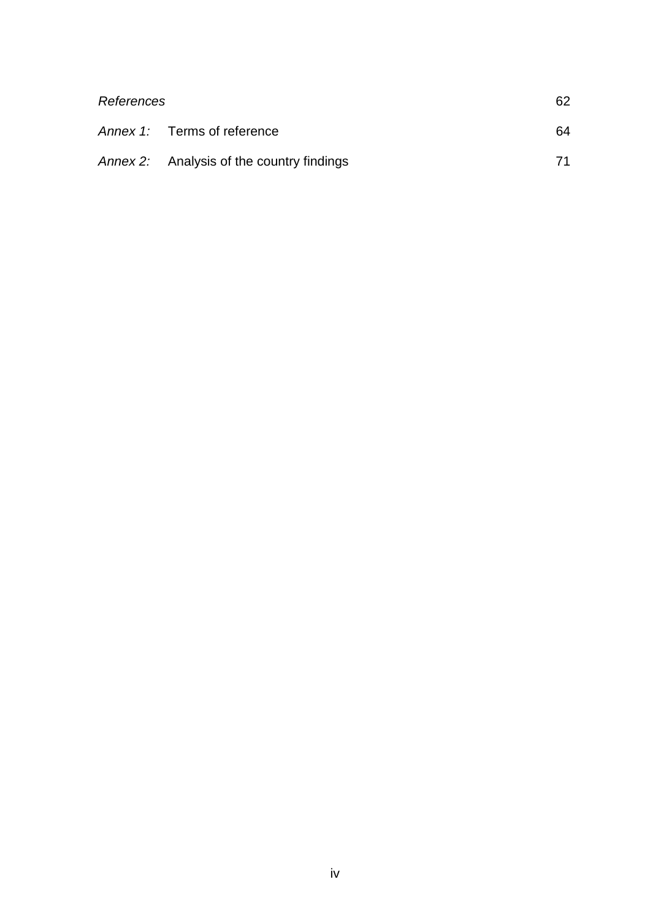*References* 62

*Annex 1:* Terms of reference 64

*Annex 2:* Analysis of the country findings 71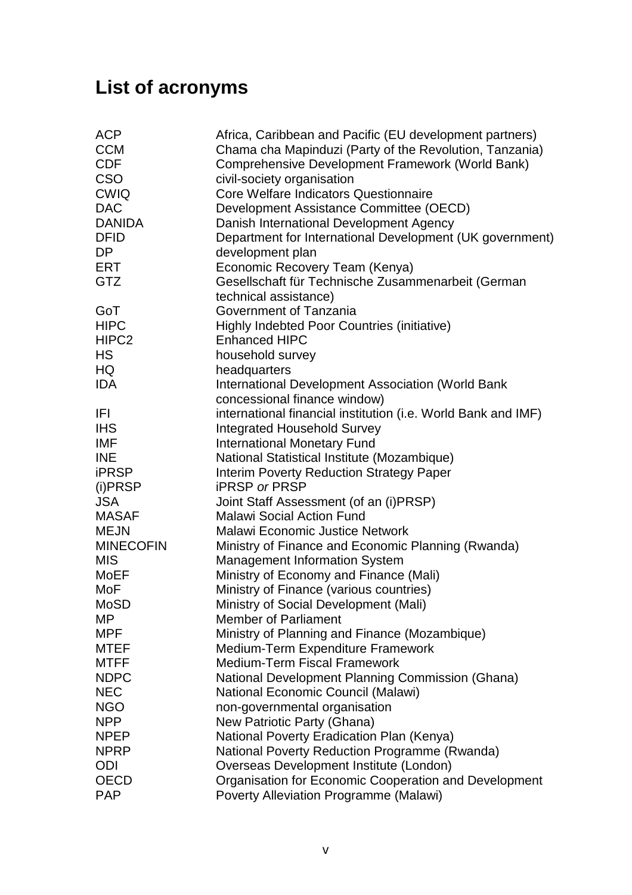# List of acronyms

| | |
|---|---|
| ACP | Africa, Caribbean and Pacific (EU development partners) |
| CCM | Chama cha Mapinduzi (Party of the Revolution, Tanzania) |
| CDF | Comprehensive Development Framework (World Bank) |
| CSO | civil-society organisation |
| CWIQ | Core Welfare Indicators Questionnaire |
| DAC | Development Assistance Committee (OECD) |
| DANIDA | Danish International Development Agency |
| DFID | Department for International Development (UK government) |
| DP | development plan |
| ERT | Economic Recovery Team (Kenya) |
| GTZ | Gesellschaft für Technische Zusammenarbeit (German technical assistance) |
| GoT | Government of Tanzania |
| HIPC | Highly Indebted Poor Countries (initiative) |
| HIPC2 | Enhanced HIPC |
| HS | household survey |
| HQ | headquarters |
| IDA | International Development Association (World Bank concessional finance window) |
| IFI | international financial institution (i.e. World Bank and IMF) |
| IHS | Integrated Household Survey |
| IMF | International Monetary Fund |
| INE | National Statistical Institute (Mozambique) |
| iPRSP | Interim Poverty Reduction Strategy Paper |
| (i)PRSP | iPRSP *or* PRSP |
| JSA | Joint Staff Assessment (of an (i)PRSP) |
| MASAF | Malawi Social Action Fund |
| MEJN | Malawi Economic Justice Network |
| MINECOFIN | Ministry of Finance and Economic Planning (Rwanda) |
| MIS | Management Information System |
| MoEF | Ministry of Economy and Finance (Mali) |
| MoF | Ministry of Finance (various countries) |
| MoSD | Ministry of Social Development (Mali) |
| MP | Member of Parliament |
| MPF | Ministry of Planning and Finance (Mozambique) |
| MTEF | Medium-Term Expenditure Framework |
| MTFF | Medium-Term Fiscal Framework |
| NDPC | National Development Planning Commission (Ghana) |
| NEC | National Economic Council (Malawi) |
| NGO | non-governmental organisation |
| NPP | New Patriotic Party (Ghana) |
| NPEP | National Poverty Eradication Plan (Kenya) |
| NPRP | National Poverty Reduction Programme (Rwanda) |
| ODI | Overseas Development Institute (London) |
| OECD | Organisation for Economic Cooperation and Development |
| PAP | Poverty Alleviation Programme (Malawi) |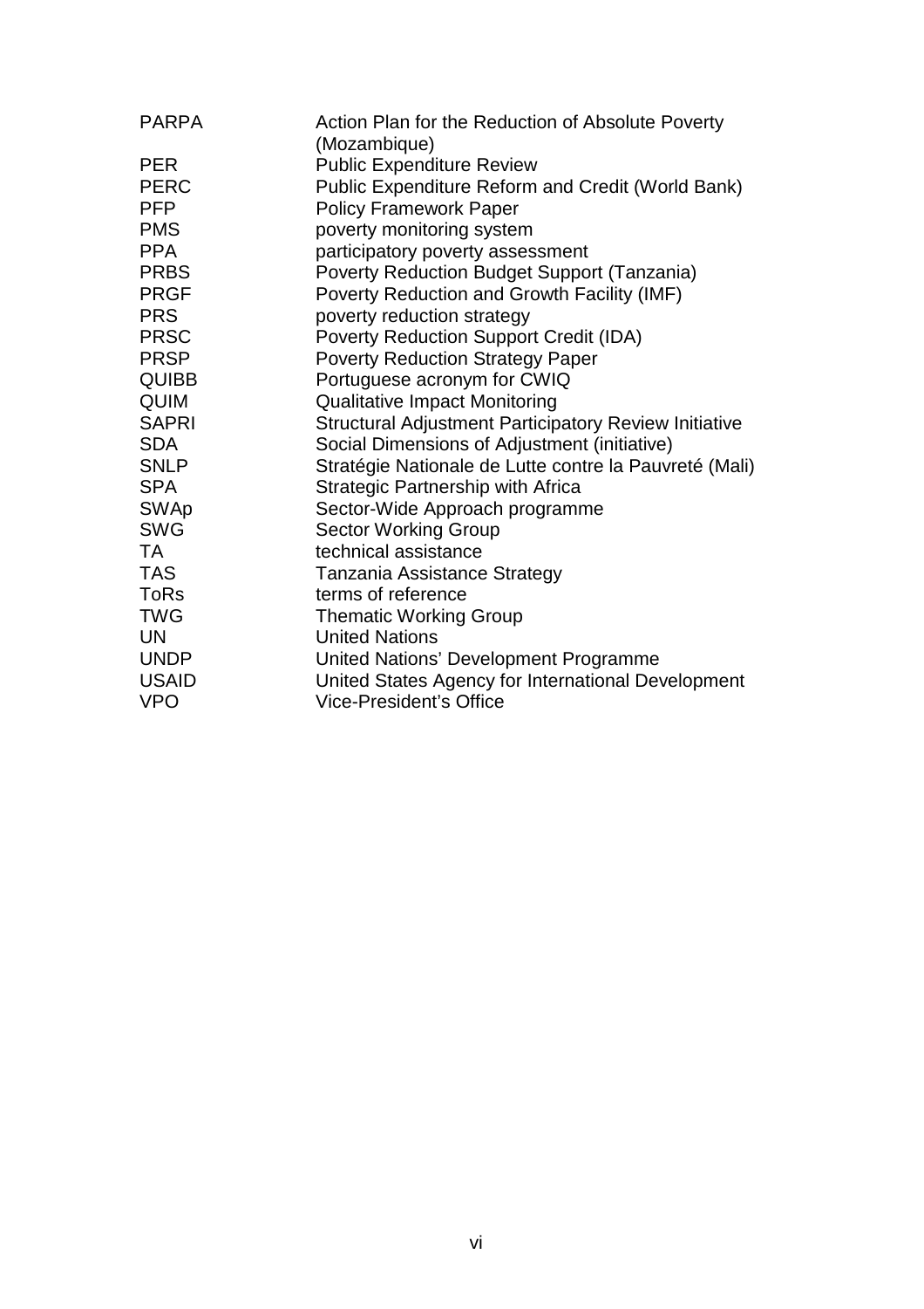| | |
|---|---|
| PARPA | Action Plan for the Reduction of Absolute Poverty (Mozambique) |
| PER | Public Expenditure Review |
| PERC | Public Expenditure Reform and Credit (World Bank) |
| PFP | Policy Framework Paper |
| PMS | poverty monitoring system |
| PPA | participatory poverty assessment |
| PRBS | Poverty Reduction Budget Support (Tanzania) |
| PRGF | Poverty Reduction and Growth Facility (IMF) |
| PRS | poverty reduction strategy |
| PRSC | Poverty Reduction Support Credit (IDA) |
| PRSP | Poverty Reduction Strategy Paper |
| QUIBB | Portuguese acronym for CWIQ |
| QUIM | Qualitative Impact Monitoring |
| SAPRI | Structural Adjustment Participatory Review Initiative |
| SDA | Social Dimensions of Adjustment (initiative) |
| SNLP | Stratégie Nationale de Lutte contre la Pauvreté (Mali) |
| SPA | Strategic Partnership with Africa |
| SWAp | Sector-Wide Approach programme |
| SWG | Sector Working Group |
| TA | technical assistance |
| TAS | Tanzania Assistance Strategy |
| ToRs | terms of reference |
| TWG | Thematic Working Group |
| UN | United Nations |
| UNDP | United Nations' Development Programme |
| USAID | United States Agency for International Development |
| VPO | Vice-President's Office |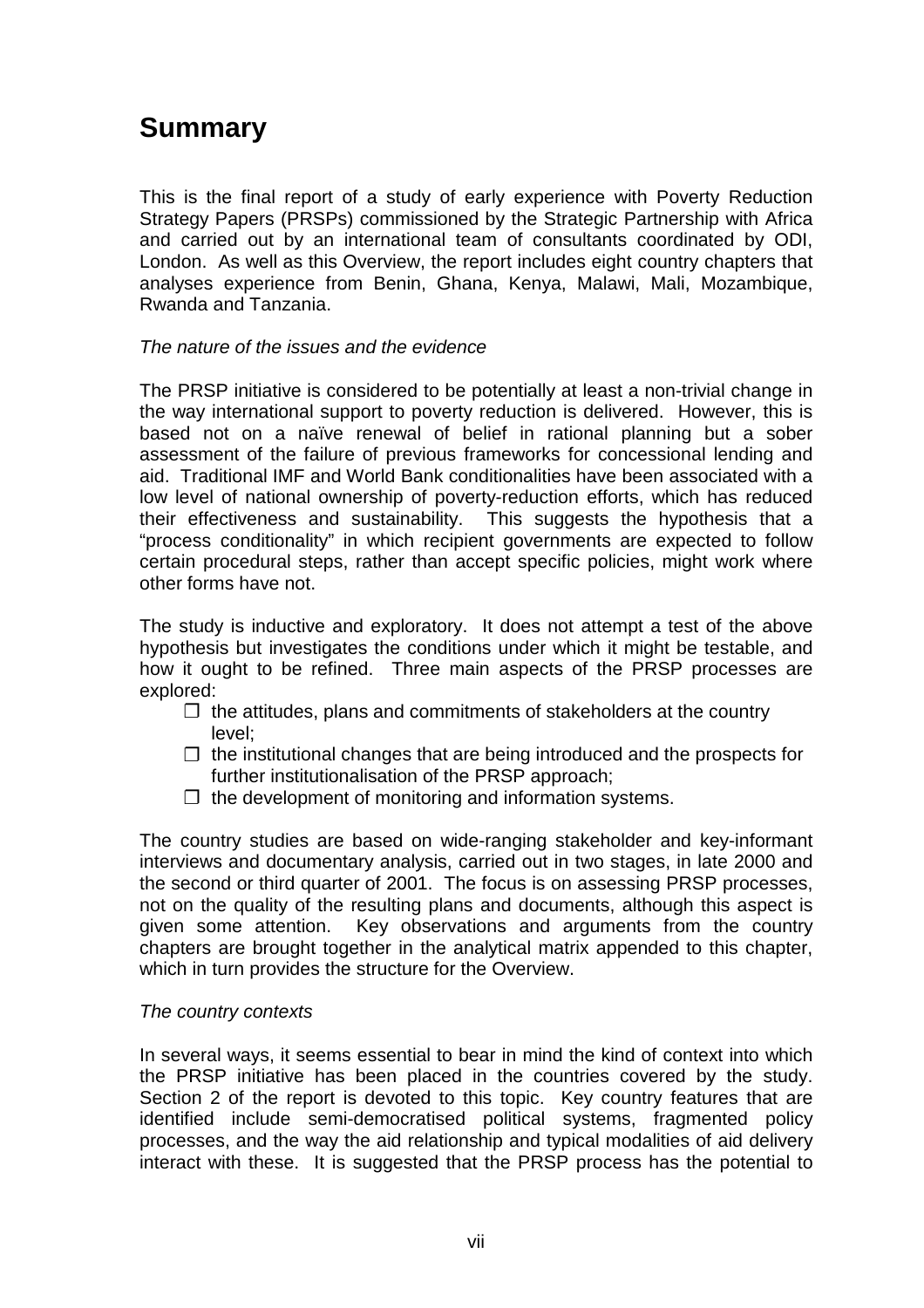# Summary

This is the final report of a study of early experience with Poverty Reduction Strategy Papers (PRSPs) commissioned by the Strategic Partnership with Africa and carried out by an international team of consultants coordinated by ODI, London. As well as this Overview, the report includes eight country chapters that analyses experience from Benin, Ghana, Kenya, Malawi, Mali, Mozambique, Rwanda and Tanzania.

*The nature of the issues and the evidence*

The PRSP initiative is considered to be potentially at least a non-trivial change in the way international support to poverty reduction is delivered. However, this is based not on a naïve renewal of belief in rational planning but a sober assessment of the failure of previous frameworks for concessional lending and aid. Traditional IMF and World Bank conditionalities have been associated with a low level of national ownership of poverty-reduction efforts, which has reduced their effectiveness and sustainability. This suggests the hypothesis that a "process conditionality" in which recipient governments are expected to follow certain procedural steps, rather than accept specific policies, might work where other forms have not.

The study is inductive and exploratory. It does not attempt a test of the above hypothesis but investigates the conditions under which it might be testable, and how it ought to be refined. Three main aspects of the PRSP processes are explored:

- the attitudes, plans and commitments of stakeholders at the country level;
- the institutional changes that are being introduced and the prospects for further institutionalisation of the PRSP approach;
- the development of monitoring and information systems.

The country studies are based on wide-ranging stakeholder and key-informant interviews and documentary analysis, carried out in two stages, in late 2000 and the second or third quarter of 2001. The focus is on assessing PRSP processes, not on the quality of the resulting plans and documents, although this aspect is given some attention. Key observations and arguments from the country chapters are brought together in the analytical matrix appended to this chapter, which in turn provides the structure for the Overview.

*The country contexts*

In several ways, it seems essential to bear in mind the kind of context into which the PRSP initiative has been placed in the countries covered by the study. Section 2 of the report is devoted to this topic. Key country features that are identified include semi-democratised political systems, fragmented policy processes, and the way the aid relationship and typical modalities of aid delivery interact with these. It is suggested that the PRSP process has the potential to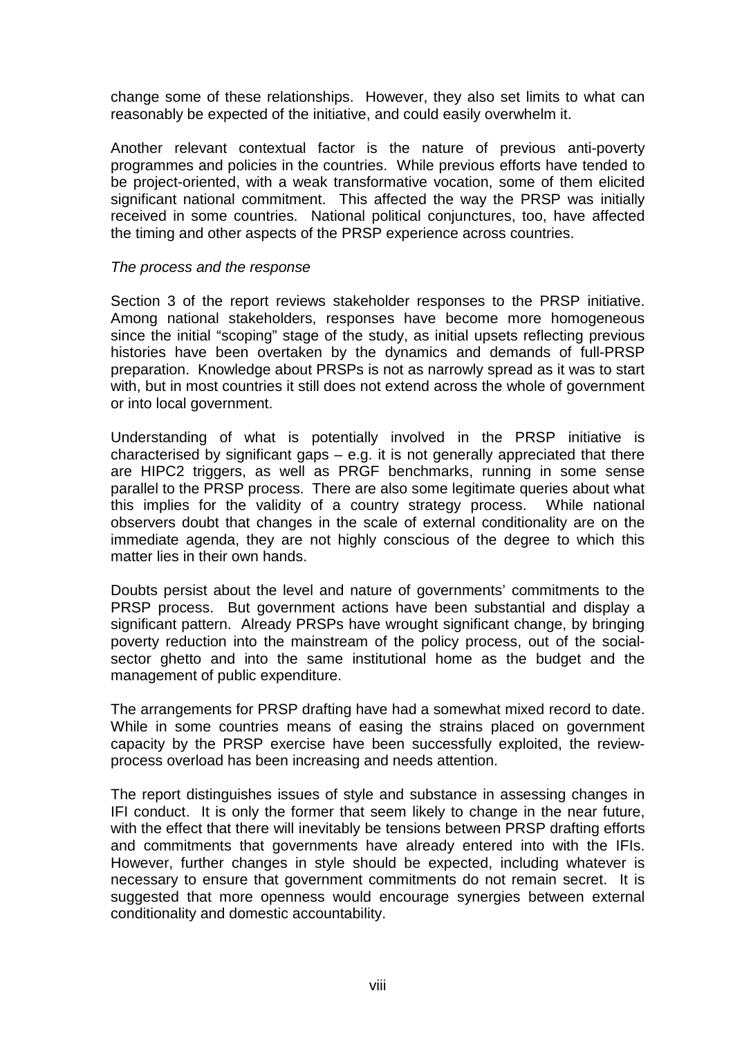change some of these relationships. However, they also set limits to what can reasonably be expected of the initiative, and could easily overwhelm it.

Another relevant contextual factor is the nature of previous anti-poverty programmes and policies in the countries. While previous efforts have tended to be project-oriented, with a weak transformative vocation, some of them elicited significant national commitment. This affected the way the PRSP was initially received in some countries. National political conjunctures, too, have affected the timing and other aspects of the PRSP experience across countries.

*The process and the response*

Section 3 of the report reviews stakeholder responses to the PRSP initiative. Among national stakeholders, responses have become more homogeneous since the initial "scoping" stage of the study, as initial upsets reflecting previous histories have been overtaken by the dynamics and demands of full-PRSP preparation. Knowledge about PRSPs is not as narrowly spread as it was to start with, but in most countries it still does not extend across the whole of government or into local government.

Understanding of what is potentially involved in the PRSP initiative is characterised by significant gaps – e.g. it is not generally appreciated that there are HIPC2 triggers, as well as PRGF benchmarks, running in some sense parallel to the PRSP process. There are also some legitimate queries about what this implies for the validity of a country strategy process. While national observers doubt that changes in the scale of external conditionality are on the immediate agenda, they are not highly conscious of the degree to which this matter lies in their own hands.

Doubts persist about the level and nature of governments' commitments to the PRSP process. But government actions have been substantial and display a significant pattern. Already PRSPs have wrought significant change, by bringing poverty reduction into the mainstream of the policy process, out of the social-sector ghetto and into the same institutional home as the budget and the management of public expenditure.

The arrangements for PRSP drafting have had a somewhat mixed record to date. While in some countries means of easing the strains placed on government capacity by the PRSP exercise have been successfully exploited, the review-process overload has been increasing and needs attention.

The report distinguishes issues of style and substance in assessing changes in IFI conduct. It is only the former that seem likely to change in the near future, with the effect that there will inevitably be tensions between PRSP drafting efforts and commitments that governments have already entered into with the IFIs. However, further changes in style should be expected, including whatever is necessary to ensure that government commitments do not remain secret. It is suggested that more openness would encourage synergies between external conditionality and domestic accountability.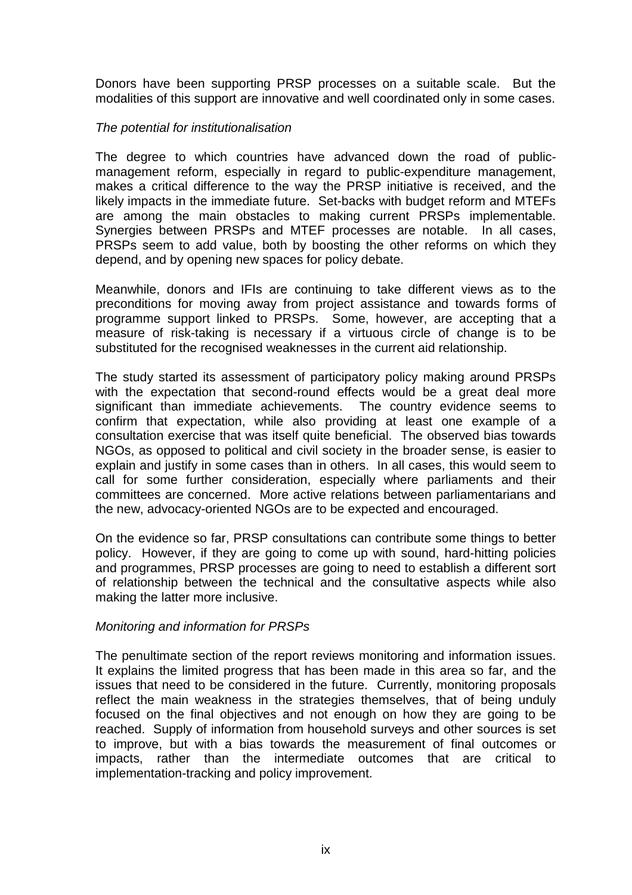Donors have been supporting PRSP processes on a suitable scale. But the modalities of this support are innovative and well coordinated only in some cases.

*The potential for institutionalisation*

The degree to which countries have advanced down the road of public-management reform, especially in regard to public-expenditure management, makes a critical difference to the way the PRSP initiative is received, and the likely impacts in the immediate future. Set-backs with budget reform and MTEFs are among the main obstacles to making current PRSPs implementable. Synergies between PRSPs and MTEF processes are notable. In all cases, PRSPs seem to add value, both by boosting the other reforms on which they depend, and by opening new spaces for policy debate.

Meanwhile, donors and IFIs are continuing to take different views as to the preconditions for moving away from project assistance and towards forms of programme support linked to PRSPs. Some, however, are accepting that a measure of risk-taking is necessary if a virtuous circle of change is to be substituted for the recognised weaknesses in the current aid relationship.

The study started its assessment of participatory policy making around PRSPs with the expectation that second-round effects would be a great deal more significant than immediate achievements. The country evidence seems to confirm that expectation, while also providing at least one example of a consultation exercise that was itself quite beneficial. The observed bias towards NGOs, as opposed to political and civil society in the broader sense, is easier to explain and justify in some cases than in others. In all cases, this would seem to call for some further consideration, especially where parliaments and their committees are concerned. More active relations between parliamentarians and the new, advocacy-oriented NGOs are to be expected and encouraged.

On the evidence so far, PRSP consultations can contribute some things to better policy. However, if they are going to come up with sound, hard-hitting policies and programmes, PRSP processes are going to need to establish a different sort of relationship between the technical and the consultative aspects while also making the latter more inclusive.

*Monitoring and information for PRSPs*

The penultimate section of the report reviews monitoring and information issues. It explains the limited progress that has been made in this area so far, and the issues that need to be considered in the future. Currently, monitoring proposals reflect the main weakness in the strategies themselves, that of being unduly focused on the final objectives and not enough on how they are going to be reached. Supply of information from household surveys and other sources is set to improve, but with a bias towards the measurement of final outcomes or impacts, rather than the intermediate outcomes that are critical to implementation-tracking and policy improvement.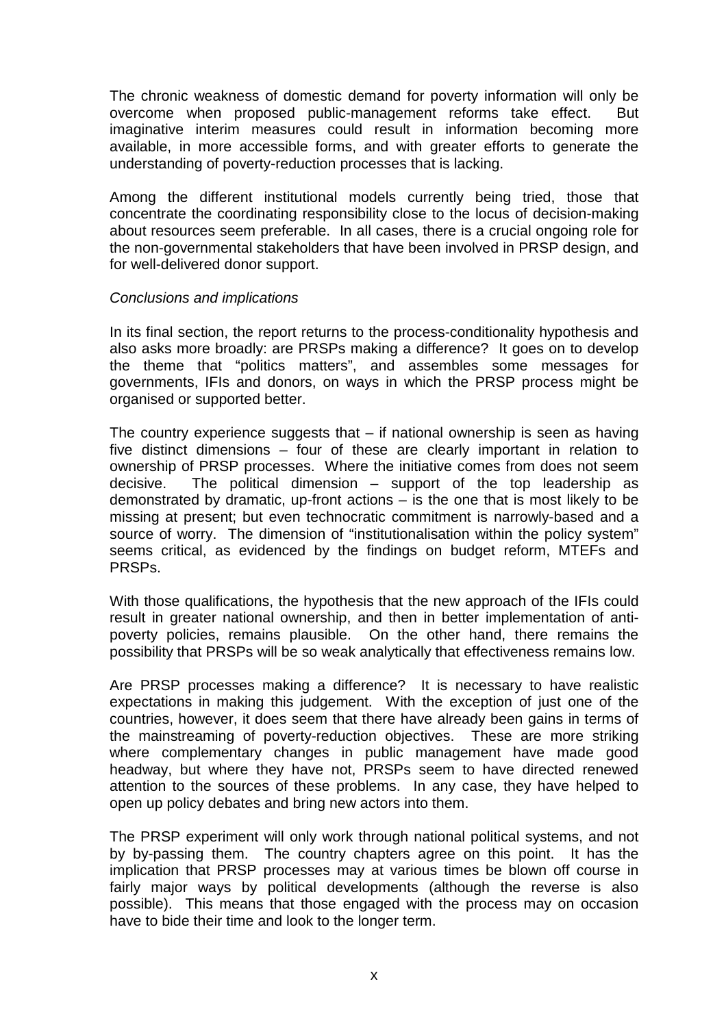The chronic weakness of domestic demand for poverty information will only be overcome when proposed public-management reforms take effect. But imaginative interim measures could result in information becoming more available, in more accessible forms, and with greater efforts to generate the understanding of poverty-reduction processes that is lacking.

Among the different institutional models currently being tried, those that concentrate the coordinating responsibility close to the locus of decision-making about resources seem preferable. In all cases, there is a crucial ongoing role for the non-governmental stakeholders that have been involved in PRSP design, and for well-delivered donor support.

*Conclusions and implications*

In its final section, the report returns to the process-conditionality hypothesis and also asks more broadly: are PRSPs making a difference? It goes on to develop the theme that "politics matters", and assembles some messages for governments, IFIs and donors, on ways in which the PRSP process might be organised or supported better.

The country experience suggests that – if national ownership is seen as having five distinct dimensions – four of these are clearly important in relation to ownership of PRSP processes. Where the initiative comes from does not seem decisive. The political dimension – support of the top leadership as demonstrated by dramatic, up-front actions – is the one that is most likely to be missing at present; but even technocratic commitment is narrowly-based and a source of worry. The dimension of "institutionalisation within the policy system" seems critical, as evidenced by the findings on budget reform, MTEFs and PRSPs.

With those qualifications, the hypothesis that the new approach of the IFIs could result in greater national ownership, and then in better implementation of anti-poverty policies, remains plausible. On the other hand, there remains the possibility that PRSPs will be so weak analytically that effectiveness remains low.

Are PRSP processes making a difference? It is necessary to have realistic expectations in making this judgement. With the exception of just one of the countries, however, it does seem that there have already been gains in terms of the mainstreaming of poverty-reduction objectives. These are more striking where complementary changes in public management have made good headway, but where they have not, PRSPs seem to have directed renewed attention to the sources of these problems. In any case, they have helped to open up policy debates and bring new actors into them.

The PRSP experiment will only work through national political systems, and not by by-passing them. The country chapters agree on this point. It has the implication that PRSP processes may at various times be blown off course in fairly major ways by political developments (although the reverse is also possible). This means that those engaged with the process may on occasion have to bide their time and look to the longer term.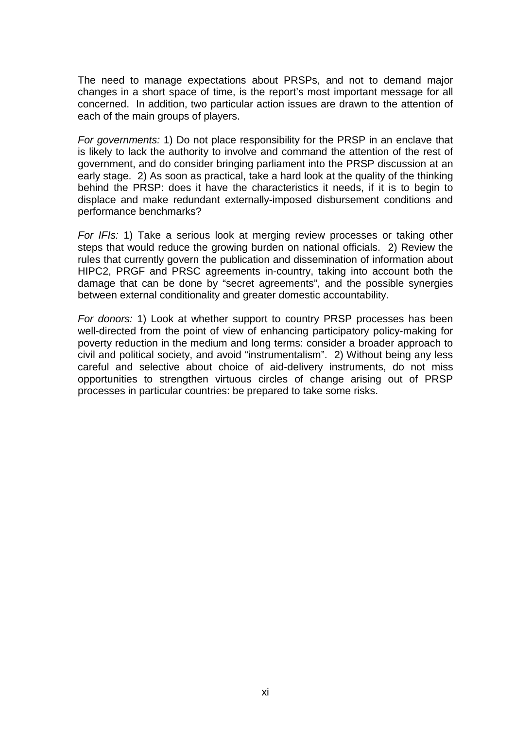The need to manage expectations about PRSPs, and not to demand major changes in a short space of time, is the report's most important message for all concerned. In addition, two particular action issues are drawn to the attention of each of the main groups of players.

*For governments:* 1) Do not place responsibility for the PRSP in an enclave that is likely to lack the authority to involve and command the attention of the rest of government, and do consider bringing parliament into the PRSP discussion at an early stage. 2) As soon as practical, take a hard look at the quality of the thinking behind the PRSP: does it have the characteristics it needs, if it is to begin to displace and make redundant externally-imposed disbursement conditions and performance benchmarks?

*For IFIs:* 1) Take a serious look at merging review processes or taking other steps that would reduce the growing burden on national officials. 2) Review the rules that currently govern the publication and dissemination of information about HIPC2, PRGF and PRSC agreements in-country, taking into account both the damage that can be done by "secret agreements", and the possible synergies between external conditionality and greater domestic accountability.

*For donors:* 1) Look at whether support to country PRSP processes has been well-directed from the point of view of enhancing participatory policy-making for poverty reduction in the medium and long terms: consider a broader approach to civil and political society, and avoid "instrumentalism". 2) Without being any less careful and selective about choice of aid-delivery instruments, do not miss opportunities to strengthen virtuous circles of change arising out of PRSP processes in particular countries: be prepared to take some risks.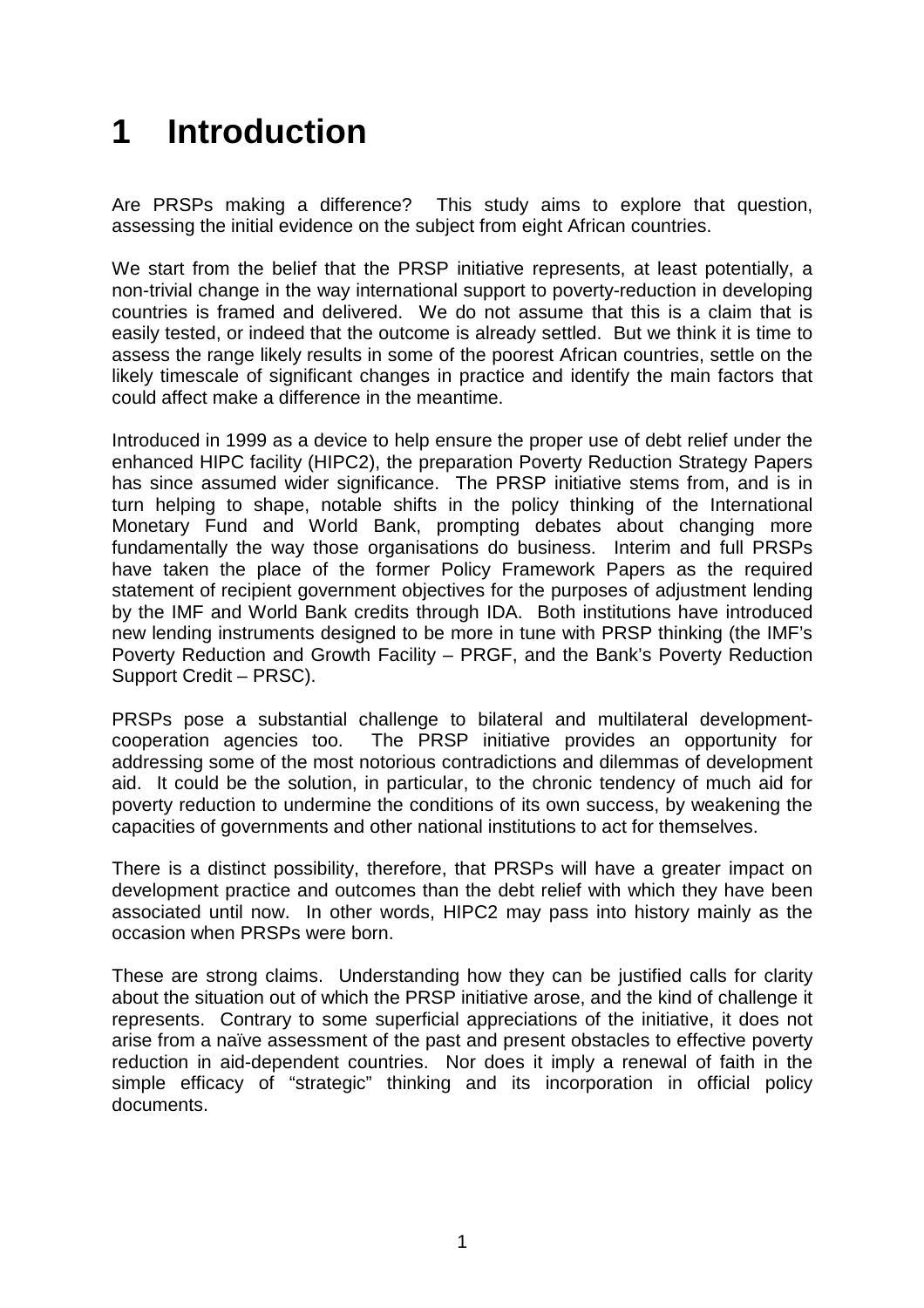# 1 Introduction

Are PRSPs making a difference? This study aims to explore that question, assessing the initial evidence on the subject from eight African countries.

We start from the belief that the PRSP initiative represents, at least potentially, a non-trivial change in the way international support to poverty-reduction in developing countries is framed and delivered. We do not assume that this is a claim that is easily tested, or indeed that the outcome is already settled. But we think it is time to assess the range likely results in some of the poorest African countries, settle on the likely timescale of significant changes in practice and identify the main factors that could affect make a difference in the meantime.

Introduced in 1999 as a device to help ensure the proper use of debt relief under the enhanced HIPC facility (HIPC2), the preparation Poverty Reduction Strategy Papers has since assumed wider significance. The PRSP initiative stems from, and is in turn helping to shape, notable shifts in the policy thinking of the International Monetary Fund and World Bank, prompting debates about changing more fundamentally the way those organisations do business. Interim and full PRSPs have taken the place of the former Policy Framework Papers as the required statement of recipient government objectives for the purposes of adjustment lending by the IMF and World Bank credits through IDA. Both institutions have introduced new lending instruments designed to be more in tune with PRSP thinking (the IMF's Poverty Reduction and Growth Facility – PRGF, and the Bank's Poverty Reduction Support Credit – PRSC).

PRSPs pose a substantial challenge to bilateral and multilateral development-cooperation agencies too. The PRSP initiative provides an opportunity for addressing some of the most notorious contradictions and dilemmas of development aid. It could be the solution, in particular, to the chronic tendency of much aid for poverty reduction to undermine the conditions of its own success, by weakening the capacities of governments and other national institutions to act for themselves.

There is a distinct possibility, therefore, that PRSPs will have a greater impact on development practice and outcomes than the debt relief with which they have been associated until now. In other words, HIPC2 may pass into history mainly as the occasion when PRSPs were born.

These are strong claims. Understanding how they can be justified calls for clarity about the situation out of which the PRSP initiative arose, and the kind of challenge it represents. Contrary to some superficial appreciations of the initiative, it does not arise from a naïve assessment of the past and present obstacles to effective poverty reduction in aid-dependent countries. Nor does it imply a renewal of faith in the simple efficacy of "strategic" thinking and its incorporation in official policy documents.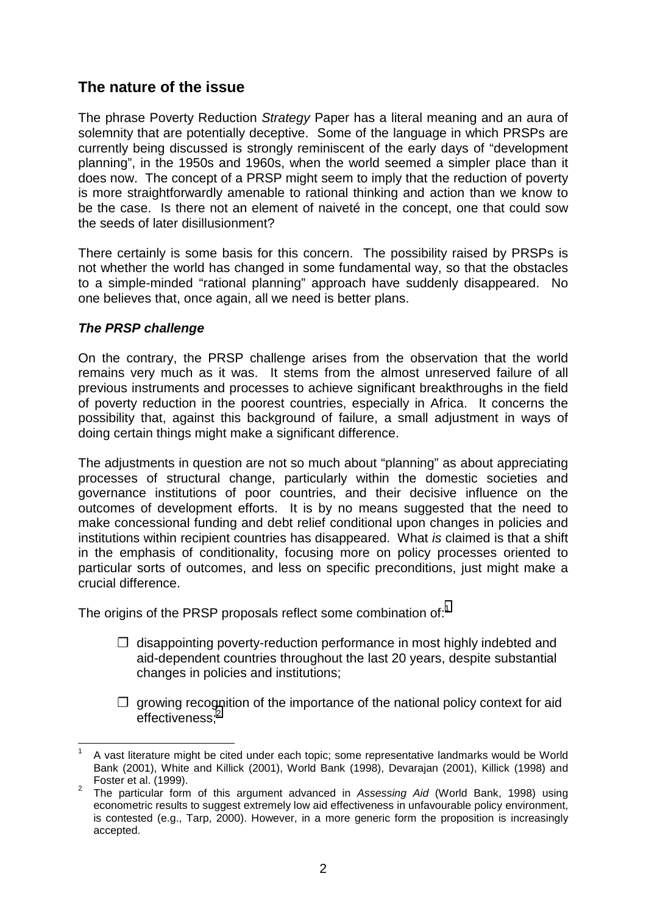## The nature of the issue

The phrase Poverty Reduction *Strategy* Paper has a literal meaning and an aura of solemnity that are potentially deceptive. Some of the language in which PRSPs are currently being discussed is strongly reminiscent of the early days of "development planning", in the 1950s and 1960s, when the world seemed a simpler place than it does now. The concept of a PRSP might seem to imply that the reduction of poverty is more straightforwardly amenable to rational thinking and action than we know to be the case. Is there not an element of naiveté in the concept, one that could sow the seeds of later disillusionment?

There certainly is some basis for this concern. The possibility raised by PRSPs is not whether the world has changed in some fundamental way, so that the obstacles to a simple-minded "rational planning" approach have suddenly disappeared. No one believes that, once again, all we need is better plans.

### *The PRSP challenge*

On the contrary, the PRSP challenge arises from the observation that the world remains very much as it was. It stems from the almost unreserved failure of all previous instruments and processes to achieve significant breakthroughs in the field of poverty reduction in the poorest countries, especially in Africa. It concerns the possibility that, against this background of failure, a small adjustment in ways of doing certain things might make a significant difference.

The adjustments in question are not so much about "planning" as about appreciating processes of structural change, particularly within the domestic societies and governance institutions of poor countries, and their decisive influence on the outcomes of development efforts. It is by no means suggested that the need to make concessional funding and debt relief conditional upon changes in policies and institutions within recipient countries has disappeared. What *is* claimed is that a shift in the emphasis of conditionality, focusing more on policy processes oriented to particular sorts of outcomes, and less on specific preconditions, just might make a crucial difference.

The origins of the PRSP proposals reflect some combination of:[1]

- ❒ disappointing poverty-reduction performance in most highly indebted and aid-dependent countries throughout the last 20 years, despite substantial changes in policies and institutions;
- ❒ growing recognition of the importance of the national policy context for aid effectiveness;[2]

---

[1] A vast literature might be cited under each topic; some representative landmarks would be World Bank (2001), White and Killick (2001), World Bank (1998), Devarajan (2001), Killick (1998) and Foster et al. (1999).

[2] The particular form of this argument advanced in *Assessing Aid* (World Bank, 1998) using econometric results to suggest extremely low aid effectiveness in unfavourable policy environment, is contested (e.g., Tarp, 2000). However, in a more generic form the proposition is increasingly accepted.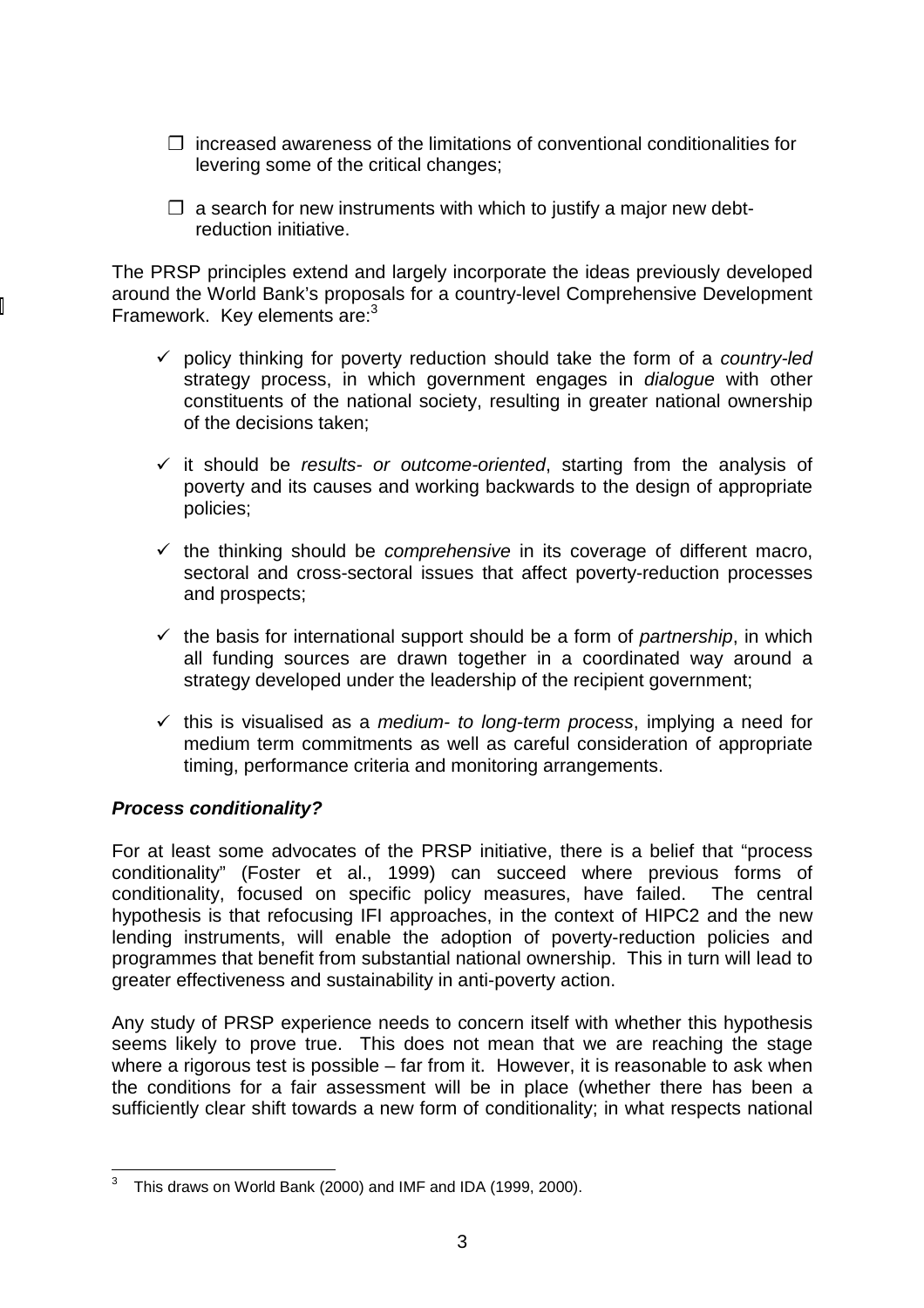- ❒ increased awareness of the limitations of conventional conditionalities for levering some of the critical changes;

- ❒ a search for new instruments with which to justify a major new debt-reduction initiative.

The PRSP principles extend and largely incorporate the ideas previously developed around the World Bank's proposals for a country-level Comprehensive Development Framework. Key elements are:[3]

- ✓ policy thinking for poverty reduction should take the form of a *country-led* strategy process, in which government engages in *dialogue* with other constituents of the national society, resulting in greater national ownership of the decisions taken;

- ✓ it should be *results- or outcome-oriented*, starting from the analysis of poverty and its causes and working backwards to the design of appropriate policies;

- ✓ the thinking should be *comprehensive* in its coverage of different macro, sectoral and cross-sectoral issues that affect poverty-reduction processes and prospects;

- ✓ the basis for international support should be a form of *partnership*, in which all funding sources are drawn together in a coordinated way around a strategy developed under the leadership of the recipient government;

- ✓ this is visualised as a *medium- to long-term process*, implying a need for medium term commitments as well as careful consideration of appropriate timing, performance criteria and monitoring arrangements.

***Process conditionality?***

For at least some advocates of the PRSP initiative, there is a belief that "process conditionality" (Foster et al., 1999) can succeed where previous forms of conditionality, focused on specific policy measures, have failed. The central hypothesis is that refocusing IFI approaches, in the context of HIPC2 and the new lending instruments, will enable the adoption of poverty-reduction policies and programmes that benefit from substantial national ownership. This in turn will lead to greater effectiveness and sustainability in anti-poverty action.

Any study of PRSP experience needs to concern itself with whether this hypothesis seems likely to prove true. This does not mean that we are reaching the stage where a rigorous test is possible – far from it. However, it is reasonable to ask when the conditions for a fair assessment will be in place (whether there has been a sufficiently clear shift towards a new form of conditionality; in what respects national

[3] This draws on World Bank (2000) and IMF and IDA (1999, 2000).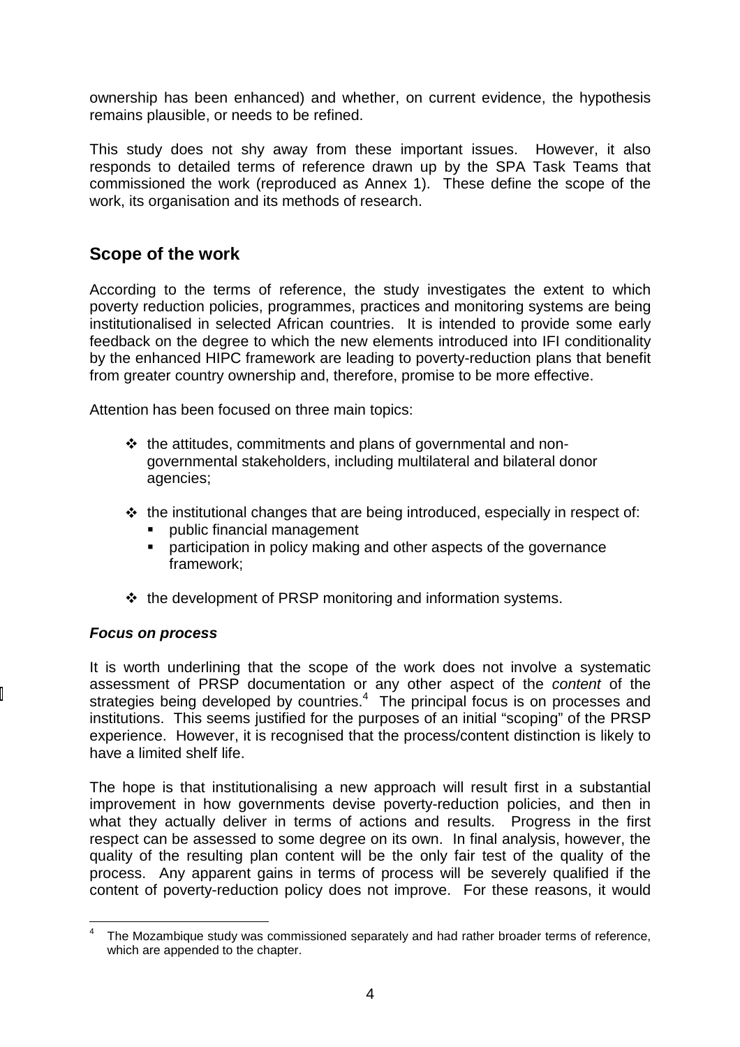ownership has been enhanced) and whether, on current evidence, the hypothesis remains plausible, or needs to be refined.

This study does not shy away from these important issues. However, it also responds to detailed terms of reference drawn up by the SPA Task Teams that commissioned the work (reproduced as Annex 1). These define the scope of the work, its organisation and its methods of research.

## Scope of the work

According to the terms of reference, the study investigates the extent to which poverty reduction policies, programmes, practices and monitoring systems are being institutionalised in selected African countries. It is intended to provide some early feedback on the degree to which the new elements introduced into IFI conditionality by the enhanced HIPC framework are leading to poverty-reduction plans that benefit from greater country ownership and, therefore, promise to be more effective.

Attention has been focused on three main topics:

- the attitudes, commitments and plans of governmental and non-governmental stakeholders, including multilateral and bilateral donor agencies;
- the institutional changes that are being introduced, especially in respect of:
  - public financial management
  - participation in policy making and other aspects of the governance framework;
- the development of PRSP monitoring and information systems.

### ***Focus on process***

It is worth underlining that the scope of the work does not involve a systematic assessment of PRSP documentation or any other aspect of the *content* of the strategies being developed by countries.[4] The principal focus is on processes and institutions. This seems justified for the purposes of an initial "scoping" of the PRSP experience. However, it is recognised that the process/content distinction is likely to have a limited shelf life.

The hope is that institutionalising a new approach will result first in a substantial improvement in how governments devise poverty-reduction policies, and then in what they actually deliver in terms of actions and results. Progress in the first respect can be assessed to some degree on its own. In final analysis, however, the quality of the resulting plan content will be the only fair test of the quality of the process. Any apparent gains in terms of process will be severely qualified if the content of poverty-reduction policy does not improve. For these reasons, it would

---

[4] The Mozambique study was commissioned separately and had rather broader terms of reference, which are appended to the chapter.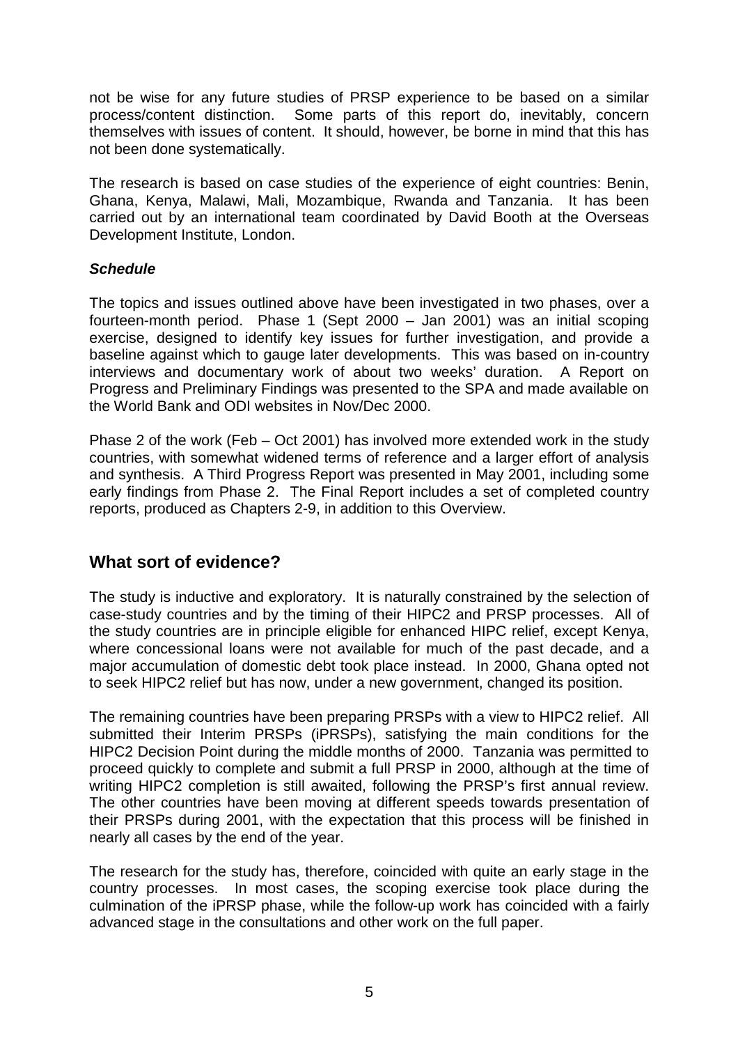not be wise for any future studies of PRSP experience to be based on a similar process/content distinction. Some parts of this report do, inevitably, concern themselves with issues of content. It should, however, be borne in mind that this has not been done systematically.

The research is based on case studies of the experience of eight countries: Benin, Ghana, Kenya, Malawi, Mali, Mozambique, Rwanda and Tanzania. It has been carried out by an international team coordinated by David Booth at the Overseas Development Institute, London.

### *Schedule*

The topics and issues outlined above have been investigated in two phases, over a fourteen-month period. Phase 1 (Sept 2000 – Jan 2001) was an initial scoping exercise, designed to identify key issues for further investigation, and provide a baseline against which to gauge later developments. This was based on in-country interviews and documentary work of about two weeks' duration. A Report on Progress and Preliminary Findings was presented to the SPA and made available on the World Bank and ODI websites in Nov/Dec 2000.

Phase 2 of the work (Feb – Oct 2001) has involved more extended work in the study countries, with somewhat widened terms of reference and a larger effort of analysis and synthesis. A Third Progress Report was presented in May 2001, including some early findings from Phase 2. The Final Report includes a set of completed country reports, produced as Chapters 2-9, in addition to this Overview.

## What sort of evidence?

The study is inductive and exploratory. It is naturally constrained by the selection of case-study countries and by the timing of their HIPC2 and PRSP processes. All of the study countries are in principle eligible for enhanced HIPC relief, except Kenya, where concessional loans were not available for much of the past decade, and a major accumulation of domestic debt took place instead. In 2000, Ghana opted not to seek HIPC2 relief but has now, under a new government, changed its position.

The remaining countries have been preparing PRSPs with a view to HIPC2 relief. All submitted their Interim PRSPs (iPRSPs), satisfying the main conditions for the HIPC2 Decision Point during the middle months of 2000. Tanzania was permitted to proceed quickly to complete and submit a full PRSP in 2000, although at the time of writing HIPC2 completion is still awaited, following the PRSP's first annual review. The other countries have been moving at different speeds towards presentation of their PRSPs during 2001, with the expectation that this process will be finished in nearly all cases by the end of the year.

The research for the study has, therefore, coincided with quite an early stage in the country processes. In most cases, the scoping exercise took place during the culmination of the iPRSP phase, while the follow-up work has coincided with a fairly advanced stage in the consultations and other work on the full paper.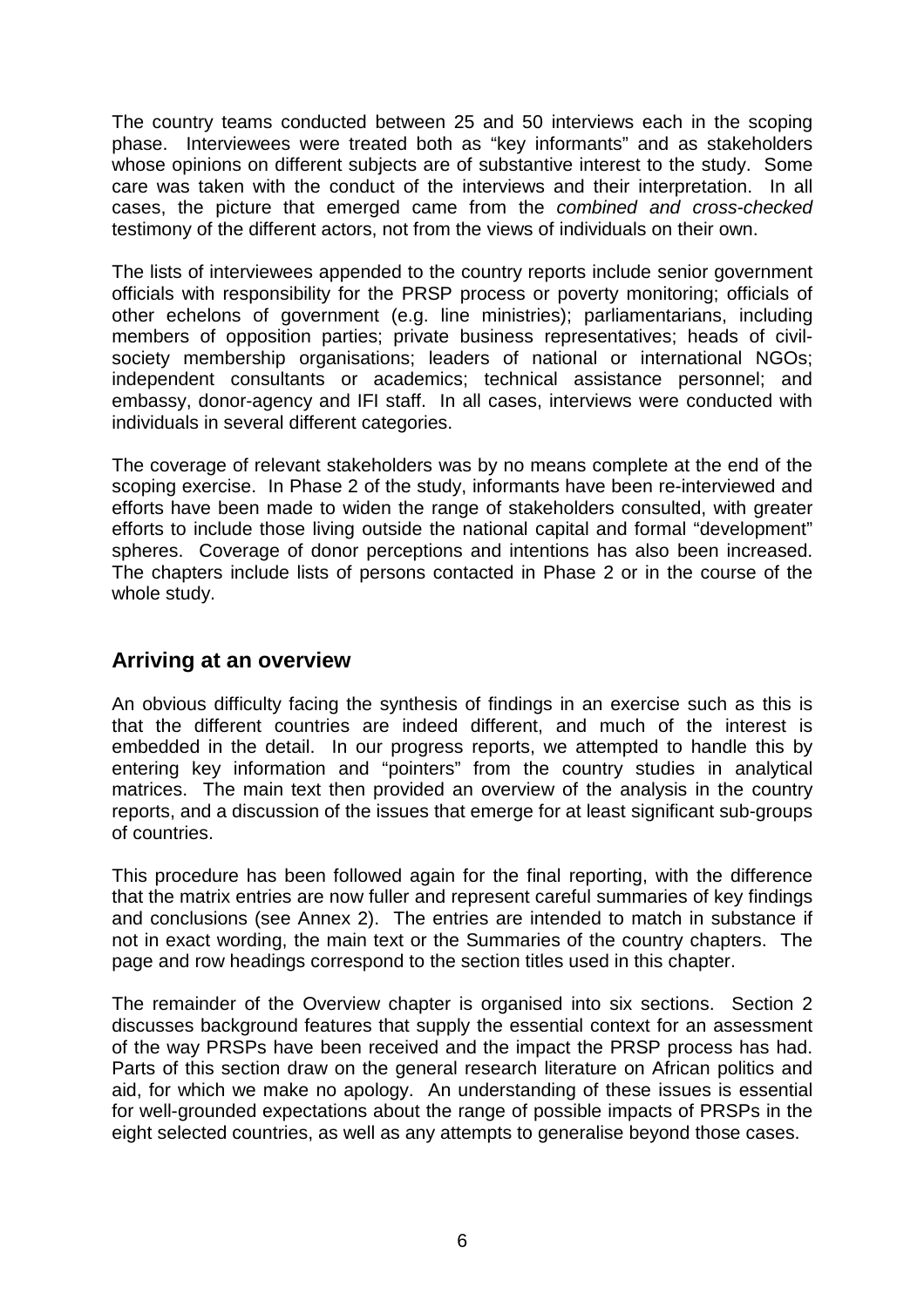The country teams conducted between 25 and 50 interviews each in the scoping phase. Interviewees were treated both as "key informants" and as stakeholders whose opinions on different subjects are of substantive interest to the study. Some care was taken with the conduct of the interviews and their interpretation. In all cases, the picture that emerged came from the *combined and cross-checked* testimony of the different actors, not from the views of individuals on their own.

The lists of interviewees appended to the country reports include senior government officials with responsibility for the PRSP process or poverty monitoring; officials of other echelons of government (e.g. line ministries); parliamentarians, including members of opposition parties; private business representatives; heads of civil-society membership organisations; leaders of national or international NGOs; independent consultants or academics; technical assistance personnel; and embassy, donor-agency and IFI staff. In all cases, interviews were conducted with individuals in several different categories.

The coverage of relevant stakeholders was by no means complete at the end of the scoping exercise. In Phase 2 of the study, informants have been re-interviewed and efforts have been made to widen the range of stakeholders consulted, with greater efforts to include those living outside the national capital and formal "development" spheres. Coverage of donor perceptions and intentions has also been increased. The chapters include lists of persons contacted in Phase 2 or in the course of the whole study.

## Arriving at an overview

An obvious difficulty facing the synthesis of findings in an exercise such as this is that the different countries are indeed different, and much of the interest is embedded in the detail. In our progress reports, we attempted to handle this by entering key information and "pointers" from the country studies in analytical matrices. The main text then provided an overview of the analysis in the country reports, and a discussion of the issues that emerge for at least significant sub-groups of countries.

This procedure has been followed again for the final reporting, with the difference that the matrix entries are now fuller and represent careful summaries of key findings and conclusions (see Annex 2). The entries are intended to match in substance if not in exact wording, the main text or the Summaries of the country chapters. The page and row headings correspond to the section titles used in this chapter.

The remainder of the Overview chapter is organised into six sections. Section 2 discusses background features that supply the essential context for an assessment of the way PRSPs have been received and the impact the PRSP process has had. Parts of this section draw on the general research literature on African politics and aid, for which we make no apology. An understanding of these issues is essential for well-grounded expectations about the range of possible impacts of PRSPs in the eight selected countries, as well as any attempts to generalise beyond those cases.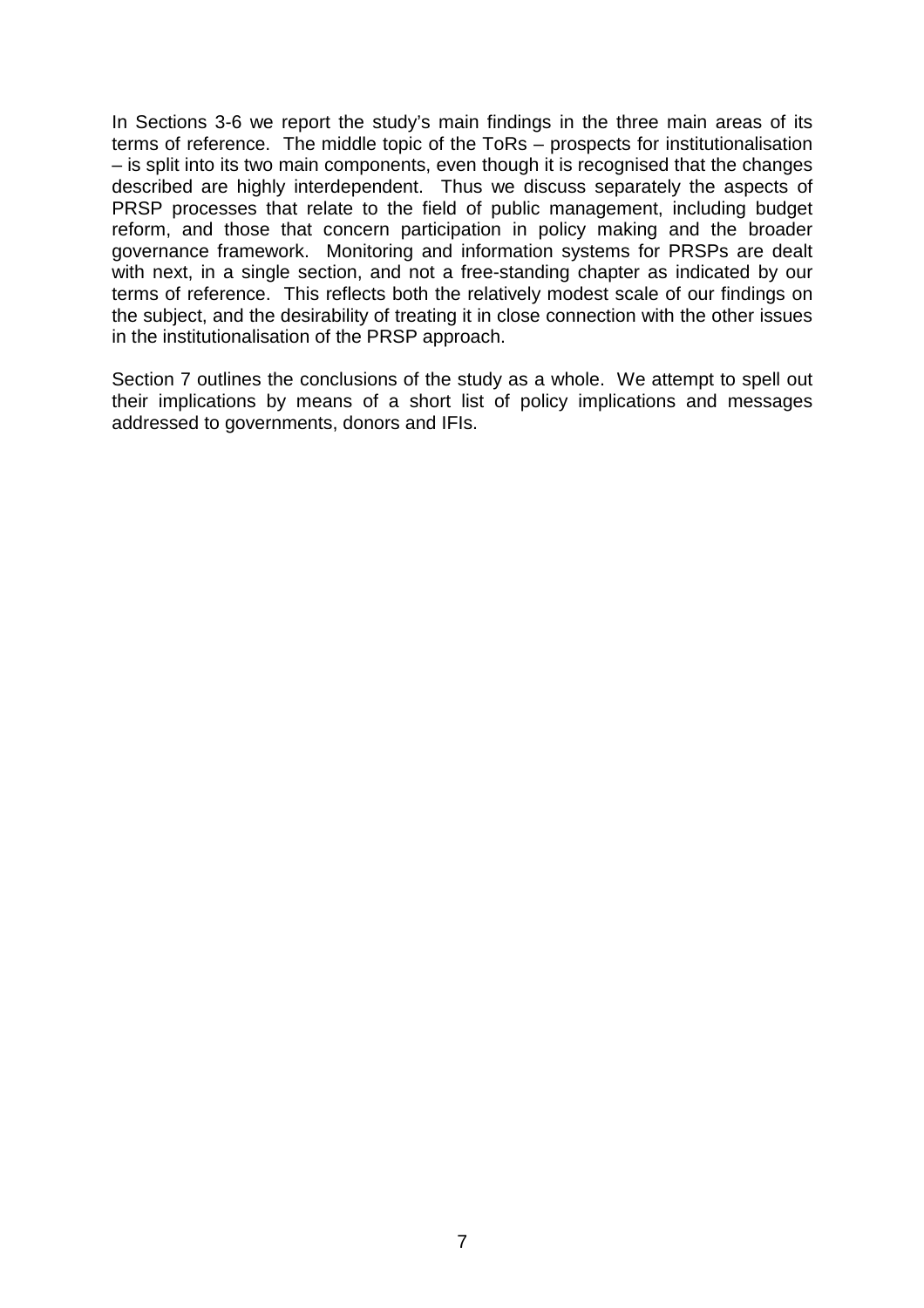In Sections 3-6 we report the study's main findings in the three main areas of its terms of reference. The middle topic of the ToRs – prospects for institutionalisation – is split into its two main components, even though it is recognised that the changes described are highly interdependent. Thus we discuss separately the aspects of PRSP processes that relate to the field of public management, including budget reform, and those that concern participation in policy making and the broader governance framework. Monitoring and information systems for PRSPs are dealt with next, in a single section, and not a free-standing chapter as indicated by our terms of reference. This reflects both the relatively modest scale of our findings on the subject, and the desirability of treating it in close connection with the other issues in the institutionalisation of the PRSP approach.

Section 7 outlines the conclusions of the study as a whole. We attempt to spell out their implications by means of a short list of policy implications and messages addressed to governments, donors and IFIs.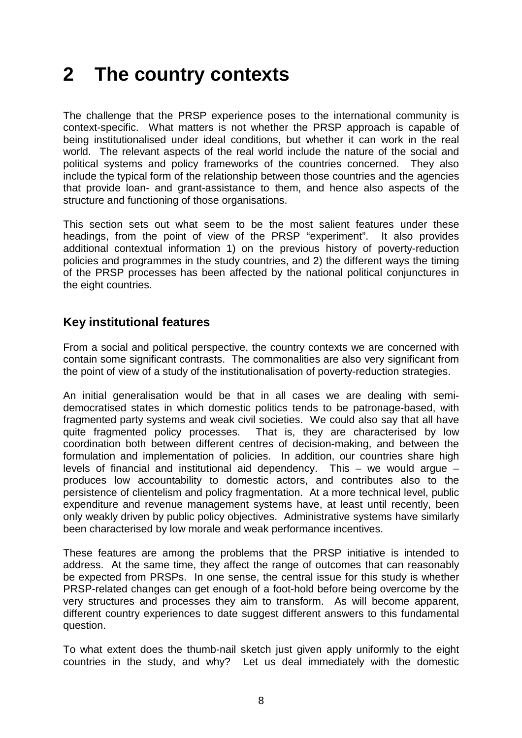# 2 The country contexts

The challenge that the PRSP experience poses to the international community is context-specific. What matters is not whether the PRSP approach is capable of being institutionalised under ideal conditions, but whether it can work in the real world. The relevant aspects of the real world include the nature of the social and political systems and policy frameworks of the countries concerned. They also include the typical form of the relationship between those countries and the agencies that provide loan- and grant-assistance to them, and hence also aspects of the structure and functioning of those organisations.

This section sets out what seem to be the most salient features under these headings, from the point of view of the PRSP "experiment". It also provides additional contextual information 1) on the previous history of poverty-reduction policies and programmes in the study countries, and 2) the different ways the timing of the PRSP processes has been affected by the national political conjunctures in the eight countries.

## Key institutional features

From a social and political perspective, the country contexts we are concerned with contain some significant contrasts. The commonalities are also very significant from the point of view of a study of the institutionalisation of poverty-reduction strategies.

An initial generalisation would be that in all cases we are dealing with semi-democratised states in which domestic politics tends to be patronage-based, with fragmented party systems and weak civil societies. We could also say that all have quite fragmented policy processes. That is, they are characterised by low coordination both between different centres of decision-making, and between the formulation and implementation of policies. In addition, our countries share high levels of financial and institutional aid dependency. This – we would argue – produces low accountability to domestic actors, and contributes also to the persistence of clientelism and policy fragmentation. At a more technical level, public expenditure and revenue management systems have, at least until recently, been only weakly driven by public policy objectives. Administrative systems have similarly been characterised by low morale and weak performance incentives.

These features are among the problems that the PRSP initiative is intended to address. At the same time, they affect the range of outcomes that can reasonably be expected from PRSPs. In one sense, the central issue for this study is whether PRSP-related changes can get enough of a foot-hold before being overcome by the very structures and processes they aim to transform. As will become apparent, different country experiences to date suggest different answers to this fundamental question.

To what extent does the thumb-nail sketch just given apply uniformly to the eight countries in the study, and why? Let us deal immediately with the domestic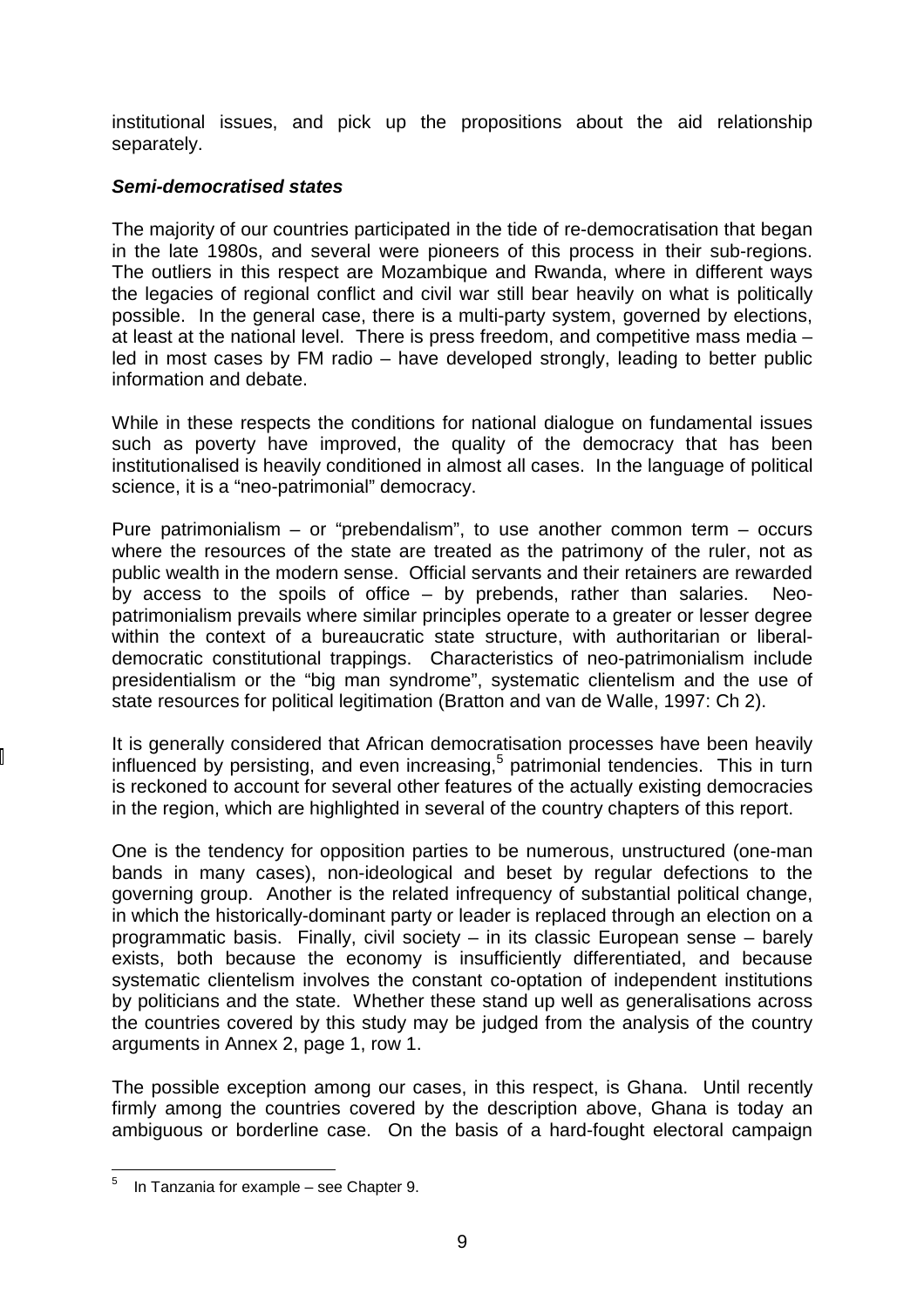institutional issues, and pick up the propositions about the aid relationship separately.

### *Semi-democratised states*

The majority of our countries participated in the tide of re-democratisation that began in the late 1980s, and several were pioneers of this process in their sub-regions. The outliers in this respect are Mozambique and Rwanda, where in different ways the legacies of regional conflict and civil war still bear heavily on what is politically possible. In the general case, there is a multi-party system, governed by elections, at least at the national level. There is press freedom, and competitive mass media – led in most cases by FM radio – have developed strongly, leading to better public information and debate.

While in these respects the conditions for national dialogue on fundamental issues such as poverty have improved, the quality of the democracy that has been institutionalised is heavily conditioned in almost all cases. In the language of political science, it is a "neo-patrimonial" democracy.

Pure patrimonialism – or "prebendalism", to use another common term – occurs where the resources of the state are treated as the patrimony of the ruler, not as public wealth in the modern sense. Official servants and their retainers are rewarded by access to the spoils of office – by prebends, rather than salaries. Neo-patrimonialism prevails where similar principles operate to a greater or lesser degree within the context of a bureaucratic state structure, with authoritarian or liberal-democratic constitutional trappings. Characteristics of neo-patrimonialism include presidentialism or the "big man syndrome", systematic clientelism and the use of state resources for political legitimation (Bratton and van de Walle, 1997: Ch 2).

It is generally considered that African democratisation processes have been heavily influenced by persisting, and even increasing,[5] patrimonial tendencies. This in turn is reckoned to account for several other features of the actually existing democracies in the region, which are highlighted in several of the country chapters of this report.

One is the tendency for opposition parties to be numerous, unstructured (one-man bands in many cases), non-ideological and beset by regular defections to the governing group. Another is the related infrequency of substantial political change, in which the historically-dominant party or leader is replaced through an election on a programmatic basis. Finally, civil society – in its classic European sense – barely exists, both because the economy is insufficiently differentiated, and because systematic clientelism involves the constant co-optation of independent institutions by politicians and the state. Whether these stand up well as generalisations across the countries covered by this study may be judged from the analysis of the country arguments in Annex 2, page 1, row 1.

The possible exception among our cases, in this respect, is Ghana. Until recently firmly among the countries covered by the description above, Ghana is today an ambiguous or borderline case. On the basis of a hard-fought electoral campaign

---

[5] In Tanzania for example – see Chapter 9.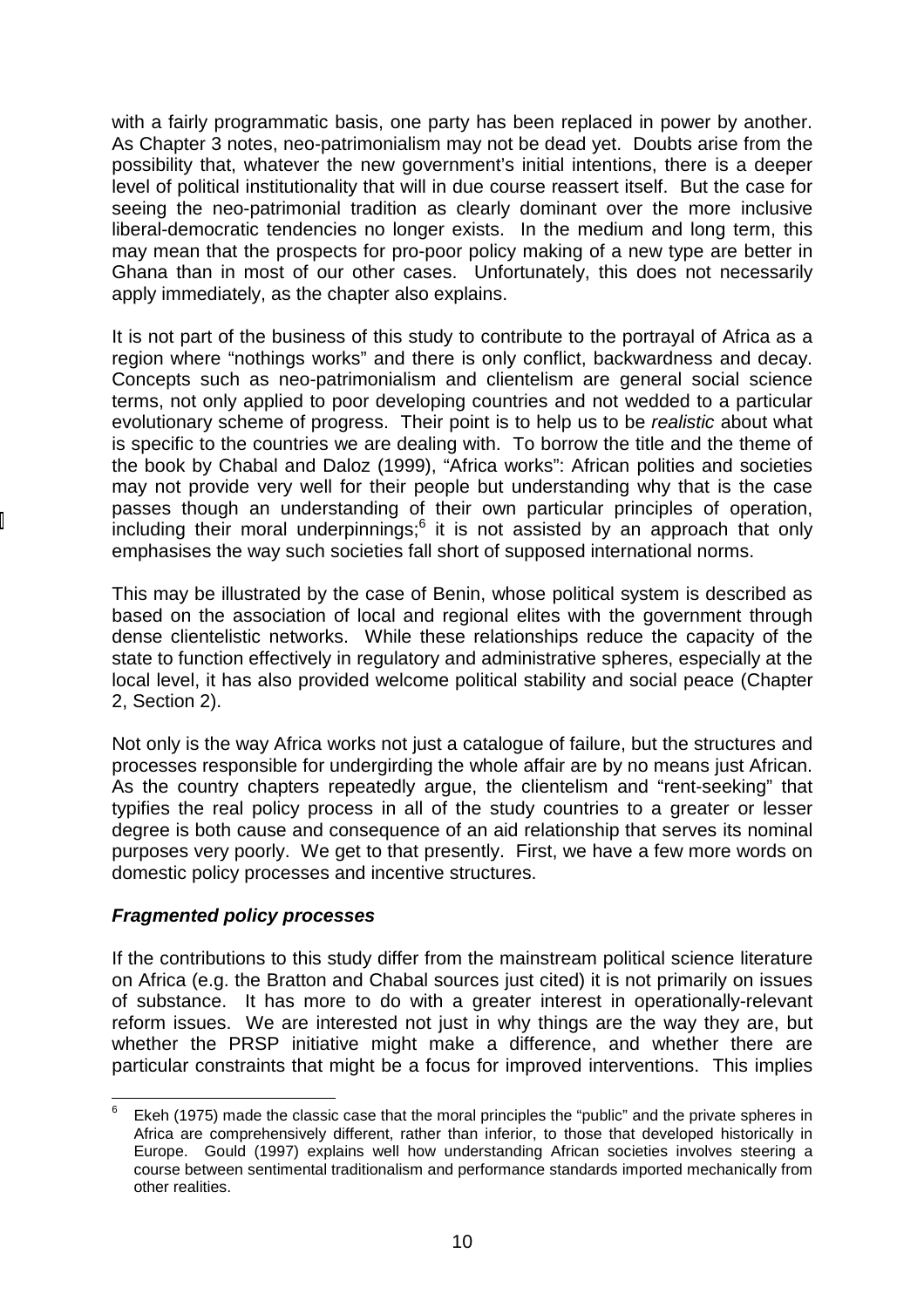with a fairly programmatic basis, one party has been replaced in power by another. As Chapter 3 notes, neo-patrimonialism may not be dead yet. Doubts arise from the possibility that, whatever the new government's initial intentions, there is a deeper level of political institutionality that will in due course reassert itself. But the case for seeing the neo-patrimonial tradition as clearly dominant over the more inclusive liberal-democratic tendencies no longer exists. In the medium and long term, this may mean that the prospects for pro-poor policy making of a new type are better in Ghana than in most of our other cases. Unfortunately, this does not necessarily apply immediately, as the chapter also explains.

It is not part of the business of this study to contribute to the portrayal of Africa as a region where "nothings works" and there is only conflict, backwardness and decay. Concepts such as neo-patrimonialism and clientelism are general social science terms, not only applied to poor developing countries and not wedded to a particular evolutionary scheme of progress. Their point is to help us to be *realistic* about what is specific to the countries we are dealing with. To borrow the title and the theme of the book by Chabal and Daloz (1999), "Africa works": African polities and societies may not provide very well for their people but understanding why that is the case passes though an understanding of their own particular principles of operation, including their moral underpinnings;[6] it is not assisted by an approach that only emphasises the way such societies fall short of supposed international norms.

This may be illustrated by the case of Benin, whose political system is described as based on the association of local and regional elites with the government through dense clientelistic networks. While these relationships reduce the capacity of the state to function effectively in regulatory and administrative spheres, especially at the local level, it has also provided welcome political stability and social peace (Chapter 2, Section 2).

Not only is the way Africa works not just a catalogue of failure, but the structures and processes responsible for undergirding the whole affair are by no means just African. As the country chapters repeatedly argue, the clientelism and "rent-seeking" that typifies the real policy process in all of the study countries to a greater or lesser degree is both cause and consequence of an aid relationship that serves its nominal purposes very poorly. We get to that presently. First, we have a few more words on domestic policy processes and incentive structures.

### ***Fragmented policy processes***

If the contributions to this study differ from the mainstream political science literature on Africa (e.g. the Bratton and Chabal sources just cited) it is not primarily on issues of substance. It has more to do with a greater interest in operationally-relevant reform issues. We are interested not just in why things are the way they are, but whether the PRSP initiative might make a difference, and whether there are particular constraints that might be a focus for improved interventions. This implies

---

[6] Ekeh (1975) made the classic case that the moral principles the "public" and the private spheres in Africa are comprehensively different, rather than inferior, to those that developed historically in Europe. Gould (1997) explains well how understanding African societies involves steering a course between sentimental traditionalism and performance standards imported mechanically from other realities.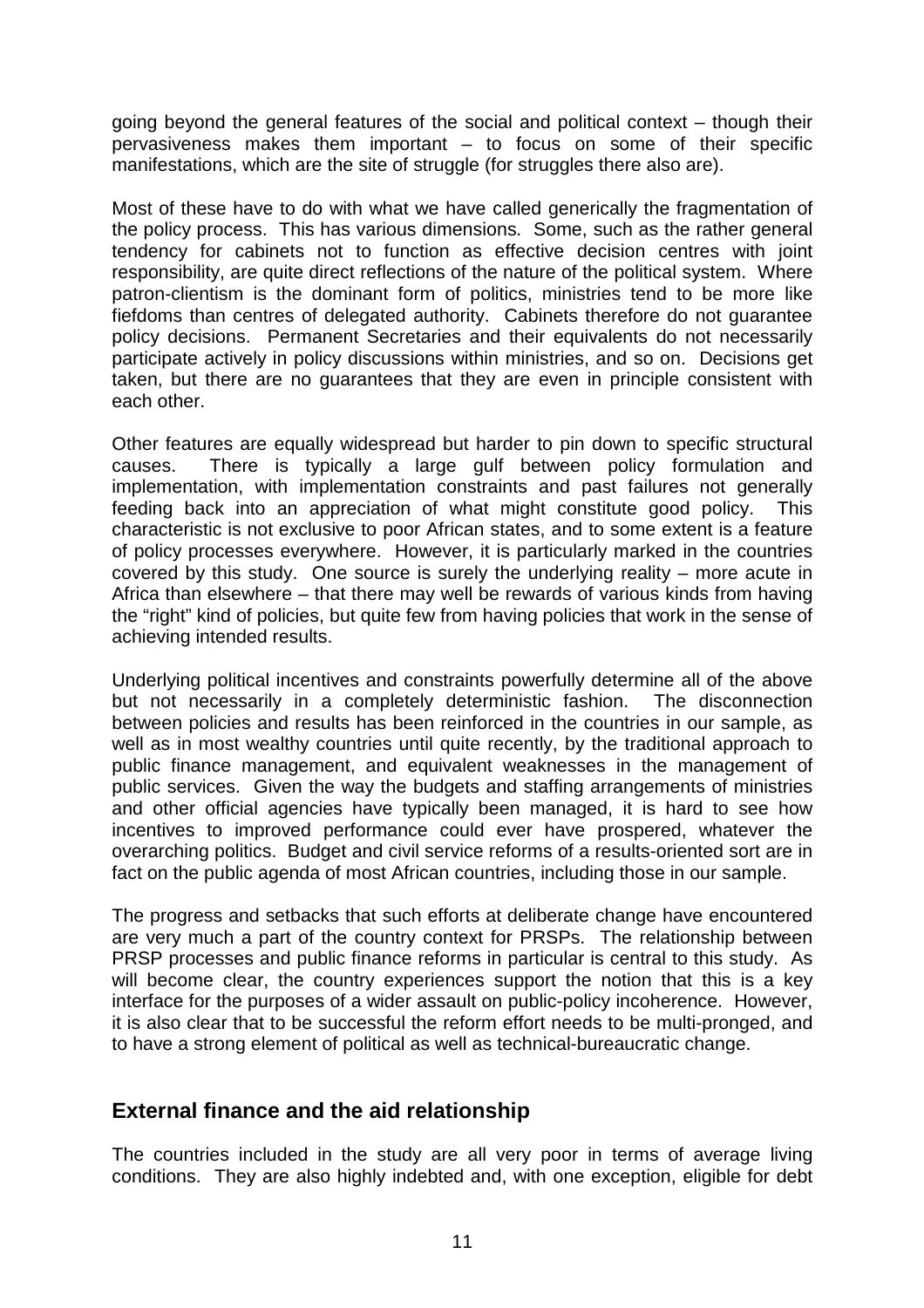going beyond the general features of the social and political context – though their pervasiveness makes them important – to focus on some of their specific manifestations, which are the site of struggle (for struggles there also are).

Most of these have to do with what we have called generically the fragmentation of the policy process. This has various dimensions. Some, such as the rather general tendency for cabinets not to function as effective decision centres with joint responsibility, are quite direct reflections of the nature of the political system. Where patron-clientism is the dominant form of politics, ministries tend to be more like fiefdoms than centres of delegated authority. Cabinets therefore do not guarantee policy decisions. Permanent Secretaries and their equivalents do not necessarily participate actively in policy discussions within ministries, and so on. Decisions get taken, but there are no guarantees that they are even in principle consistent with each other.

Other features are equally widespread but harder to pin down to specific structural causes. There is typically a large gulf between policy formulation and implementation, with implementation constraints and past failures not generally feeding back into an appreciation of what might constitute good policy. This characteristic is not exclusive to poor African states, and to some extent is a feature of policy processes everywhere. However, it is particularly marked in the countries covered by this study. One source is surely the underlying reality – more acute in Africa than elsewhere – that there may well be rewards of various kinds from having the "right" kind of policies, but quite few from having policies that work in the sense of achieving intended results.

Underlying political incentives and constraints powerfully determine all of the above but not necessarily in a completely deterministic fashion. The disconnection between policies and results has been reinforced in the countries in our sample, as well as in most wealthy countries until quite recently, by the traditional approach to public finance management, and equivalent weaknesses in the management of public services. Given the way the budgets and staffing arrangements of ministries and other official agencies have typically been managed, it is hard to see how incentives to improved performance could ever have prospered, whatever the overarching politics. Budget and civil service reforms of a results-oriented sort are in fact on the public agenda of most African countries, including those in our sample.

The progress and setbacks that such efforts at deliberate change have encountered are very much a part of the country context for PRSPs. The relationship between PRSP processes and public finance reforms in particular is central to this study. As will become clear, the country experiences support the notion that this is a key interface for the purposes of a wider assault on public-policy incoherence. However, it is also clear that to be successful the reform effort needs to be multi-pronged, and to have a strong element of political as well as technical-bureaucratic change.

## External finance and the aid relationship

The countries included in the study are all very poor in terms of average living conditions. They are also highly indebted and, with one exception, eligible for debt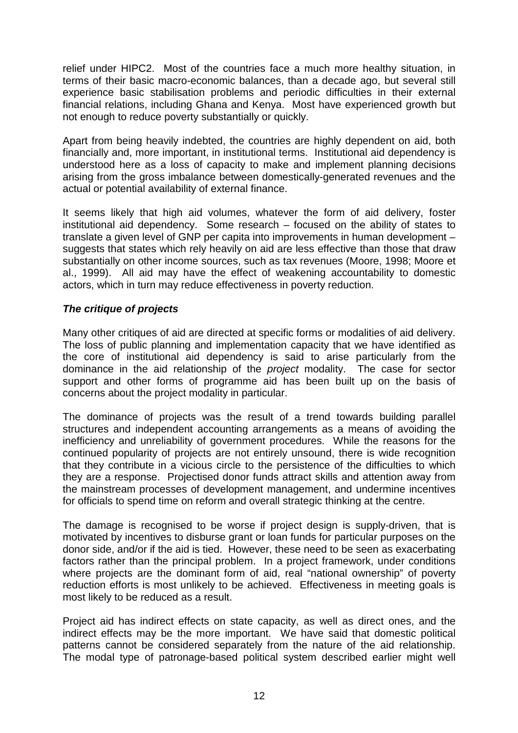relief under HIPC2. Most of the countries face a much more healthy situation, in terms of their basic macro-economic balances, than a decade ago, but several still experience basic stabilisation problems and periodic difficulties in their external financial relations, including Ghana and Kenya. Most have experienced growth but not enough to reduce poverty substantially or quickly.

Apart from being heavily indebted, the countries are highly dependent on aid, both financially and, more important, in institutional terms. Institutional aid dependency is understood here as a loss of capacity to make and implement planning decisions arising from the gross imbalance between domestically-generated revenues and the actual or potential availability of external finance.

It seems likely that high aid volumes, whatever the form of aid delivery, foster institutional aid dependency. Some research – focused on the ability of states to translate a given level of GNP per capita into improvements in human development – suggests that states which rely heavily on aid are less effective than those that draw substantially on other income sources, such as tax revenues (Moore, 1998; Moore et al., 1999). All aid may have the effect of weakening accountability to domestic actors, which in turn may reduce effectiveness in poverty reduction.

### ***The critique of projects***

Many other critiques of aid are directed at specific forms or modalities of aid delivery. The loss of public planning and implementation capacity that we have identified as the core of institutional aid dependency is said to arise particularly from the dominance in the aid relationship of the *project* modality. The case for sector support and other forms of programme aid has been built up on the basis of concerns about the project modality in particular.

The dominance of projects was the result of a trend towards building parallel structures and independent accounting arrangements as a means of avoiding the inefficiency and unreliability of government procedures. While the reasons for the continued popularity of projects are not entirely unsound, there is wide recognition that they contribute in a vicious circle to the persistence of the difficulties to which they are a response. Projectised donor funds attract skills and attention away from the mainstream processes of development management, and undermine incentives for officials to spend time on reform and overall strategic thinking at the centre.

The damage is recognised to be worse if project design is supply-driven, that is motivated by incentives to disburse grant or loan funds for particular purposes on the donor side, and/or if the aid is tied. However, these need to be seen as exacerbating factors rather than the principal problem. In a project framework, under conditions where projects are the dominant form of aid, real "national ownership" of poverty reduction efforts is most unlikely to be achieved. Effectiveness in meeting goals is most likely to be reduced as a result.

Project aid has indirect effects on state capacity, as well as direct ones, and the indirect effects may be the more important. We have said that domestic political patterns cannot be considered separately from the nature of the aid relationship. The modal type of patronage-based political system described earlier might well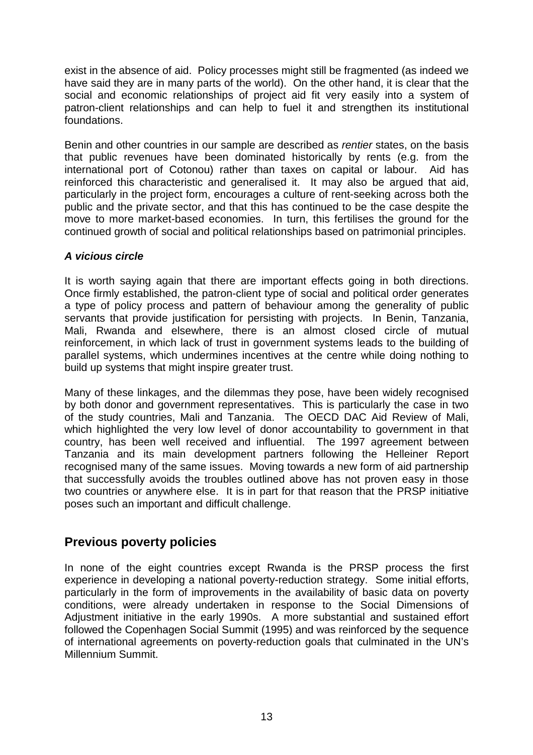exist in the absence of aid. Policy processes might still be fragmented (as indeed we have said they are in many parts of the world). On the other hand, it is clear that the social and economic relationships of project aid fit very easily into a system of patron-client relationships and can help to fuel it and strengthen its institutional foundations.

Benin and other countries in our sample are described as *rentier* states, on the basis that public revenues have been dominated historically by rents (e.g. from the international port of Cotonou) rather than taxes on capital or labour. Aid has reinforced this characteristic and generalised it. It may also be argued that aid, particularly in the project form, encourages a culture of rent-seeking across both the public and the private sector, and that this has continued to be the case despite the move to more market-based economies. In turn, this fertilises the ground for the continued growth of social and political relationships based on patrimonial principles.

### *A vicious circle*

It is worth saying again that there are important effects going in both directions. Once firmly established, the patron-client type of social and political order generates a type of policy process and pattern of behaviour among the generality of public servants that provide justification for persisting with projects. In Benin, Tanzania, Mali, Rwanda and elsewhere, there is an almost closed circle of mutual reinforcement, in which lack of trust in government systems leads to the building of parallel systems, which undermines incentives at the centre while doing nothing to build up systems that might inspire greater trust.

Many of these linkages, and the dilemmas they pose, have been widely recognised by both donor and government representatives. This is particularly the case in two of the study countries, Mali and Tanzania. The OECD DAC Aid Review of Mali, which highlighted the very low level of donor accountability to government in that country, has been well received and influential. The 1997 agreement between Tanzania and its main development partners following the Helleiner Report recognised many of the same issues. Moving towards a new form of aid partnership that successfully avoids the troubles outlined above has not proven easy in those two countries or anywhere else. It is in part for that reason that the PRSP initiative poses such an important and difficult challenge.

## Previous poverty policies

In none of the eight countries except Rwanda is the PRSP process the first experience in developing a national poverty-reduction strategy. Some initial efforts, particularly in the form of improvements in the availability of basic data on poverty conditions, were already undertaken in response to the Social Dimensions of Adjustment initiative in the early 1990s. A more substantial and sustained effort followed the Copenhagen Social Summit (1995) and was reinforced by the sequence of international agreements on poverty-reduction goals that culminated in the UN's Millennium Summit.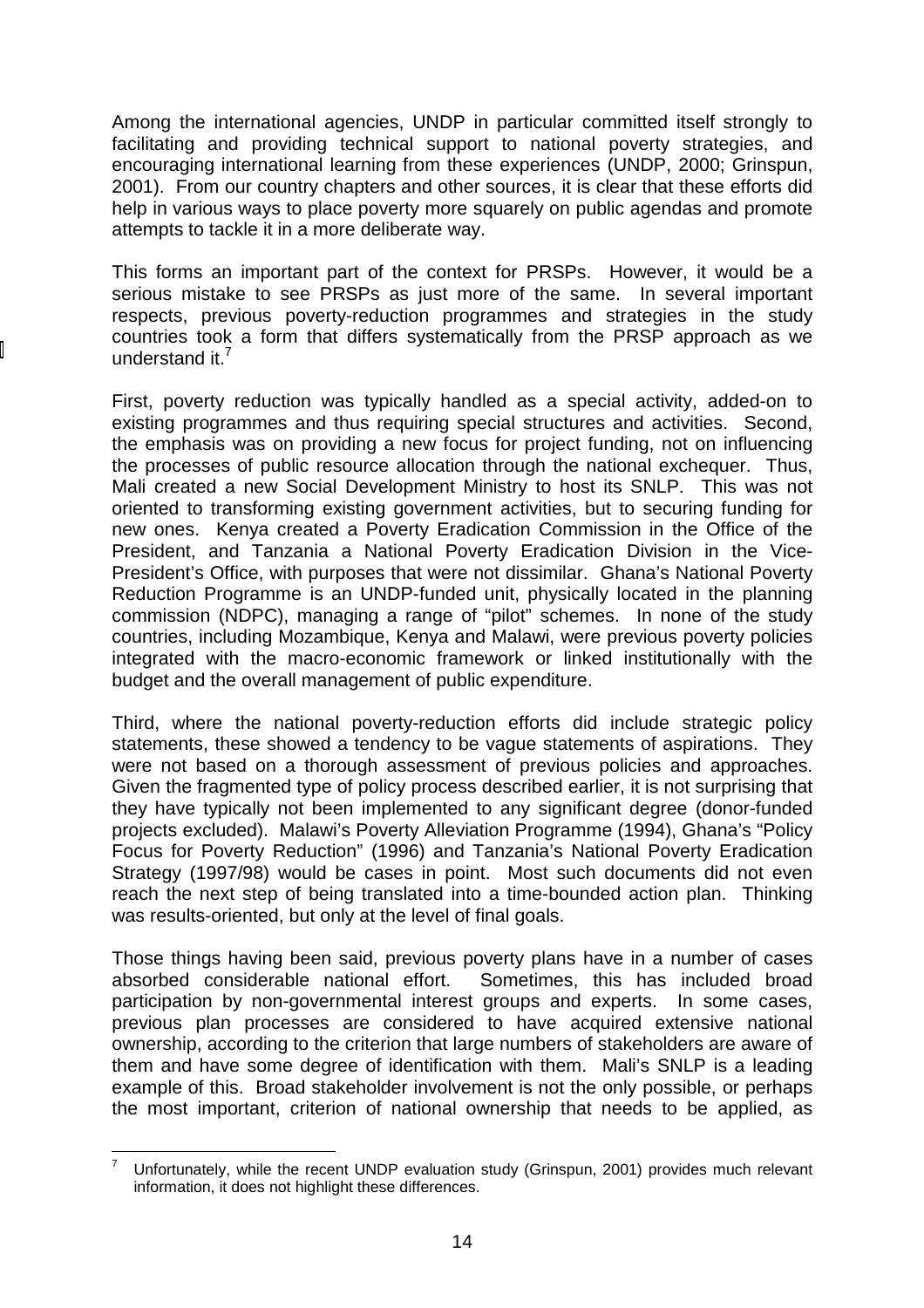Among the international agencies, UNDP in particular committed itself strongly to facilitating and providing technical support to national poverty strategies, and encouraging international learning from these experiences (UNDP, 2000; Grinspun, 2001). From our country chapters and other sources, it is clear that these efforts did help in various ways to place poverty more squarely on public agendas and promote attempts to tackle it in a more deliberate way.

This forms an important part of the context for PRSPs. However, it would be a serious mistake to see PRSPs as just more of the same. In several important respects, previous poverty-reduction programmes and strategies in the study countries took a form that differs systematically from the PRSP approach as we understand it.[7]

First, poverty reduction was typically handled as a special activity, added-on to existing programmes and thus requiring special structures and activities. Second, the emphasis was on providing a new focus for project funding, not on influencing the processes of public resource allocation through the national exchequer. Thus, Mali created a new Social Development Ministry to host its SNLP. This was not oriented to transforming existing government activities, but to securing funding for new ones. Kenya created a Poverty Eradication Commission in the Office of the President, and Tanzania a National Poverty Eradication Division in the Vice-President's Office, with purposes that were not dissimilar. Ghana's National Poverty Reduction Programme is an UNDP-funded unit, physically located in the planning commission (NDPC), managing a range of "pilot" schemes. In none of the study countries, including Mozambique, Kenya and Malawi, were previous poverty policies integrated with the macro-economic framework or linked institutionally with the budget and the overall management of public expenditure.

Third, where the national poverty-reduction efforts did include strategic policy statements, these showed a tendency to be vague statements of aspirations. They were not based on a thorough assessment of previous policies and approaches. Given the fragmented type of policy process described earlier, it is not surprising that they have typically not been implemented to any significant degree (donor-funded projects excluded). Malawi's Poverty Alleviation Programme (1994), Ghana's "Policy Focus for Poverty Reduction" (1996) and Tanzania's National Poverty Eradication Strategy (1997/98) would be cases in point. Most such documents did not even reach the next step of being translated into a time-bounded action plan. Thinking was results-oriented, but only at the level of final goals.

Those things having been said, previous poverty plans have in a number of cases absorbed considerable national effort. Sometimes, this has included broad participation by non-governmental interest groups and experts. In some cases, previous plan processes are considered to have acquired extensive national ownership, according to the criterion that large numbers of stakeholders are aware of them and have some degree of identification with them. Mali's SNLP is a leading example of this. Broad stakeholder involvement is not the only possible, or perhaps the most important, criterion of national ownership that needs to be applied, as

[7] Unfortunately, while the recent UNDP evaluation study (Grinspun, 2001) provides much relevant information, it does not highlight these differences.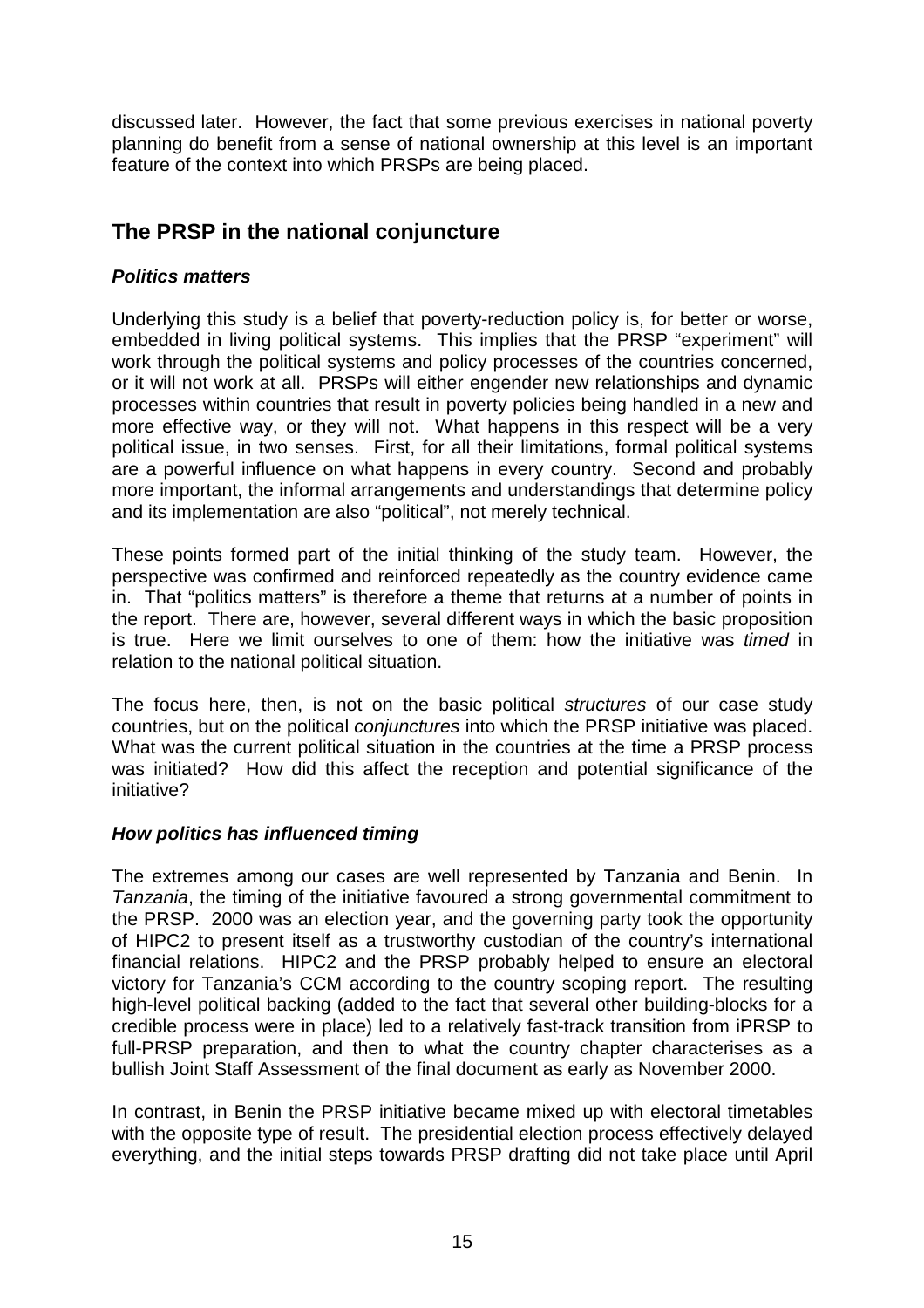discussed later. However, the fact that some previous exercises in national poverty planning do benefit from a sense of national ownership at this level is an important feature of the context into which PRSPs are being placed.

## The PRSP in the national conjuncture

### *Politics matters*

Underlying this study is a belief that poverty-reduction policy is, for better or worse, embedded in living political systems. This implies that the PRSP "experiment" will work through the political systems and policy processes of the countries concerned, or it will not work at all. PRSPs will either engender new relationships and dynamic processes within countries that result in poverty policies being handled in a new and more effective way, or they will not. What happens in this respect will be a very political issue, in two senses. First, for all their limitations, formal political systems are a powerful influence on what happens in every country. Second and probably more important, the informal arrangements and understandings that determine policy and its implementation are also "political", not merely technical.

These points formed part of the initial thinking of the study team. However, the perspective was confirmed and reinforced repeatedly as the country evidence came in. That "politics matters" is therefore a theme that returns at a number of points in the report. There are, however, several different ways in which the basic proposition is true. Here we limit ourselves to one of them: how the initiative was *timed* in relation to the national political situation.

The focus here, then, is not on the basic political *structures* of our case study countries, but on the political *conjunctures* into which the PRSP initiative was placed. What was the current political situation in the countries at the time a PRSP process was initiated? How did this affect the reception and potential significance of the initiative?

### *How politics has influenced timing*

The extremes among our cases are well represented by Tanzania and Benin. In *Tanzania*, the timing of the initiative favoured a strong governmental commitment to the PRSP. 2000 was an election year, and the governing party took the opportunity of HIPC2 to present itself as a trustworthy custodian of the country's international financial relations. HIPC2 and the PRSP probably helped to ensure an electoral victory for Tanzania's CCM according to the country scoping report. The resulting high-level political backing (added to the fact that several other building-blocks for a credible process were in place) led to a relatively fast-track transition from iPRSP to full-PRSP preparation, and then to what the country chapter characterises as a bullish Joint Staff Assessment of the final document as early as November 2000.

In contrast, in Benin the PRSP initiative became mixed up with electoral timetables with the opposite type of result. The presidential election process effectively delayed everything, and the initial steps towards PRSP drafting did not take place until April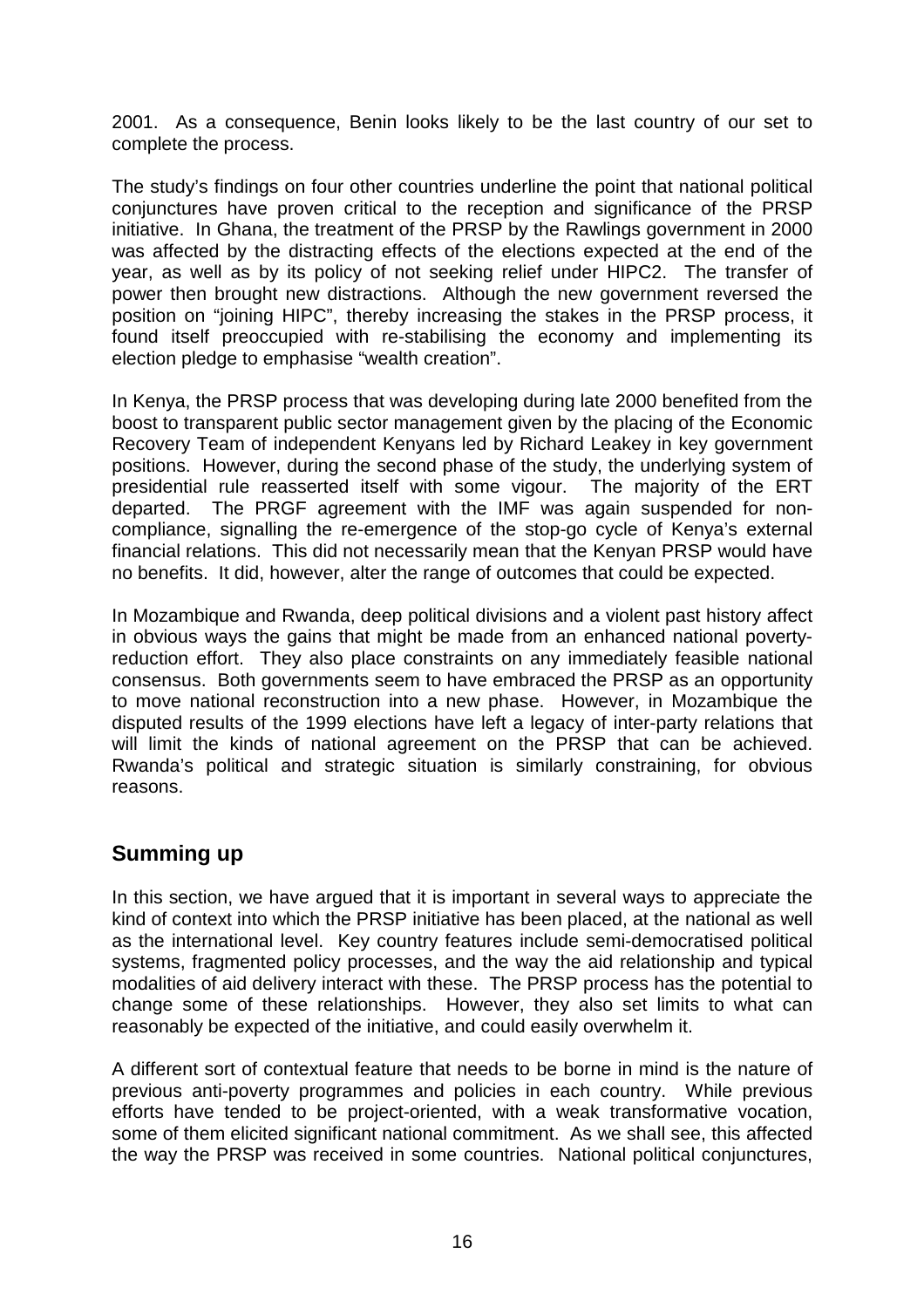2001. As a consequence, Benin looks likely to be the last country of our set to complete the process.

The study's findings on four other countries underline the point that national political conjunctures have proven critical to the reception and significance of the PRSP initiative. In Ghana, the treatment of the PRSP by the Rawlings government in 2000 was affected by the distracting effects of the elections expected at the end of the year, as well as by its policy of not seeking relief under HIPC2. The transfer of power then brought new distractions. Although the new government reversed the position on "joining HIPC", thereby increasing the stakes in the PRSP process, it found itself preoccupied with re-stabilising the economy and implementing its election pledge to emphasise "wealth creation".

In Kenya, the PRSP process that was developing during late 2000 benefited from the boost to transparent public sector management given by the placing of the Economic Recovery Team of independent Kenyans led by Richard Leakey in key government positions. However, during the second phase of the study, the underlying system of presidential rule reasserted itself with some vigour. The majority of the ERT departed. The PRGF agreement with the IMF was again suspended for non-compliance, signalling the re-emergence of the stop-go cycle of Kenya's external financial relations. This did not necessarily mean that the Kenyan PRSP would have no benefits. It did, however, alter the range of outcomes that could be expected.

In Mozambique and Rwanda, deep political divisions and a violent past history affect in obvious ways the gains that might be made from an enhanced national poverty-reduction effort. They also place constraints on any immediately feasible national consensus. Both governments seem to have embraced the PRSP as an opportunity to move national reconstruction into a new phase. However, in Mozambique the disputed results of the 1999 elections have left a legacy of inter-party relations that will limit the kinds of national agreement on the PRSP that can be achieved. Rwanda's political and strategic situation is similarly constraining, for obvious reasons.

## Summing up

In this section, we have argued that it is important in several ways to appreciate the kind of context into which the PRSP initiative has been placed, at the national as well as the international level. Key country features include semi-democratised political systems, fragmented policy processes, and the way the aid relationship and typical modalities of aid delivery interact with these. The PRSP process has the potential to change some of these relationships. However, they also set limits to what can reasonably be expected of the initiative, and could easily overwhelm it.

A different sort of contextual feature that needs to be borne in mind is the nature of previous anti-poverty programmes and policies in each country. While previous efforts have tended to be project-oriented, with a weak transformative vocation, some of them elicited significant national commitment. As we shall see, this affected the way the PRSP was received in some countries. National political conjunctures,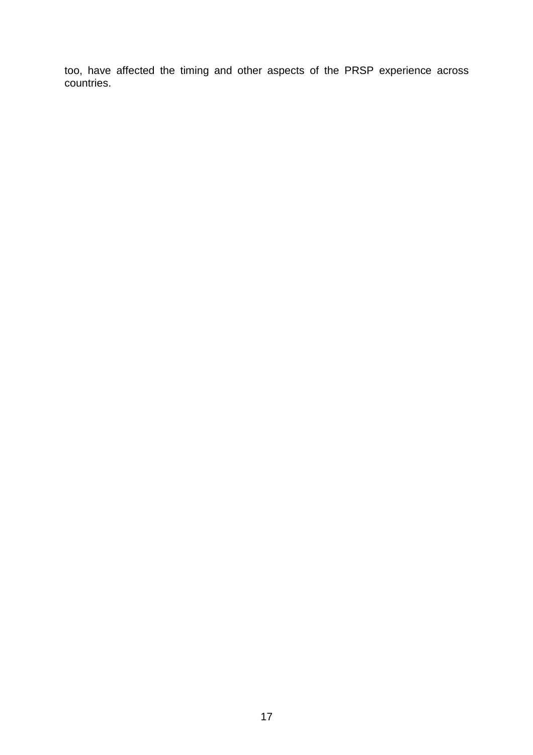too, have affected the timing and other aspects of the PRSP experience across countries.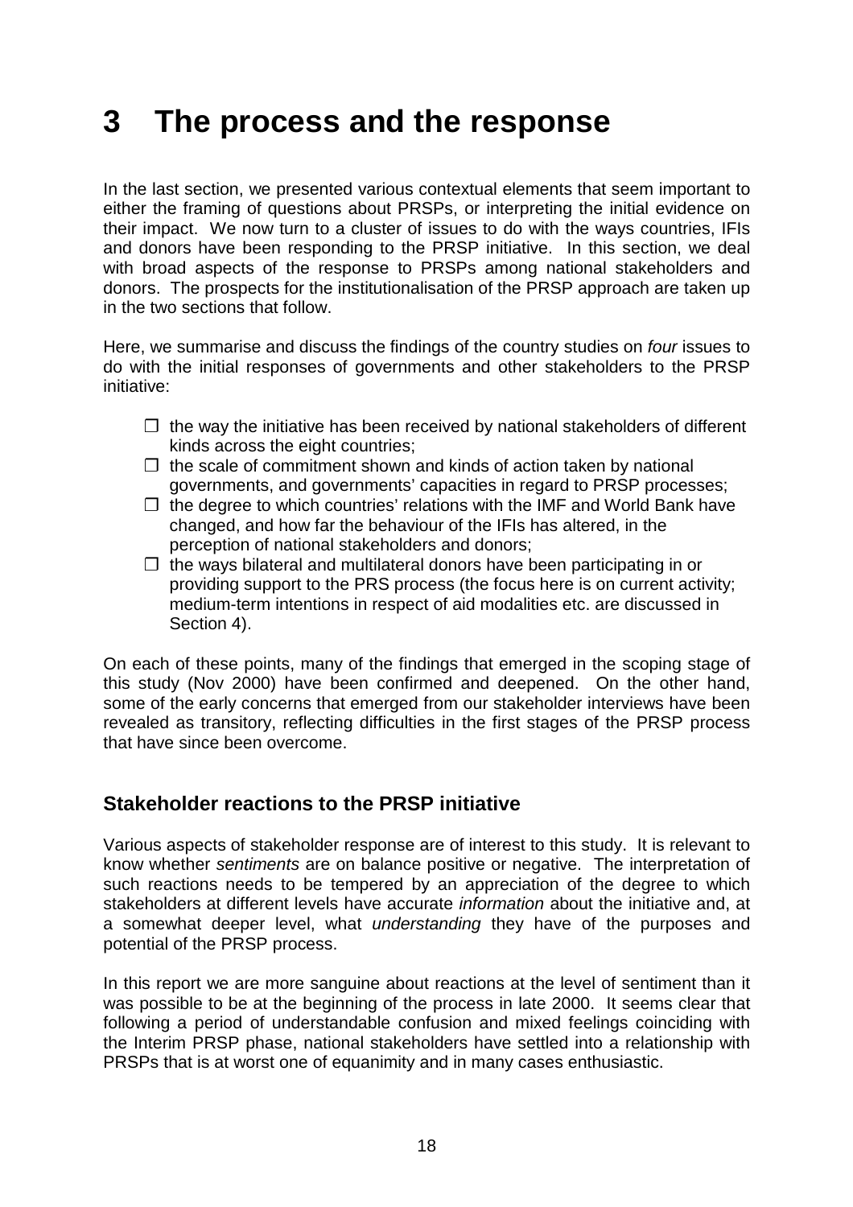# 3 The process and the response

In the last section, we presented various contextual elements that seem important to either the framing of questions about PRSPs, or interpreting the initial evidence on their impact. We now turn to a cluster of issues to do with the ways countries, IFIs and donors have been responding to the PRSP initiative. In this section, we deal with broad aspects of the response to PRSPs among national stakeholders and donors. The prospects for the institutionalisation of the PRSP approach are taken up in the two sections that follow.

Here, we summarise and discuss the findings of the country studies on *four* issues to do with the initial responses of governments and other stakeholders to the PRSP initiative:

- the way the initiative has been received by national stakeholders of different kinds across the eight countries;
- the scale of commitment shown and kinds of action taken by national governments, and governments' capacities in regard to PRSP processes;
- the degree to which countries' relations with the IMF and World Bank have changed, and how far the behaviour of the IFIs has altered, in the perception of national stakeholders and donors;
- the ways bilateral and multilateral donors have been participating in or providing support to the PRS process (the focus here is on current activity; medium-term intentions in respect of aid modalities etc. are discussed in Section 4).

On each of these points, many of the findings that emerged in the scoping stage of this study (Nov 2000) have been confirmed and deepened. On the other hand, some of the early concerns that emerged from our stakeholder interviews have been revealed as transitory, reflecting difficulties in the first stages of the PRSP process that have since been overcome.

## Stakeholder reactions to the PRSP initiative

Various aspects of stakeholder response are of interest to this study. It is relevant to know whether *sentiments* are on balance positive or negative. The interpretation of such reactions needs to be tempered by an appreciation of the degree to which stakeholders at different levels have accurate *information* about the initiative and, at a somewhat deeper level, what *understanding* they have of the purposes and potential of the PRSP process.

In this report we are more sanguine about reactions at the level of sentiment than it was possible to be at the beginning of the process in late 2000. It seems clear that following a period of understandable confusion and mixed feelings coinciding with the Interim PRSP phase, national stakeholders have settled into a relationship with PRSPs that is at worst one of equanimity and in many cases enthusiastic.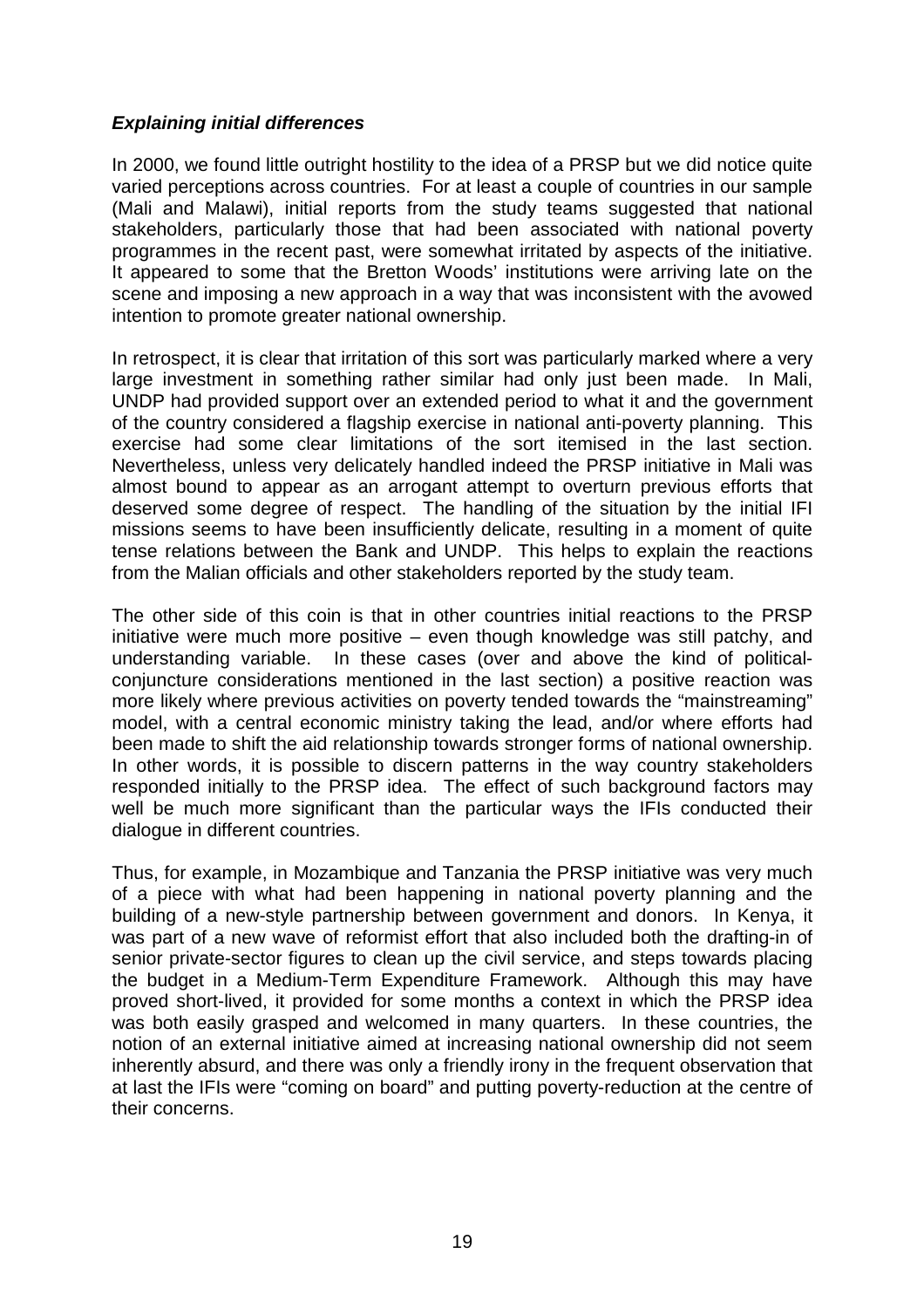### ***Explaining initial differences***

In 2000, we found little outright hostility to the idea of a PRSP but we did notice quite varied perceptions across countries. For at least a couple of countries in our sample (Mali and Malawi), initial reports from the study teams suggested that national stakeholders, particularly those that had been associated with national poverty programmes in the recent past, were somewhat irritated by aspects of the initiative. It appeared to some that the Bretton Woods' institutions were arriving late on the scene and imposing a new approach in a way that was inconsistent with the avowed intention to promote greater national ownership.

In retrospect, it is clear that irritation of this sort was particularly marked where a very large investment in something rather similar had only just been made. In Mali, UNDP had provided support over an extended period to what it and the government of the country considered a flagship exercise in national anti-poverty planning. This exercise had some clear limitations of the sort itemised in the last section. Nevertheless, unless very delicately handled indeed the PRSP initiative in Mali was almost bound to appear as an arrogant attempt to overturn previous efforts that deserved some degree of respect. The handling of the situation by the initial IFI missions seems to have been insufficiently delicate, resulting in a moment of quite tense relations between the Bank and UNDP. This helps to explain the reactions from the Malian officials and other stakeholders reported by the study team.

The other side of this coin is that in other countries initial reactions to the PRSP initiative were much more positive – even though knowledge was still patchy, and understanding variable. In these cases (over and above the kind of political-conjuncture considerations mentioned in the last section) a positive reaction was more likely where previous activities on poverty tended towards the "mainstreaming" model, with a central economic ministry taking the lead, and/or where efforts had been made to shift the aid relationship towards stronger forms of national ownership. In other words, it is possible to discern patterns in the way country stakeholders responded initially to the PRSP idea. The effect of such background factors may well be much more significant than the particular ways the IFIs conducted their dialogue in different countries.

Thus, for example, in Mozambique and Tanzania the PRSP initiative was very much of a piece with what had been happening in national poverty planning and the building of a new-style partnership between government and donors. In Kenya, it was part of a new wave of reformist effort that also included both the drafting-in of senior private-sector figures to clean up the civil service, and steps towards placing the budget in a Medium-Term Expenditure Framework. Although this may have proved short-lived, it provided for some months a context in which the PRSP idea was both easily grasped and welcomed in many quarters. In these countries, the notion of an external initiative aimed at increasing national ownership did not seem inherently absurd, and there was only a friendly irony in the frequent observation that at last the IFIs were "coming on board" and putting poverty-reduction at the centre of their concerns.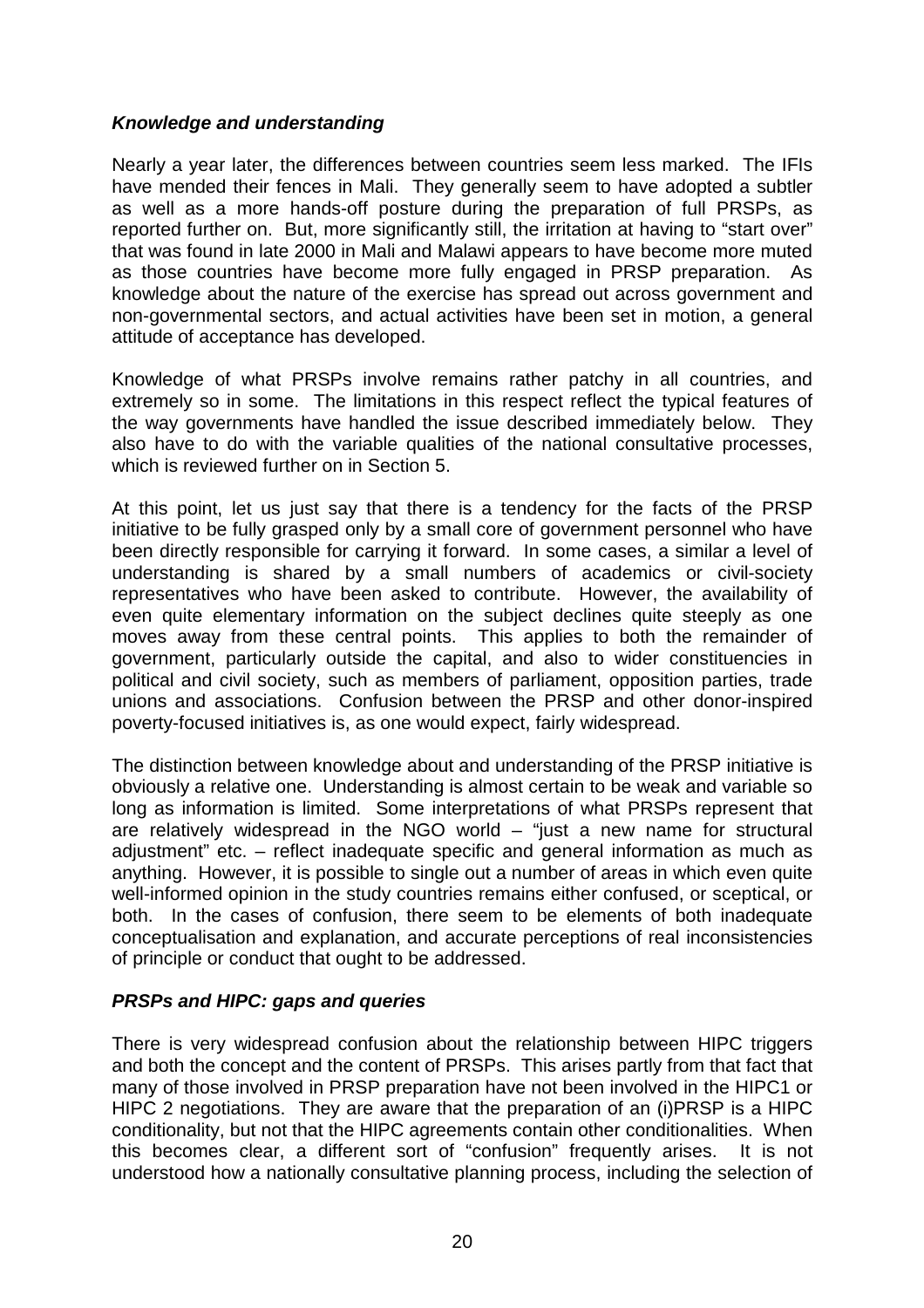***Knowledge and understanding***

Nearly a year later, the differences between countries seem less marked. The IFIs have mended their fences in Mali. They generally seem to have adopted a subtler as well as a more hands-off posture during the preparation of full PRSPs, as reported further on. But, more significantly still, the irritation at having to "start over" that was found in late 2000 in Mali and Malawi appears to have become more muted as those countries have become more fully engaged in PRSP preparation. As knowledge about the nature of the exercise has spread out across government and non-governmental sectors, and actual activities have been set in motion, a general attitude of acceptance has developed.

Knowledge of what PRSPs involve remains rather patchy in all countries, and extremely so in some. The limitations in this respect reflect the typical features of the way governments have handled the issue described immediately below. They also have to do with the variable qualities of the national consultative processes, which is reviewed further on in Section 5.

At this point, let us just say that there is a tendency for the facts of the PRSP initiative to be fully grasped only by a small core of government personnel who have been directly responsible for carrying it forward. In some cases, a similar a level of understanding is shared by a small numbers of academics or civil-society representatives who have been asked to contribute. However, the availability of even quite elementary information on the subject declines quite steeply as one moves away from these central points. This applies to both the remainder of government, particularly outside the capital, and also to wider constituencies in political and civil society, such as members of parliament, opposition parties, trade unions and associations. Confusion between the PRSP and other donor-inspired poverty-focused initiatives is, as one would expect, fairly widespread.

The distinction between knowledge about and understanding of the PRSP initiative is obviously a relative one. Understanding is almost certain to be weak and variable so long as information is limited. Some interpretations of what PRSPs represent that are relatively widespread in the NGO world – "just a new name for structural adjustment" etc. – reflect inadequate specific and general information as much as anything. However, it is possible to single out a number of areas in which even quite well-informed opinion in the study countries remains either confused, or sceptical, or both. In the cases of confusion, there seem to be elements of both inadequate conceptualisation and explanation, and accurate perceptions of real inconsistencies of principle or conduct that ought to be addressed.

***PRSPs and HIPC: gaps and queries***

There is very widespread confusion about the relationship between HIPC triggers and both the concept and the content of PRSPs. This arises partly from that fact that many of those involved in PRSP preparation have not been involved in the HIPC1 or HIPC 2 negotiations. They are aware that the preparation of an (i)PRSP is a HIPC conditionality, but not that the HIPC agreements contain other conditionalities. When this becomes clear, a different sort of "confusion" frequently arises. It is not understood how a nationally consultative planning process, including the selection of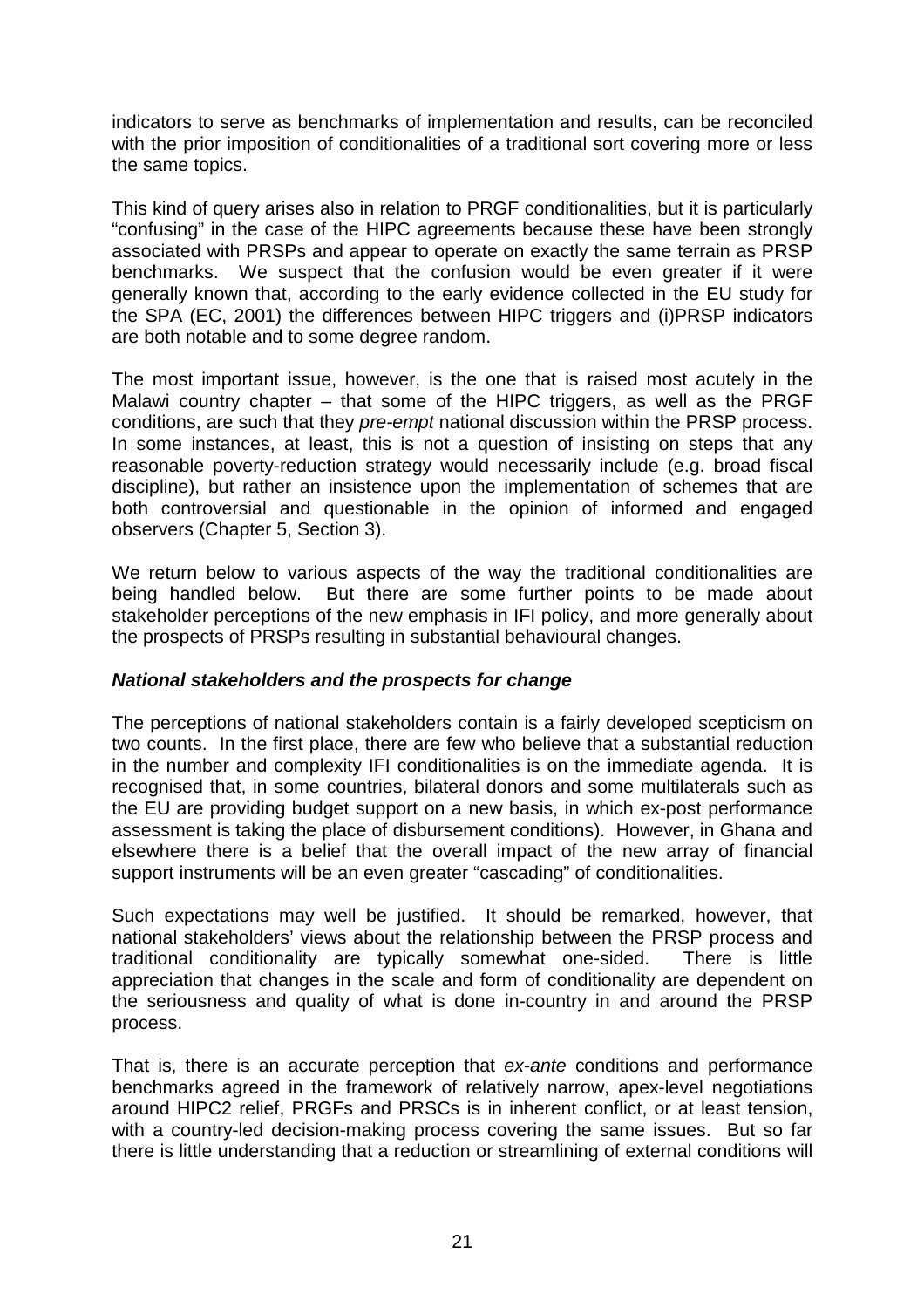indicators to serve as benchmarks of implementation and results, can be reconciled with the prior imposition of conditionalities of a traditional sort covering more or less the same topics.

This kind of query arises also in relation to PRGF conditionalities, but it is particularly "confusing" in the case of the HIPC agreements because these have been strongly associated with PRSPs and appear to operate on exactly the same terrain as PRSP benchmarks. We suspect that the confusion would be even greater if it were generally known that, according to the early evidence collected in the EU study for the SPA (EC, 2001) the differences between HIPC triggers and (i)PRSP indicators are both notable and to some degree random.

The most important issue, however, is the one that is raised most acutely in the Malawi country chapter – that some of the HIPC triggers, as well as the PRGF conditions, are such that they *pre-empt* national discussion within the PRSP process. In some instances, at least, this is not a question of insisting on steps that any reasonable poverty-reduction strategy would necessarily include (e.g. broad fiscal discipline), but rather an insistence upon the implementation of schemes that are both controversial and questionable in the opinion of informed and engaged observers (Chapter 5, Section 3).

We return below to various aspects of the way the traditional conditionalities are being handled below. But there are some further points to be made about stakeholder perceptions of the new emphasis in IFI policy, and more generally about the prospects of PRSPs resulting in substantial behavioural changes.

### *National stakeholders and the prospects for change*

The perceptions of national stakeholders contain is a fairly developed scepticism on two counts. In the first place, there are few who believe that a substantial reduction in the number and complexity IFI conditionalities is on the immediate agenda. It is recognised that, in some countries, bilateral donors and some multilaterals such as the EU are providing budget support on a new basis, in which ex-post performance assessment is taking the place of disbursement conditions). However, in Ghana and elsewhere there is a belief that the overall impact of the new array of financial support instruments will be an even greater "cascading" of conditionalities.

Such expectations may well be justified. It should be remarked, however, that national stakeholders' views about the relationship between the PRSP process and traditional conditionality are typically somewhat one-sided. There is little appreciation that changes in the scale and form of conditionality are dependent on the seriousness and quality of what is done in-country in and around the PRSP process.

That is, there is an accurate perception that *ex-ante* conditions and performance benchmarks agreed in the framework of relatively narrow, apex-level negotiations around HIPC2 relief, PRGFs and PRSCs is in inherent conflict, or at least tension, with a country-led decision-making process covering the same issues. But so far there is little understanding that a reduction or streamlining of external conditions will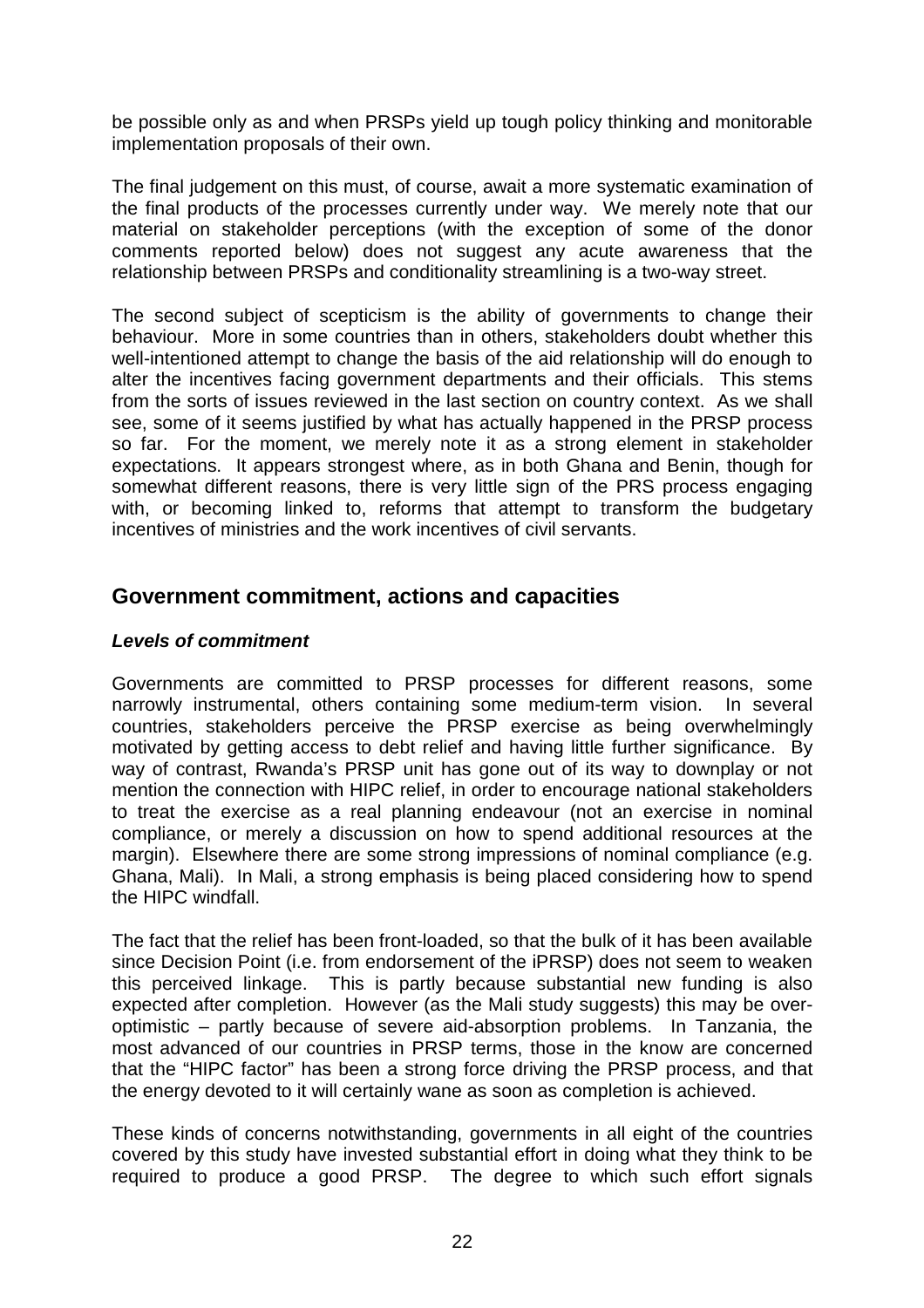be possible only as and when PRSPs yield up tough policy thinking and monitorable implementation proposals of their own.

The final judgement on this must, of course, await a more systematic examination of the final products of the processes currently under way. We merely note that our material on stakeholder perceptions (with the exception of some of the donor comments reported below) does not suggest any acute awareness that the relationship between PRSPs and conditionality streamlining is a two-way street.

The second subject of scepticism is the ability of governments to change their behaviour. More in some countries than in others, stakeholders doubt whether this well-intentioned attempt to change the basis of the aid relationship will do enough to alter the incentives facing government departments and their officials. This stems from the sorts of issues reviewed in the last section on country context. As we shall see, some of it seems justified by what has actually happened in the PRSP process so far. For the moment, we merely note it as a strong element in stakeholder expectations. It appears strongest where, as in both Ghana and Benin, though for somewhat different reasons, there is very little sign of the PRS process engaging with, or becoming linked to, reforms that attempt to transform the budgetary incentives of ministries and the work incentives of civil servants.

## Government commitment, actions and capacities

### *Levels of commitment*

Governments are committed to PRSP processes for different reasons, some narrowly instrumental, others containing some medium-term vision. In several countries, stakeholders perceive the PRSP exercise as being overwhelmingly motivated by getting access to debt relief and having little further significance. By way of contrast, Rwanda's PRSP unit has gone out of its way to downplay or not mention the connection with HIPC relief, in order to encourage national stakeholders to treat the exercise as a real planning endeavour (not an exercise in nominal compliance, or merely a discussion on how to spend additional resources at the margin). Elsewhere there are some strong impressions of nominal compliance (e.g. Ghana, Mali). In Mali, a strong emphasis is being placed considering how to spend the HIPC windfall.

The fact that the relief has been front-loaded, so that the bulk of it has been available since Decision Point (i.e. from endorsement of the iPRSP) does not seem to weaken this perceived linkage. This is partly because substantial new funding is also expected after completion. However (as the Mali study suggests) this may be over-optimistic – partly because of severe aid-absorption problems. In Tanzania, the most advanced of our countries in PRSP terms, those in the know are concerned that the "HIPC factor" has been a strong force driving the PRSP process, and that the energy devoted to it will certainly wane as soon as completion is achieved.

These kinds of concerns notwithstanding, governments in all eight of the countries covered by this study have invested substantial effort in doing what they think to be required to produce a good PRSP. The degree to which such effort signals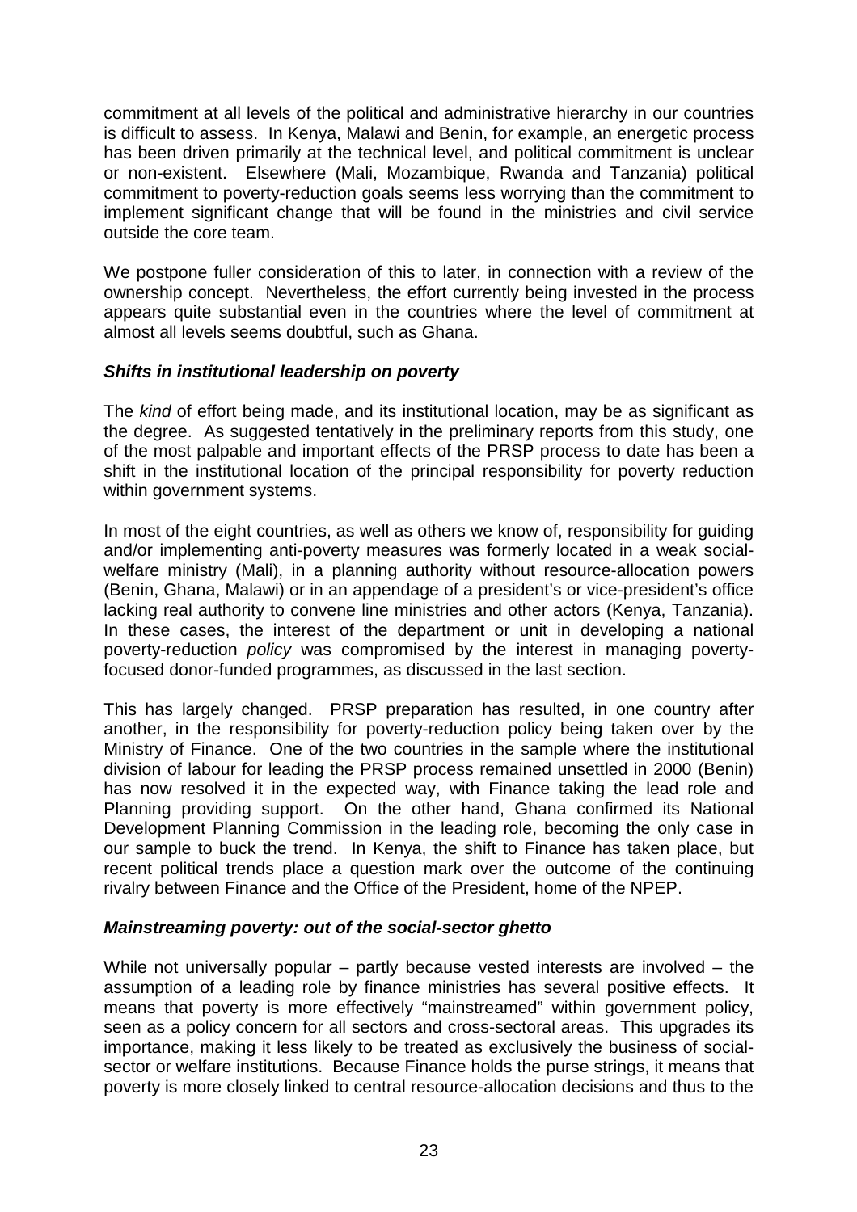commitment at all levels of the political and administrative hierarchy in our countries is difficult to assess. In Kenya, Malawi and Benin, for example, an energetic process has been driven primarily at the technical level, and political commitment is unclear or non-existent. Elsewhere (Mali, Mozambique, Rwanda and Tanzania) political commitment to poverty-reduction goals seems less worrying than the commitment to implement significant change that will be found in the ministries and civil service outside the core team.

We postpone fuller consideration of this to later, in connection with a review of the ownership concept. Nevertheless, the effort currently being invested in the process appears quite substantial even in the countries where the level of commitment at almost all levels seems doubtful, such as Ghana.

### *Shifts in institutional leadership on poverty*

The *kind* of effort being made, and its institutional location, may be as significant as the degree. As suggested tentatively in the preliminary reports from this study, one of the most palpable and important effects of the PRSP process to date has been a shift in the institutional location of the principal responsibility for poverty reduction within government systems.

In most of the eight countries, as well as others we know of, responsibility for guiding and/or implementing anti-poverty measures was formerly located in a weak social-welfare ministry (Mali), in a planning authority without resource-allocation powers (Benin, Ghana, Malawi) or in an appendage of a president's or vice-president's office lacking real authority to convene line ministries and other actors (Kenya, Tanzania). In these cases, the interest of the department or unit in developing a national poverty-reduction *policy* was compromised by the interest in managing poverty-focused donor-funded programmes, as discussed in the last section.

This has largely changed. PRSP preparation has resulted, in one country after another, in the responsibility for poverty-reduction policy being taken over by the Ministry of Finance. One of the two countries in the sample where the institutional division of labour for leading the PRSP process remained unsettled in 2000 (Benin) has now resolved it in the expected way, with Finance taking the lead role and Planning providing support. On the other hand, Ghana confirmed its National Development Planning Commission in the leading role, becoming the only case in our sample to buck the trend. In Kenya, the shift to Finance has taken place, but recent political trends place a question mark over the outcome of the continuing rivalry between Finance and the Office of the President, home of the NPEP.

### *Mainstreaming poverty: out of the social-sector ghetto*

While not universally popular – partly because vested interests are involved – the assumption of a leading role by finance ministries has several positive effects. It means that poverty is more effectively "mainstreamed" within government policy, seen as a policy concern for all sectors and cross-sectoral areas. This upgrades its importance, making it less likely to be treated as exclusively the business of social-sector or welfare institutions. Because Finance holds the purse strings, it means that poverty is more closely linked to central resource-allocation decisions and thus to the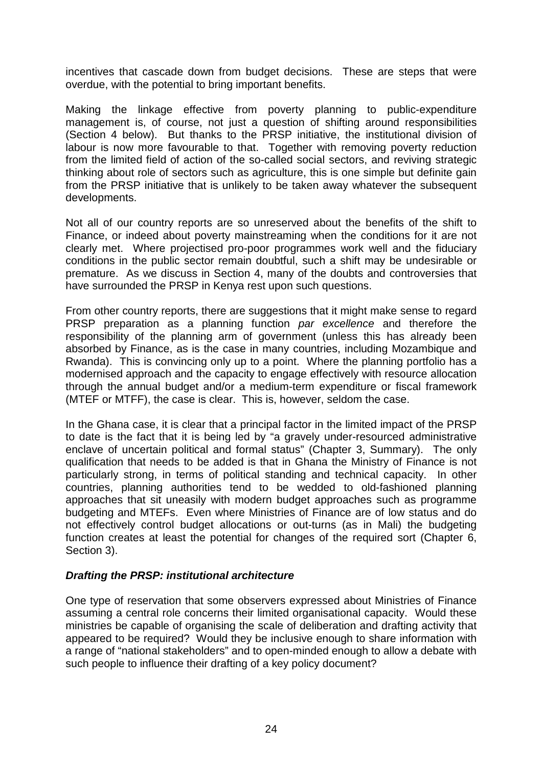incentives that cascade down from budget decisions. These are steps that were overdue, with the potential to bring important benefits.

Making the linkage effective from poverty planning to public-expenditure management is, of course, not just a question of shifting around responsibilities (Section 4 below). But thanks to the PRSP initiative, the institutional division of labour is now more favourable to that. Together with removing poverty reduction from the limited field of action of the so-called social sectors, and reviving strategic thinking about role of sectors such as agriculture, this is one simple but definite gain from the PRSP initiative that is unlikely to be taken away whatever the subsequent developments.

Not all of our country reports are so unreserved about the benefits of the shift to Finance, or indeed about poverty mainstreaming when the conditions for it are not clearly met. Where projectised pro-poor programmes work well and the fiduciary conditions in the public sector remain doubtful, such a shift may be undesirable or premature. As we discuss in Section 4, many of the doubts and controversies that have surrounded the PRSP in Kenya rest upon such questions.

From other country reports, there are suggestions that it might make sense to regard PRSP preparation as a planning function *par excellence* and therefore the responsibility of the planning arm of government (unless this has already been absorbed by Finance, as is the case in many countries, including Mozambique and Rwanda). This is convincing only up to a point. Where the planning portfolio has a modernised approach and the capacity to engage effectively with resource allocation through the annual budget and/or a medium-term expenditure or fiscal framework (MTEF or MTFF), the case is clear. This is, however, seldom the case.

In the Ghana case, it is clear that a principal factor in the limited impact of the PRSP to date is the fact that it is being led by "a gravely under-resourced administrative enclave of uncertain political and formal status" (Chapter 3, Summary). The only qualification that needs to be added is that in Ghana the Ministry of Finance is not particularly strong, in terms of political standing and technical capacity. In other countries, planning authorities tend to be wedded to old-fashioned planning approaches that sit uneasily with modern budget approaches such as programme budgeting and MTEFs. Even where Ministries of Finance are of low status and do not effectively control budget allocations or out-turns (as in Mali) the budgeting function creates at least the potential for changes of the required sort (Chapter 6, Section 3).

#### ***Drafting the PRSP: institutional architecture***

One type of reservation that some observers expressed about Ministries of Finance assuming a central role concerns their limited organisational capacity. Would these ministries be capable of organising the scale of deliberation and drafting activity that appeared to be required? Would they be inclusive enough to share information with a range of "national stakeholders" and to open-minded enough to allow a debate with such people to influence their drafting of a key policy document?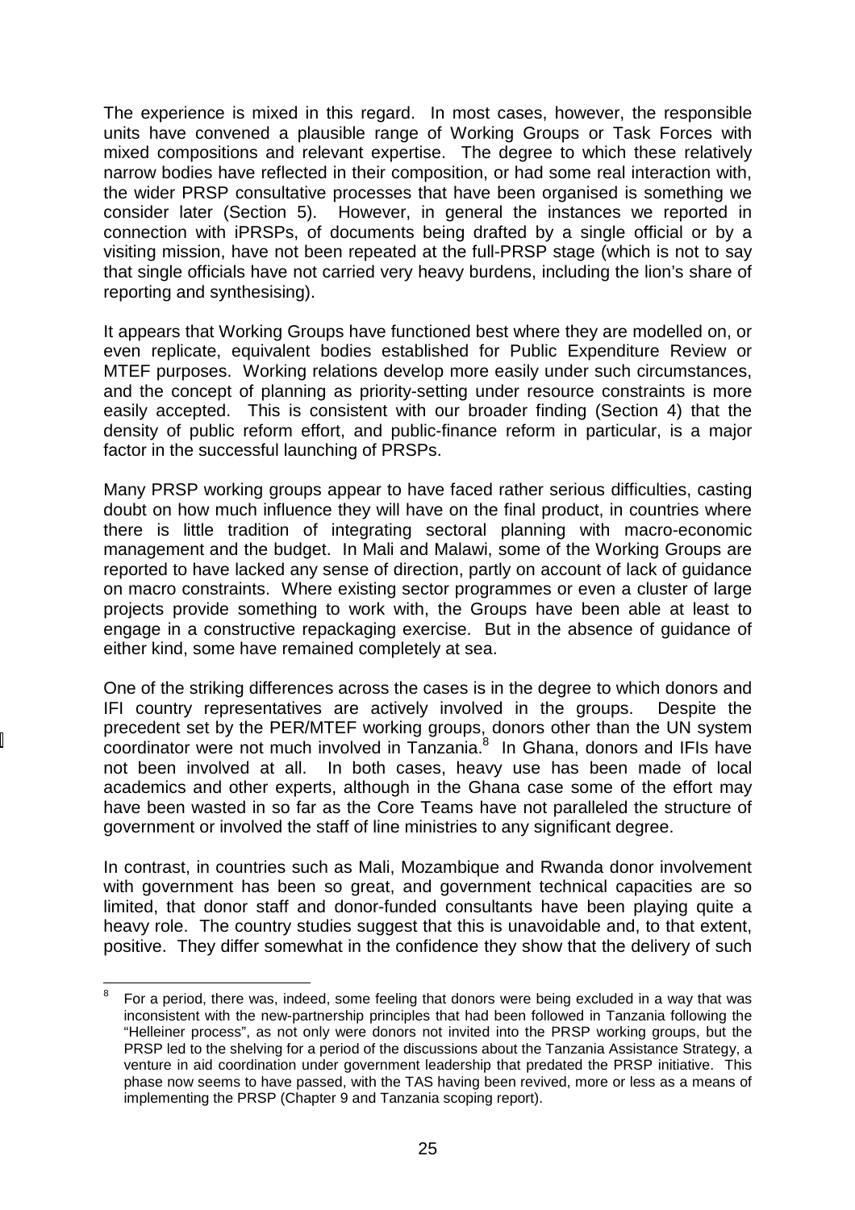The experience is mixed in this regard. In most cases, however, the responsible units have convened a plausible range of Working Groups or Task Forces with mixed compositions and relevant expertise. The degree to which these relatively narrow bodies have reflected in their composition, or had some real interaction with, the wider PRSP consultative processes that have been organised is something we consider later (Section 5). However, in general the instances we reported in connection with iPRSPs, of documents being drafted by a single official or by a visiting mission, have not been repeated at the full-PRSP stage (which is not to say that single officials have not carried very heavy burdens, including the lion's share of reporting and synthesising).

It appears that Working Groups have functioned best where they are modelled on, or even replicate, equivalent bodies established for Public Expenditure Review or MTEF purposes. Working relations develop more easily under such circumstances, and the concept of planning as priority-setting under resource constraints is more easily accepted. This is consistent with our broader finding (Section 4) that the density of public reform effort, and public-finance reform in particular, is a major factor in the successful launching of PRSPs.

Many PRSP working groups appear to have faced rather serious difficulties, casting doubt on how much influence they will have on the final product, in countries where there is little tradition of integrating sectoral planning with macro-economic management and the budget. In Mali and Malawi, some of the Working Groups are reported to have lacked any sense of direction, partly on account of lack of guidance on macro constraints. Where existing sector programmes or even a cluster of large projects provide something to work with, the Groups have been able at least to engage in a constructive repackaging exercise. But in the absence of guidance of either kind, some have remained completely at sea.

One of the striking differences across the cases is in the degree to which donors and IFI country representatives are actively involved in the groups. Despite the precedent set by the PER/MTEF working groups, donors other than the UN system coordinator were not much involved in Tanzania.[8] In Ghana, donors and IFIs have not been involved at all. In both cases, heavy use has been made of local academics and other experts, although in the Ghana case some of the effort may have been wasted in so far as the Core Teams have not paralleled the structure of government or involved the staff of line ministries to any significant degree.

In contrast, in countries such as Mali, Mozambique and Rwanda donor involvement with government has been so great, and government technical capacities are so limited, that donor staff and donor-funded consultants have been playing quite a heavy role. The country studies suggest that this is unavoidable and, to that extent, positive. They differ somewhat in the confidence they show that the delivery of such

---

[8] For a period, there was, indeed, some feeling that donors were being excluded in a way that was inconsistent with the new-partnership principles that had been followed in Tanzania following the "Helleiner process", as not only were donors not invited into the PRSP working groups, but the PRSP led to the shelving for a period of the discussions about the Tanzania Assistance Strategy, a venture in aid coordination under government leadership that predated the PRSP initiative. This phase now seems to have passed, with the TAS having been revived, more or less as a means of implementing the PRSP (Chapter 9 and Tanzania scoping report).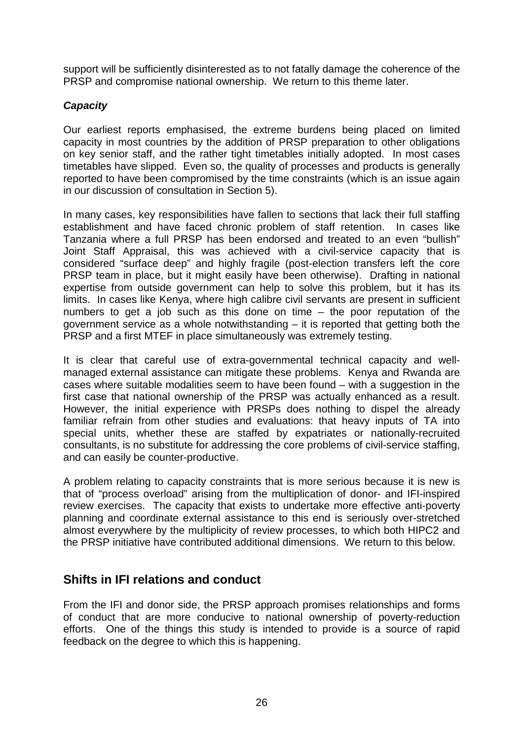support will be sufficiently disinterested as to not fatally damage the coherence of the PRSP and compromise national ownership. We return to this theme later.

### *Capacity*

Our earliest reports emphasised, the extreme burdens being placed on limited capacity in most countries by the addition of PRSP preparation to other obligations on key senior staff, and the rather tight timetables initially adopted. In most cases timetables have slipped. Even so, the quality of processes and products is generally reported to have been compromised by the time constraints (which is an issue again in our discussion of consultation in Section 5).

In many cases, key responsibilities have fallen to sections that lack their full staffing establishment and have faced chronic problem of staff retention. In cases like Tanzania where a full PRSP has been endorsed and treated to an even "bullish" Joint Staff Appraisal, this was achieved with a civil-service capacity that is considered "surface deep" and highly fragile (post-election transfers left the core PRSP team in place, but it might easily have been otherwise). Drafting in national expertise from outside government can help to solve this problem, but it has its limits. In cases like Kenya, where high calibre civil servants are present in sufficient numbers to get a job such as this done on time – the poor reputation of the government service as a whole notwithstanding – it is reported that getting both the PRSP and a first MTEF in place simultaneously was extremely testing.

It is clear that careful use of extra-governmental technical capacity and well-managed external assistance can mitigate these problems. Kenya and Rwanda are cases where suitable modalities seem to have been found – with a suggestion in the first case that national ownership of the PRSP was actually enhanced as a result. However, the initial experience with PRSPs does nothing to dispel the already familiar refrain from other studies and evaluations: that heavy inputs of TA into special units, whether these are staffed by expatriates or nationally-recruited consultants, is no substitute for addressing the core problems of civil-service staffing, and can easily be counter-productive.

A problem relating to capacity constraints that is more serious because it is new is that of "process overload" arising from the multiplication of donor- and IFI-inspired review exercises. The capacity that exists to undertake more effective anti-poverty planning and coordinate external assistance to this end is seriously over-stretched almost everywhere by the multiplicity of review processes, to which both HIPC2 and the PRSP initiative have contributed additional dimensions. We return to this below.

## Shifts in IFI relations and conduct

From the IFI and donor side, the PRSP approach promises relationships and forms of conduct that are more conducive to national ownership of poverty-reduction efforts. One of the things this study is intended to provide is a source of rapid feedback on the degree to which this is happening.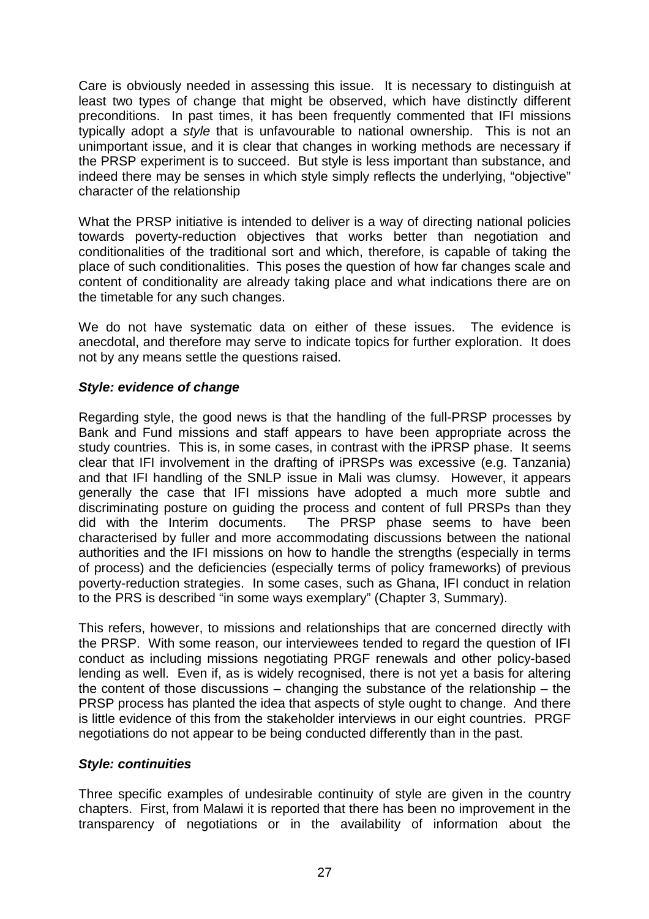Care is obviously needed in assessing this issue. It is necessary to distinguish at least two types of change that might be observed, which have distinctly different preconditions. In past times, it has been frequently commented that IFI missions typically adopt a *style* that is unfavourable to national ownership. This is not an unimportant issue, and it is clear that changes in working methods are necessary if the PRSP experiment is to succeed. But style is less important than substance, and indeed there may be senses in which style simply reflects the underlying, "objective" character of the relationship

What the PRSP initiative is intended to deliver is a way of directing national policies towards poverty-reduction objectives that works better than negotiation and conditionalities of the traditional sort and which, therefore, is capable of taking the place of such conditionalities. This poses the question of how far changes scale and content of conditionality are already taking place and what indications there are on the timetable for any such changes.

We do not have systematic data on either of these issues. The evidence is anecdotal, and therefore may serve to indicate topics for further exploration. It does not by any means settle the questions raised.

### ***Style: evidence of change***

Regarding style, the good news is that the handling of the full-PRSP processes by Bank and Fund missions and staff appears to have been appropriate across the study countries. This is, in some cases, in contrast with the iPRSP phase. It seems clear that IFI involvement in the drafting of iPRSPs was excessive (e.g. Tanzania) and that IFI handling of the SNLP issue in Mali was clumsy. However, it appears generally the case that IFI missions have adopted a much more subtle and discriminating posture on guiding the process and content of full PRSPs than they did with the Interim documents. The PRSP phase seems to have been characterised by fuller and more accommodating discussions between the national authorities and the IFI missions on how to handle the strengths (especially in terms of process) and the deficiencies (especially terms of policy frameworks) of previous poverty-reduction strategies. In some cases, such as Ghana, IFI conduct in relation to the PRS is described "in some ways exemplary" (Chapter 3, Summary).

This refers, however, to missions and relationships that are concerned directly with the PRSP. With some reason, our interviewees tended to regard the question of IFI conduct as including missions negotiating PRGF renewals and other policy-based lending as well. Even if, as is widely recognised, there is not yet a basis for altering the content of those discussions – changing the substance of the relationship – the PRSP process has planted the idea that aspects of style ought to change. And there is little evidence of this from the stakeholder interviews in our eight countries. PRGF negotiations do not appear to be being conducted differently than in the past.

### ***Style: continuities***

Three specific examples of undesirable continuity of style are given in the country chapters. First, from Malawi it is reported that there has been no improvement in the transparency of negotiations or in the availability of information about the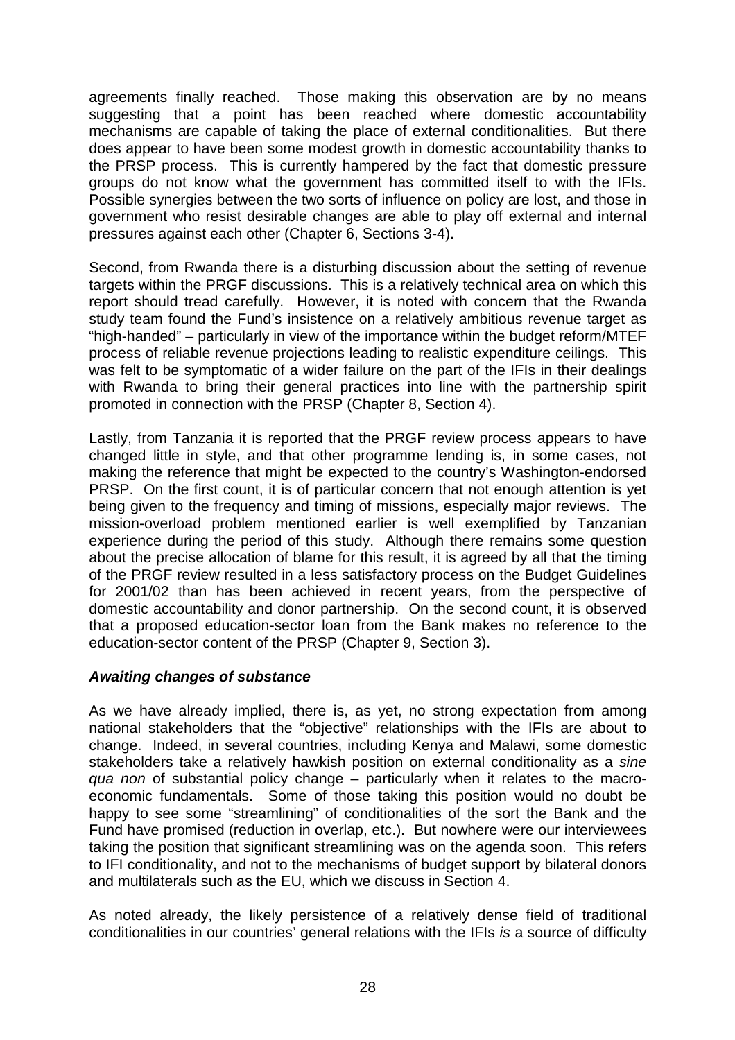agreements finally reached. Those making this observation are by no means suggesting that a point has been reached where domestic accountability mechanisms are capable of taking the place of external conditionalities. But there does appear to have been some modest growth in domestic accountability thanks to the PRSP process. This is currently hampered by the fact that domestic pressure groups do not know what the government has committed itself to with the IFIs. Possible synergies between the two sorts of influence on policy are lost, and those in government who resist desirable changes are able to play off external and internal pressures against each other (Chapter 6, Sections 3-4).

Second, from Rwanda there is a disturbing discussion about the setting of revenue targets within the PRGF discussions. This is a relatively technical area on which this report should tread carefully. However, it is noted with concern that the Rwanda study team found the Fund's insistence on a relatively ambitious revenue target as "high-handed" – particularly in view of the importance within the budget reform/MTEF process of reliable revenue projections leading to realistic expenditure ceilings. This was felt to be symptomatic of a wider failure on the part of the IFIs in their dealings with Rwanda to bring their general practices into line with the partnership spirit promoted in connection with the PRSP (Chapter 8, Section 4).

Lastly, from Tanzania it is reported that the PRGF review process appears to have changed little in style, and that other programme lending is, in some cases, not making the reference that might be expected to the country's Washington-endorsed PRSP. On the first count, it is of particular concern that not enough attention is yet being given to the frequency and timing of missions, especially major reviews. The mission-overload problem mentioned earlier is well exemplified by Tanzanian experience during the period of this study. Although there remains some question about the precise allocation of blame for this result, it is agreed by all that the timing of the PRGF review resulted in a less satisfactory process on the Budget Guidelines for 2001/02 than has been achieved in recent years, from the perspective of domestic accountability and donor partnership. On the second count, it is observed that a proposed education-sector loan from the Bank makes no reference to the education-sector content of the PRSP (Chapter 9, Section 3).

***Awaiting changes of substance***

As we have already implied, there is, as yet, no strong expectation from among national stakeholders that the "objective" relationships with the IFIs are about to change. Indeed, in several countries, including Kenya and Malawi, some domestic stakeholders take a relatively hawkish position on external conditionality as a *sine qua non* of substantial policy change – particularly when it relates to the macro-economic fundamentals. Some of those taking this position would no doubt be happy to see some "streamlining" of conditionalities of the sort the Bank and the Fund have promised (reduction in overlap, etc.). But nowhere were our interviewees taking the position that significant streamlining was on the agenda soon. This refers to IFI conditionality, and not to the mechanisms of budget support by bilateral donors and multilaterals such as the EU, which we discuss in Section 4.

As noted already, the likely persistence of a relatively dense field of traditional conditionalities in our countries' general relations with the IFIs *is* a source of difficulty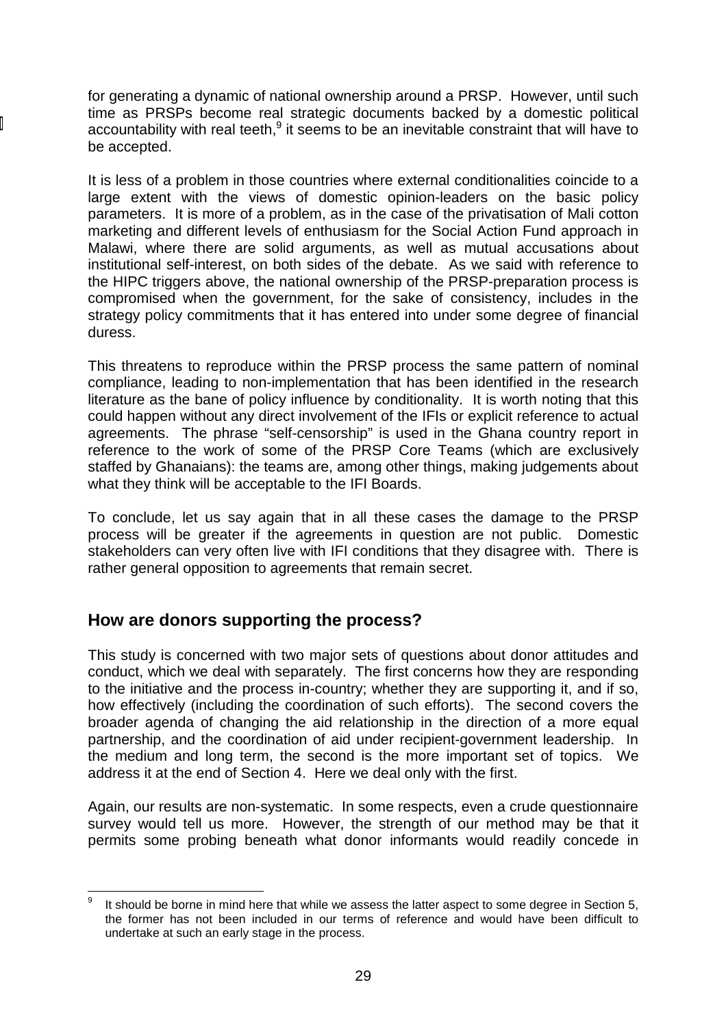for generating a dynamic of national ownership around a PRSP. However, until such time as PRSPs become real strategic documents backed by a domestic political accountability with real teeth,[9] it seems to be an inevitable constraint that will have to be accepted.

It is less of a problem in those countries where external conditionalities coincide to a large extent with the views of domestic opinion-leaders on the basic policy parameters. It is more of a problem, as in the case of the privatisation of Mali cotton marketing and different levels of enthusiasm for the Social Action Fund approach in Malawi, where there are solid arguments, as well as mutual accusations about institutional self-interest, on both sides of the debate. As we said with reference to the HIPC triggers above, the national ownership of the PRSP-preparation process is compromised when the government, for the sake of consistency, includes in the strategy policy commitments that it has entered into under some degree of financial duress.

This threatens to reproduce within the PRSP process the same pattern of nominal compliance, leading to non-implementation that has been identified in the research literature as the bane of policy influence by conditionality. It is worth noting that this could happen without any direct involvement of the IFIs or explicit reference to actual agreements. The phrase "self-censorship" is used in the Ghana country report in reference to the work of some of the PRSP Core Teams (which are exclusively staffed by Ghanaians): the teams are, among other things, making judgements about what they think will be acceptable to the IFI Boards.

To conclude, let us say again that in all these cases the damage to the PRSP process will be greater if the agreements in question are not public. Domestic stakeholders can very often live with IFI conditions that they disagree with. There is rather general opposition to agreements that remain secret.

## How are donors supporting the process?

This study is concerned with two major sets of questions about donor attitudes and conduct, which we deal with separately. The first concerns how they are responding to the initiative and the process in-country; whether they are supporting it, and if so, how effectively (including the coordination of such efforts). The second covers the broader agenda of changing the aid relationship in the direction of a more equal partnership, and the coordination of aid under recipient-government leadership. In the medium and long term, the second is the more important set of topics. We address it at the end of Section 4. Here we deal only with the first.

Again, our results are non-systematic. In some respects, even a crude questionnaire survey would tell us more. However, the strength of our method may be that it permits some probing beneath what donor informants would readily concede in

[9] It should be borne in mind here that while we assess the latter aspect to some degree in Section 5, the former has not been included in our terms of reference and would have been difficult to undertake at such an early stage in the process.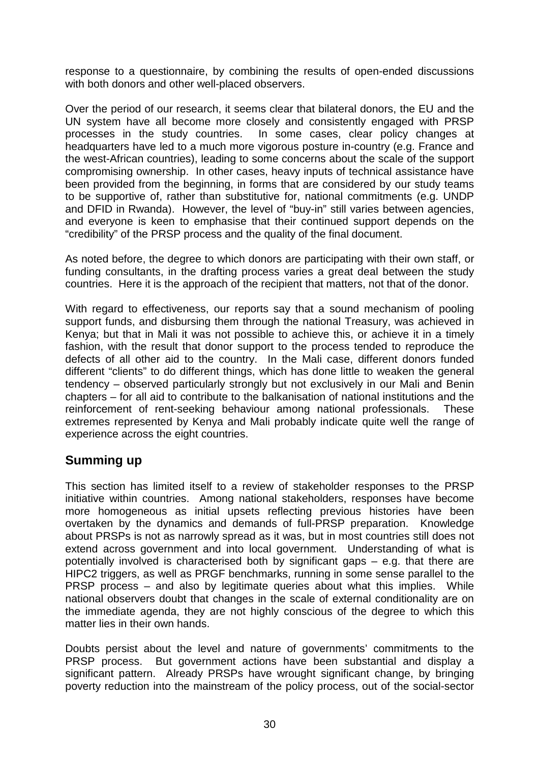response to a questionnaire, by combining the results of open-ended discussions with both donors and other well-placed observers.

Over the period of our research, it seems clear that bilateral donors, the EU and the UN system have all become more closely and consistently engaged with PRSP processes in the study countries. In some cases, clear policy changes at headquarters have led to a much more vigorous posture in-country (e.g. France and the west-African countries), leading to some concerns about the scale of the support compromising ownership. In other cases, heavy inputs of technical assistance have been provided from the beginning, in forms that are considered by our study teams to be supportive of, rather than substitutive for, national commitments (e.g. UNDP and DFID in Rwanda). However, the level of "buy-in" still varies between agencies, and everyone is keen to emphasise that their continued support depends on the "credibility" of the PRSP process and the quality of the final document.

As noted before, the degree to which donors are participating with their own staff, or funding consultants, in the drafting process varies a great deal between the study countries. Here it is the approach of the recipient that matters, not that of the donor.

With regard to effectiveness, our reports say that a sound mechanism of pooling support funds, and disbursing them through the national Treasury, was achieved in Kenya; but that in Mali it was not possible to achieve this, or achieve it in a timely fashion, with the result that donor support to the process tended to reproduce the defects of all other aid to the country. In the Mali case, different donors funded different "clients" to do different things, which has done little to weaken the general tendency – observed particularly strongly but not exclusively in our Mali and Benin chapters – for all aid to contribute to the balkanisation of national institutions and the reinforcement of rent-seeking behaviour among national professionals. These extremes represented by Kenya and Mali probably indicate quite well the range of experience across the eight countries.

## Summing up

This section has limited itself to a review of stakeholder responses to the PRSP initiative within countries. Among national stakeholders, responses have become more homogeneous as initial upsets reflecting previous histories have been overtaken by the dynamics and demands of full-PRSP preparation. Knowledge about PRSPs is not as narrowly spread as it was, but in most countries still does not extend across government and into local government. Understanding of what is potentially involved is characterised both by significant gaps – e.g. that there are HIPC2 triggers, as well as PRGF benchmarks, running in some sense parallel to the PRSP process – and also by legitimate queries about what this implies. While national observers doubt that changes in the scale of external conditionality are on the immediate agenda, they are not highly conscious of the degree to which this matter lies in their own hands.

Doubts persist about the level and nature of governments' commitments to the PRSP process. But government actions have been substantial and display a significant pattern. Already PRSPs have wrought significant change, by bringing poverty reduction into the mainstream of the policy process, out of the social-sector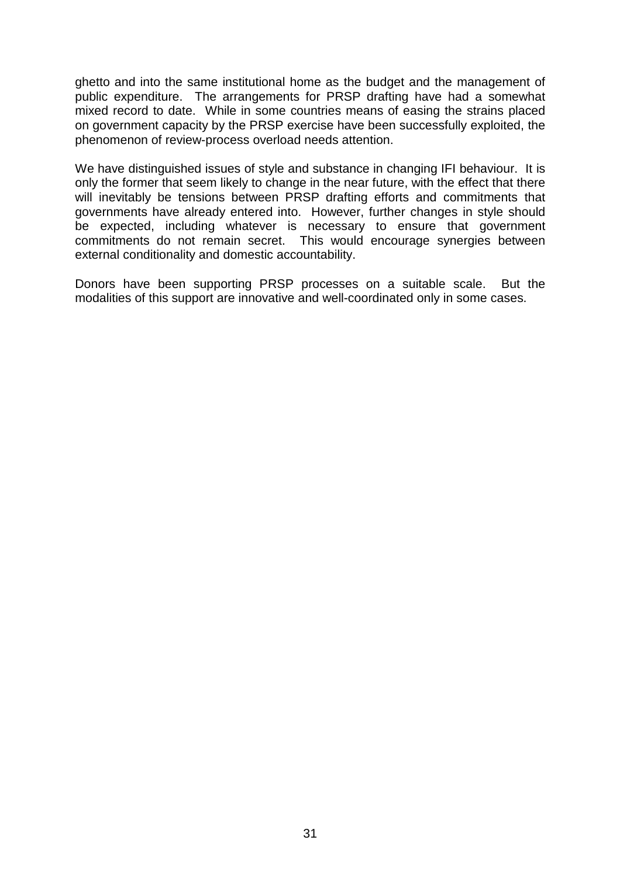ghetto and into the same institutional home as the budget and the management of public expenditure. The arrangements for PRSP drafting have had a somewhat mixed record to date. While in some countries means of easing the strains placed on government capacity by the PRSP exercise have been successfully exploited, the phenomenon of review-process overload needs attention.

We have distinguished issues of style and substance in changing IFI behaviour. It is only the former that seem likely to change in the near future, with the effect that there will inevitably be tensions between PRSP drafting efforts and commitments that governments have already entered into. However, further changes in style should be expected, including whatever is necessary to ensure that government commitments do not remain secret. This would encourage synergies between external conditionality and domestic accountability.

Donors have been supporting PRSP processes on a suitable scale. But the modalities of this support are innovative and well-coordinated only in some cases.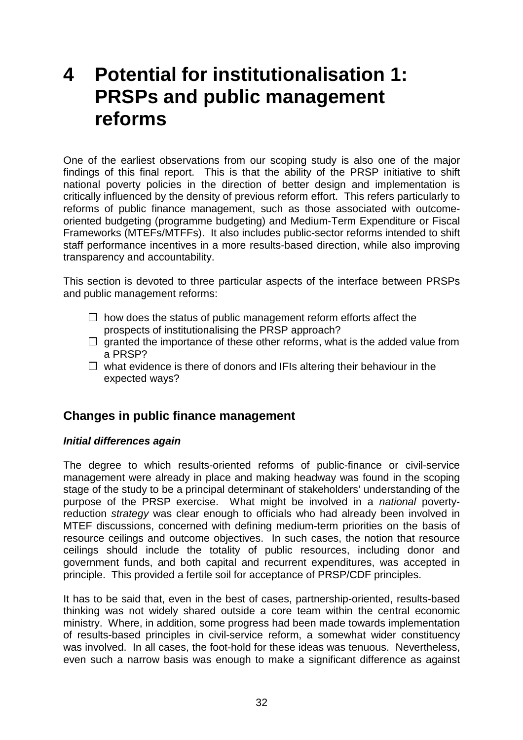# 4 Potential for institutionalisation 1: PRSPs and public management reforms

One of the earliest observations from our scoping study is also one of the major findings of this final report. This is that the ability of the PRSP initiative to shift national poverty policies in the direction of better design and implementation is critically influenced by the density of previous reform effort. This refers particularly to reforms of public finance management, such as those associated with outcome-oriented budgeting (programme budgeting) and Medium-Term Expenditure or Fiscal Frameworks (MTEFs/MTFFs). It also includes public-sector reforms intended to shift staff performance incentives in a more results-based direction, while also improving transparency and accountability.

This section is devoted to three particular aspects of the interface between PRSPs and public management reforms:

- ❒ how does the status of public management reform efforts affect the prospects of institutionalising the PRSP approach?
- ❒ granted the importance of these other reforms, what is the added value from a PRSP?
- ❒ what evidence is there of donors and IFIs altering their behaviour in the expected ways?

## Changes in public finance management

### *Initial differences again*

The degree to which results-oriented reforms of public-finance or civil-service management were already in place and making headway was found in the scoping stage of the study to be a principal determinant of stakeholders' understanding of the purpose of the PRSP exercise. What might be involved in a *national* poverty-reduction *strategy* was clear enough to officials who had already been involved in MTEF discussions, concerned with defining medium-term priorities on the basis of resource ceilings and outcome objectives. In such cases, the notion that resource ceilings should include the totality of public resources, including donor and government funds, and both capital and recurrent expenditures, was accepted in principle. This provided a fertile soil for acceptance of PRSP/CDF principles.

It has to be said that, even in the best of cases, partnership-oriented, results-based thinking was not widely shared outside a core team within the central economic ministry. Where, in addition, some progress had been made towards implementation of results-based principles in civil-service reform, a somewhat wider constituency was involved. In all cases, the foot-hold for these ideas was tenuous. Nevertheless, even such a narrow basis was enough to make a significant difference as against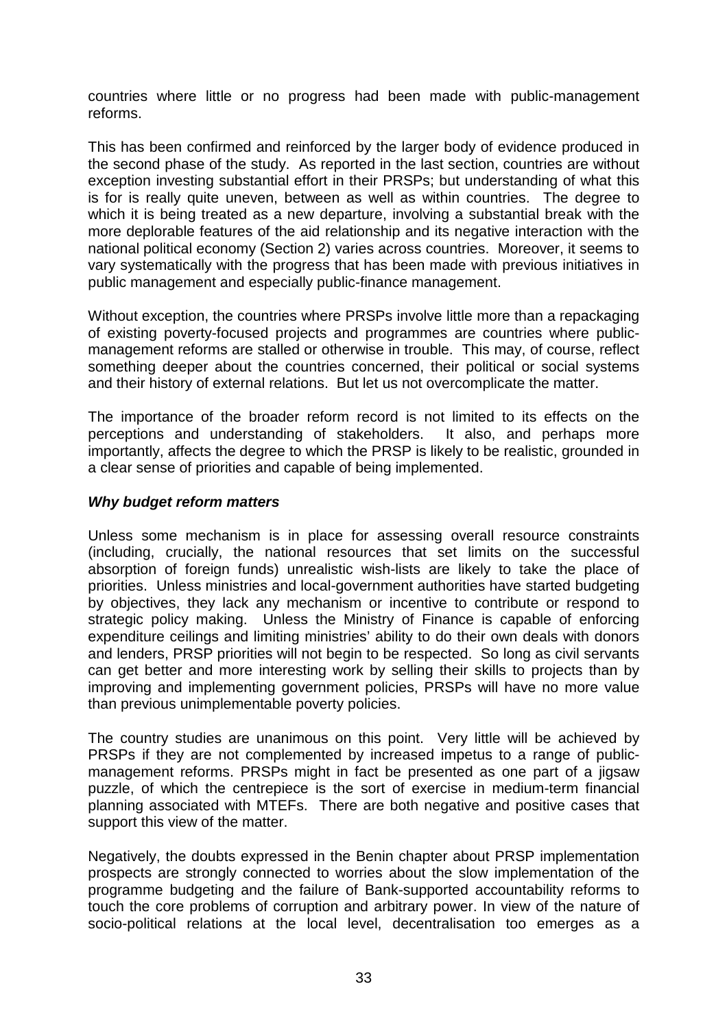countries where little or no progress had been made with public-management reforms.

This has been confirmed and reinforced by the larger body of evidence produced in the second phase of the study. As reported in the last section, countries are without exception investing substantial effort in their PRSPs; but understanding of what this is for is really quite uneven, between as well as within countries. The degree to which it is being treated as a new departure, involving a substantial break with the more deplorable features of the aid relationship and its negative interaction with the national political economy (Section 2) varies across countries. Moreover, it seems to vary systematically with the progress that has been made with previous initiatives in public management and especially public-finance management.

Without exception, the countries where PRSPs involve little more than a repackaging of existing poverty-focused projects and programmes are countries where public-management reforms are stalled or otherwise in trouble. This may, of course, reflect something deeper about the countries concerned, their political or social systems and their history of external relations. But let us not overcomplicate the matter.

The importance of the broader reform record is not limited to its effects on the perceptions and understanding of stakeholders. It also, and perhaps more importantly, affects the degree to which the PRSP is likely to be realistic, grounded in a clear sense of priorities and capable of being implemented.

### *Why budget reform matters*

Unless some mechanism is in place for assessing overall resource constraints (including, crucially, the national resources that set limits on the successful absorption of foreign funds) unrealistic wish-lists are likely to take the place of priorities. Unless ministries and local-government authorities have started budgeting by objectives, they lack any mechanism or incentive to contribute or respond to strategic policy making. Unless the Ministry of Finance is capable of enforcing expenditure ceilings and limiting ministries' ability to do their own deals with donors and lenders, PRSP priorities will not begin to be respected. So long as civil servants can get better and more interesting work by selling their skills to projects than by improving and implementing government policies, PRSPs will have no more value than previous unimplementable poverty policies.

The country studies are unanimous on this point. Very little will be achieved by PRSPs if they are not complemented by increased impetus to a range of public-management reforms. PRSPs might in fact be presented as one part of a jigsaw puzzle, of which the centrepiece is the sort of exercise in medium-term financial planning associated with MTEFs. There are both negative and positive cases that support this view of the matter.

Negatively, the doubts expressed in the Benin chapter about PRSP implementation prospects are strongly connected to worries about the slow implementation of the programme budgeting and the failure of Bank-supported accountability reforms to touch the core problems of corruption and arbitrary power. In view of the nature of socio-political relations at the local level, decentralisation too emerges as a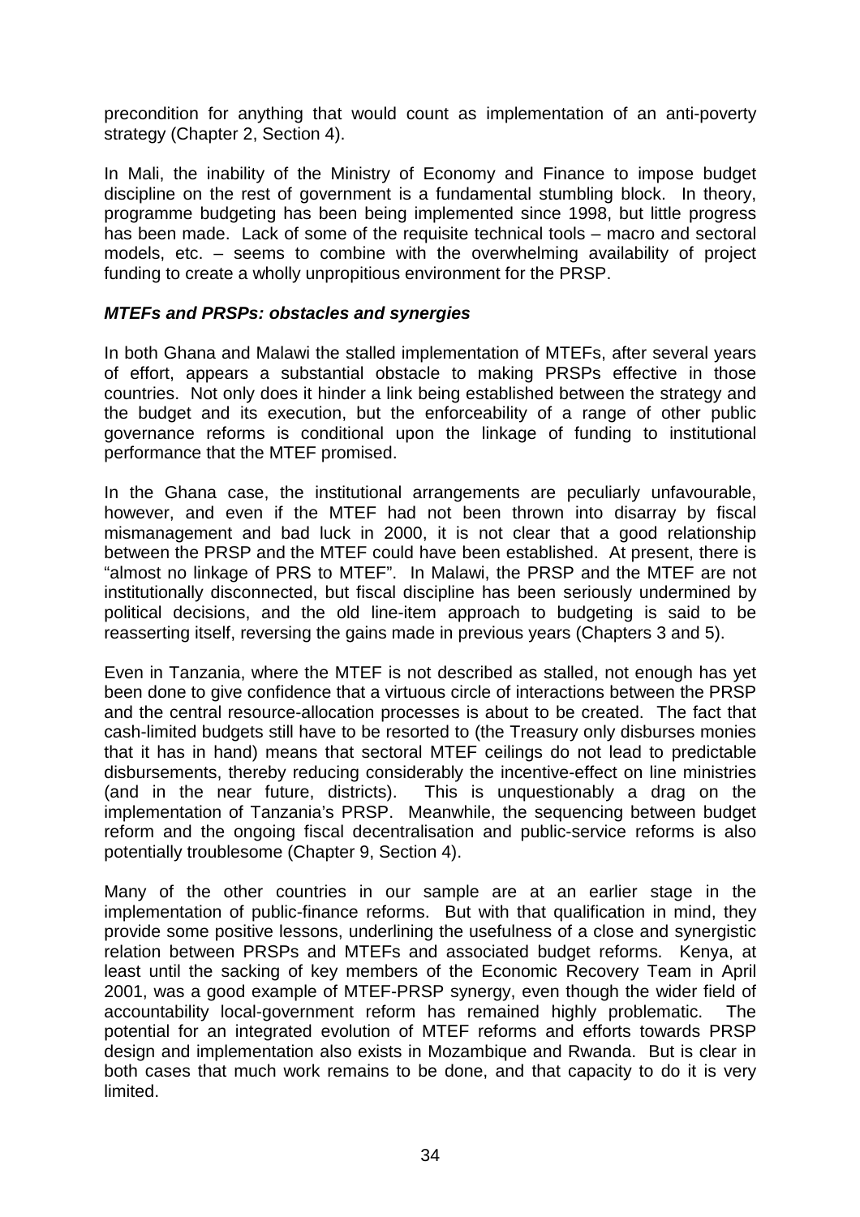precondition for anything that would count as implementation of an anti-poverty strategy (Chapter 2, Section 4).

In Mali, the inability of the Ministry of Economy and Finance to impose budget discipline on the rest of government is a fundamental stumbling block. In theory, programme budgeting has been being implemented since 1998, but little progress has been made. Lack of some of the requisite technical tools – macro and sectoral models, etc. – seems to combine with the overwhelming availability of project funding to create a wholly unpropitious environment for the PRSP.

***MTEFs and PRSPs: obstacles and synergies***

In both Ghana and Malawi the stalled implementation of MTEFs, after several years of effort, appears a substantial obstacle to making PRSPs effective in those countries. Not only does it hinder a link being established between the strategy and the budget and its execution, but the enforceability of a range of other public governance reforms is conditional upon the linkage of funding to institutional performance that the MTEF promised.

In the Ghana case, the institutional arrangements are peculiarly unfavourable, however, and even if the MTEF had not been thrown into disarray by fiscal mismanagement and bad luck in 2000, it is not clear that a good relationship between the PRSP and the MTEF could have been established. At present, there is "almost no linkage of PRS to MTEF". In Malawi, the PRSP and the MTEF are not institutionally disconnected, but fiscal discipline has been seriously undermined by political decisions, and the old line-item approach to budgeting is said to be reasserting itself, reversing the gains made in previous years (Chapters 3 and 5).

Even in Tanzania, where the MTEF is not described as stalled, not enough has yet been done to give confidence that a virtuous circle of interactions between the PRSP and the central resource-allocation processes is about to be created. The fact that cash-limited budgets still have to be resorted to (the Treasury only disburses monies that it has in hand) means that sectoral MTEF ceilings do not lead to predictable disbursements, thereby reducing considerably the incentive-effect on line ministries (and in the near future, districts). This is unquestionably a drag on the implementation of Tanzania's PRSP. Meanwhile, the sequencing between budget reform and the ongoing fiscal decentralisation and public-service reforms is also potentially troublesome (Chapter 9, Section 4).

Many of the other countries in our sample are at an earlier stage in the implementation of public-finance reforms. But with that qualification in mind, they provide some positive lessons, underlining the usefulness of a close and synergistic relation between PRSPs and MTEFs and associated budget reforms. Kenya, at least until the sacking of key members of the Economic Recovery Team in April 2001, was a good example of MTEF-PRSP synergy, even though the wider field of accountability local-government reform has remained highly problematic. The potential for an integrated evolution of MTEF reforms and efforts towards PRSP design and implementation also exists in Mozambique and Rwanda. But is clear in both cases that much work remains to be done, and that capacity to do it is very limited.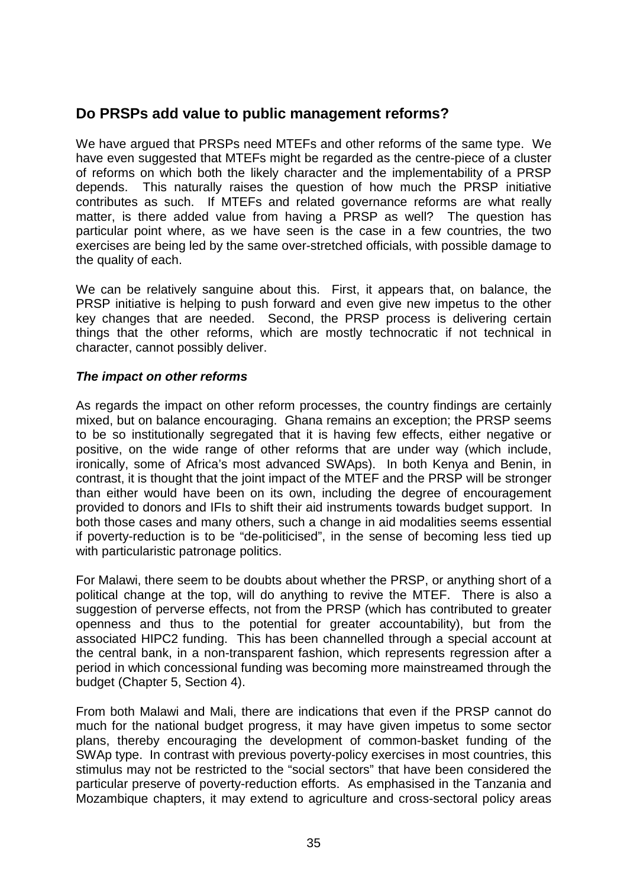## Do PRSPs add value to public management reforms?

We have argued that PRSPs need MTEFs and other reforms of the same type. We have even suggested that MTEFs might be regarded as the centre-piece of a cluster of reforms on which both the likely character and the implementability of a PRSP depends. This naturally raises the question of how much the PRSP initiative contributes as such. If MTEFs and related governance reforms are what really matter, is there added value from having a PRSP as well? The question has particular point where, as we have seen is the case in a few countries, the two exercises are being led by the same over-stretched officials, with possible damage to the quality of each.

We can be relatively sanguine about this. First, it appears that, on balance, the PRSP initiative is helping to push forward and even give new impetus to the other key changes that are needed. Second, the PRSP process is delivering certain things that the other reforms, which are mostly technocratic if not technical in character, cannot possibly deliver.

### *The impact on other reforms*

As regards the impact on other reform processes, the country findings are certainly mixed, but on balance encouraging. Ghana remains an exception; the PRSP seems to be so institutionally segregated that it is having few effects, either negative or positive, on the wide range of other reforms that are under way (which include, ironically, some of Africa's most advanced SWAps). In both Kenya and Benin, in contrast, it is thought that the joint impact of the MTEF and the PRSP will be stronger than either would have been on its own, including the degree of encouragement provided to donors and IFIs to shift their aid instruments towards budget support. In both those cases and many others, such a change in aid modalities seems essential if poverty-reduction is to be "de-politicised", in the sense of becoming less tied up with particularistic patronage politics.

For Malawi, there seem to be doubts about whether the PRSP, or anything short of a political change at the top, will do anything to revive the MTEF. There is also a suggestion of perverse effects, not from the PRSP (which has contributed to greater openness and thus to the potential for greater accountability), but from the associated HIPC2 funding. This has been channelled through a special account at the central bank, in a non-transparent fashion, which represents regression after a period in which concessional funding was becoming more mainstreamed through the budget (Chapter 5, Section 4).

From both Malawi and Mali, there are indications that even if the PRSP cannot do much for the national budget progress, it may have given impetus to some sector plans, thereby encouraging the development of common-basket funding of the SWAp type. In contrast with previous poverty-policy exercises in most countries, this stimulus may not be restricted to the "social sectors" that have been considered the particular preserve of poverty-reduction efforts. As emphasised in the Tanzania and Mozambique chapters, it may extend to agriculture and cross-sectoral policy areas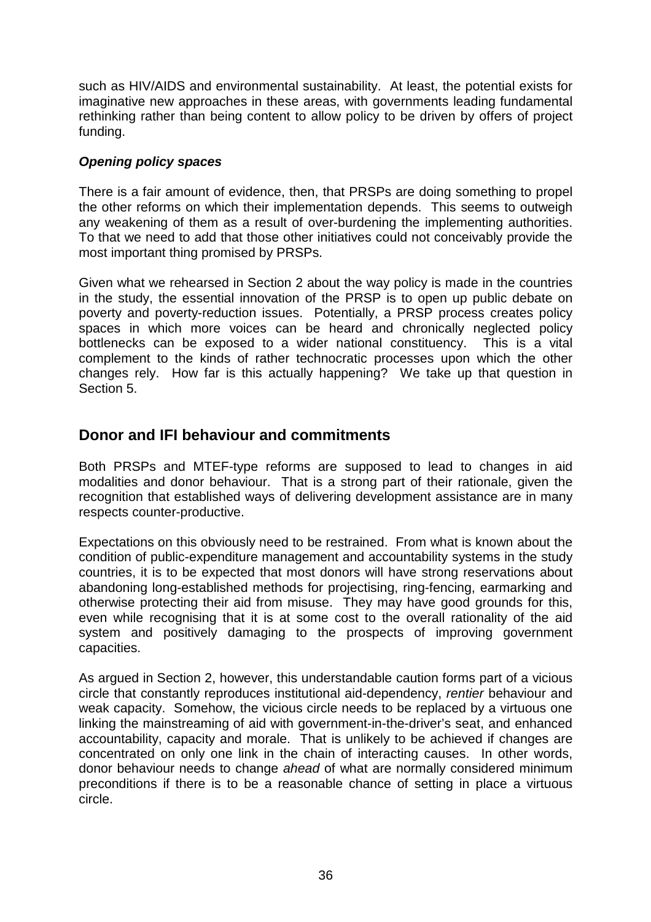such as HIV/AIDS and environmental sustainability. At least, the potential exists for imaginative new approaches in these areas, with governments leading fundamental rethinking rather than being content to allow policy to be driven by offers of project funding.

### *Opening policy spaces*

There is a fair amount of evidence, then, that PRSPs are doing something to propel the other reforms on which their implementation depends. This seems to outweigh any weakening of them as a result of over-burdening the implementing authorities. To that we need to add that those other initiatives could not conceivably provide the most important thing promised by PRSPs.

Given what we rehearsed in Section 2 about the way policy is made in the countries in the study, the essential innovation of the PRSP is to open up public debate on poverty and poverty-reduction issues. Potentially, a PRSP process creates policy spaces in which more voices can be heard and chronically neglected policy bottlenecks can be exposed to a wider national constituency. This is a vital complement to the kinds of rather technocratic processes upon which the other changes rely. How far is this actually happening? We take up that question in Section 5.

## Donor and IFI behaviour and commitments

Both PRSPs and MTEF-type reforms are supposed to lead to changes in aid modalities and donor behaviour. That is a strong part of their rationale, given the recognition that established ways of delivering development assistance are in many respects counter-productive.

Expectations on this obviously need to be restrained. From what is known about the condition of public-expenditure management and accountability systems in the study countries, it is to be expected that most donors will have strong reservations about abandoning long-established methods for projectising, ring-fencing, earmarking and otherwise protecting their aid from misuse. They may have good grounds for this, even while recognising that it is at some cost to the overall rationality of the aid system and positively damaging to the prospects of improving government capacities.

As argued in Section 2, however, this understandable caution forms part of a vicious circle that constantly reproduces institutional aid-dependency, *rentier* behaviour and weak capacity. Somehow, the vicious circle needs to be replaced by a virtuous one linking the mainstreaming of aid with government-in-the-driver's seat, and enhanced accountability, capacity and morale. That is unlikely to be achieved if changes are concentrated on only one link in the chain of interacting causes. In other words, donor behaviour needs to change *ahead* of what are normally considered minimum preconditions if there is to be a reasonable chance of setting in place a virtuous circle.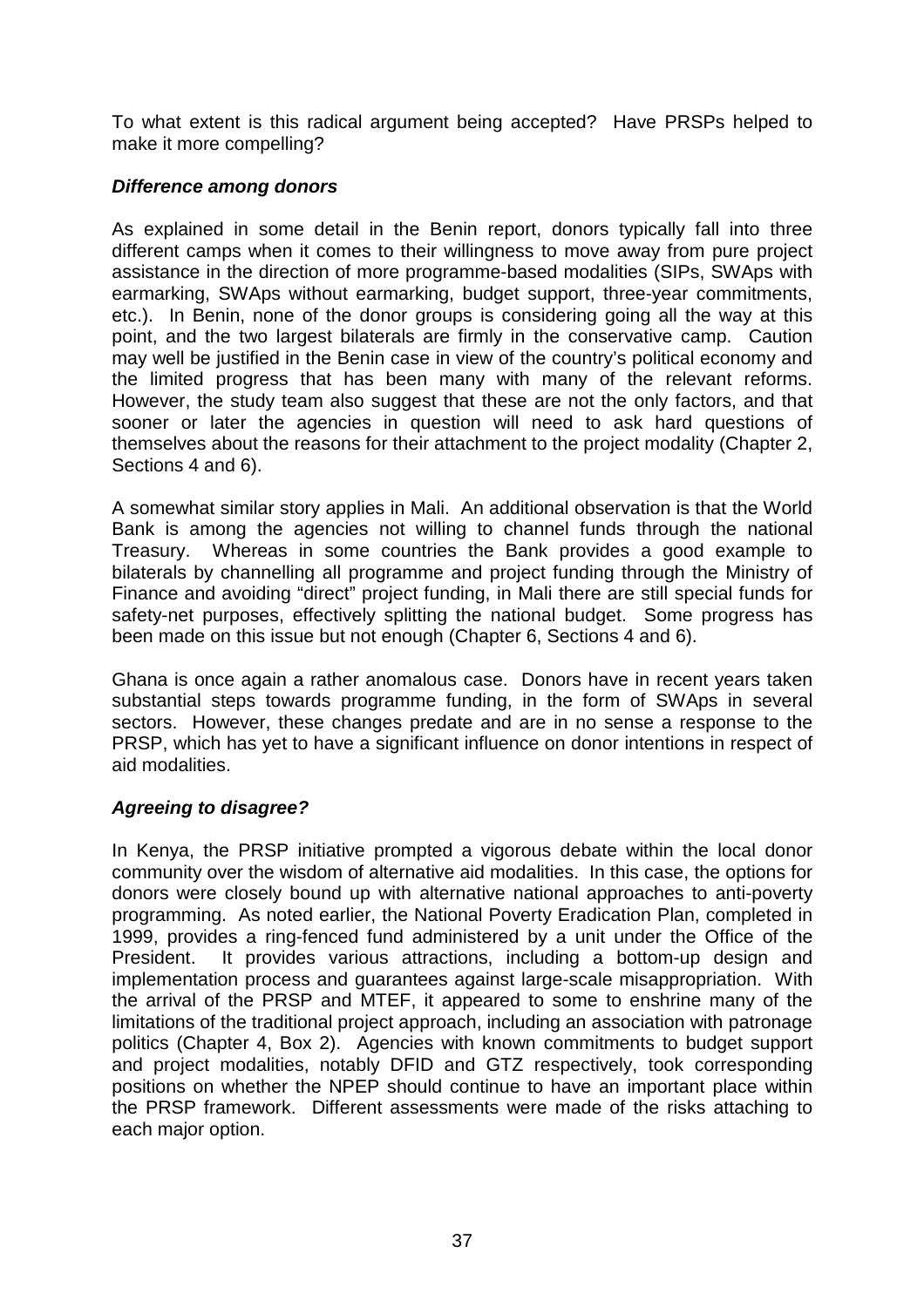To what extent is this radical argument being accepted? Have PRSPs helped to make it more compelling?

### *Difference among donors*

As explained in some detail in the Benin report, donors typically fall into three different camps when it comes to their willingness to move away from pure project assistance in the direction of more programme-based modalities (SIPs, SWAps with earmarking, SWAps without earmarking, budget support, three-year commitments, etc.). In Benin, none of the donor groups is considering going all the way at this point, and the two largest bilaterals are firmly in the conservative camp. Caution may well be justified in the Benin case in view of the country's political economy and the limited progress that has been many with many of the relevant reforms. However, the study team also suggest that these are not the only factors, and that sooner or later the agencies in question will need to ask hard questions of themselves about the reasons for their attachment to the project modality (Chapter 2, Sections 4 and 6).

A somewhat similar story applies in Mali. An additional observation is that the World Bank is among the agencies not willing to channel funds through the national Treasury. Whereas in some countries the Bank provides a good example to bilaterals by channelling all programme and project funding through the Ministry of Finance and avoiding "direct" project funding, in Mali there are still special funds for safety-net purposes, effectively splitting the national budget. Some progress has been made on this issue but not enough (Chapter 6, Sections 4 and 6).

Ghana is once again a rather anomalous case. Donors have in recent years taken substantial steps towards programme funding, in the form of SWAps in several sectors. However, these changes predate and are in no sense a response to the PRSP, which has yet to have a significant influence on donor intentions in respect of aid modalities.

### *Agreeing to disagree?*

In Kenya, the PRSP initiative prompted a vigorous debate within the local donor community over the wisdom of alternative aid modalities. In this case, the options for donors were closely bound up with alternative national approaches to anti-poverty programming. As noted earlier, the National Poverty Eradication Plan, completed in 1999, provides a ring-fenced fund administered by a unit under the Office of the President. It provides various attractions, including a bottom-up design and implementation process and guarantees against large-scale misappropriation. With the arrival of the PRSP and MTEF, it appeared to some to enshrine many of the limitations of the traditional project approach, including an association with patronage politics (Chapter 4, Box 2). Agencies with known commitments to budget support and project modalities, notably DFID and GTZ respectively, took corresponding positions on whether the NPEP should continue to have an important place within the PRSP framework. Different assessments were made of the risks attaching to each major option.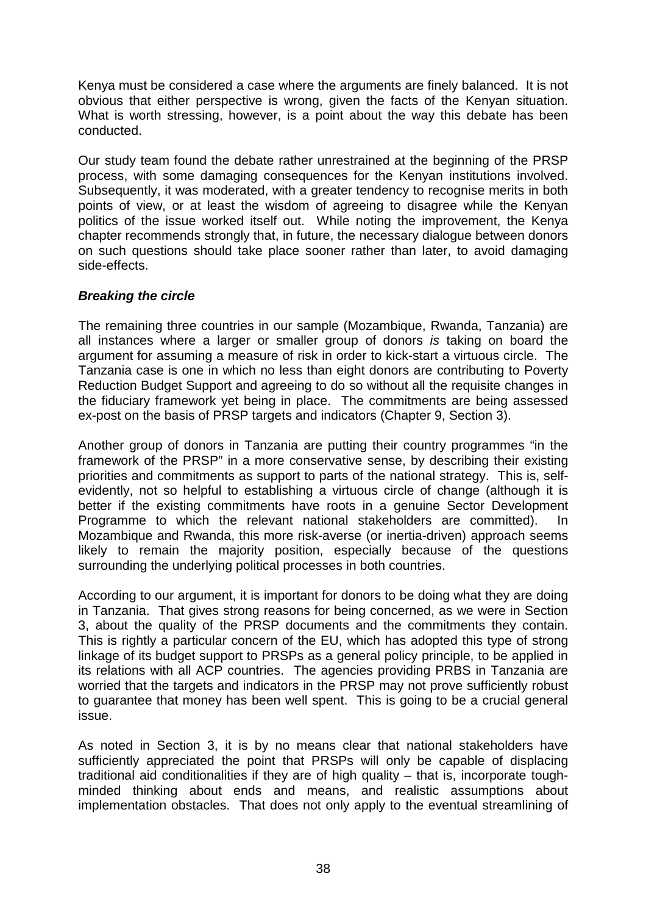Kenya must be considered a case where the arguments are finely balanced. It is not obvious that either perspective is wrong, given the facts of the Kenyan situation. What is worth stressing, however, is a point about the way this debate has been conducted.

Our study team found the debate rather unrestrained at the beginning of the PRSP process, with some damaging consequences for the Kenyan institutions involved. Subsequently, it was moderated, with a greater tendency to recognise merits in both points of view, or at least the wisdom of agreeing to disagree while the Kenyan politics of the issue worked itself out. While noting the improvement, the Kenya chapter recommends strongly that, in future, the necessary dialogue between donors on such questions should take place sooner rather than later, to avoid damaging side-effects.

***Breaking the circle***

The remaining three countries in our sample (Mozambique, Rwanda, Tanzania) are all instances where a larger or smaller group of donors *is* taking on board the argument for assuming a measure of risk in order to kick-start a virtuous circle. The Tanzania case is one in which no less than eight donors are contributing to Poverty Reduction Budget Support and agreeing to do so without all the requisite changes in the fiduciary framework yet being in place. The commitments are being assessed ex-post on the basis of PRSP targets and indicators (Chapter 9, Section 3).

Another group of donors in Tanzania are putting their country programmes "in the framework of the PRSP" in a more conservative sense, by describing their existing priorities and commitments as support to parts of the national strategy. This is, self-evidently, not so helpful to establishing a virtuous circle of change (although it is better if the existing commitments have roots in a genuine Sector Development Programme to which the relevant national stakeholders are committed). In Mozambique and Rwanda, this more risk-averse (or inertia-driven) approach seems likely to remain the majority position, especially because of the questions surrounding the underlying political processes in both countries.

According to our argument, it is important for donors to be doing what they are doing in Tanzania. That gives strong reasons for being concerned, as we were in Section 3, about the quality of the PRSP documents and the commitments they contain. This is rightly a particular concern of the EU, which has adopted this type of strong linkage of its budget support to PRSPs as a general policy principle, to be applied in its relations with all ACP countries. The agencies providing PRBS in Tanzania are worried that the targets and indicators in the PRSP may not prove sufficiently robust to guarantee that money has been well spent. This is going to be a crucial general issue.

As noted in Section 3, it is by no means clear that national stakeholders have sufficiently appreciated the point that PRSPs will only be capable of displacing traditional aid conditionalities if they are of high quality – that is, incorporate tough-minded thinking about ends and means, and realistic assumptions about implementation obstacles. That does not only apply to the eventual streamlining of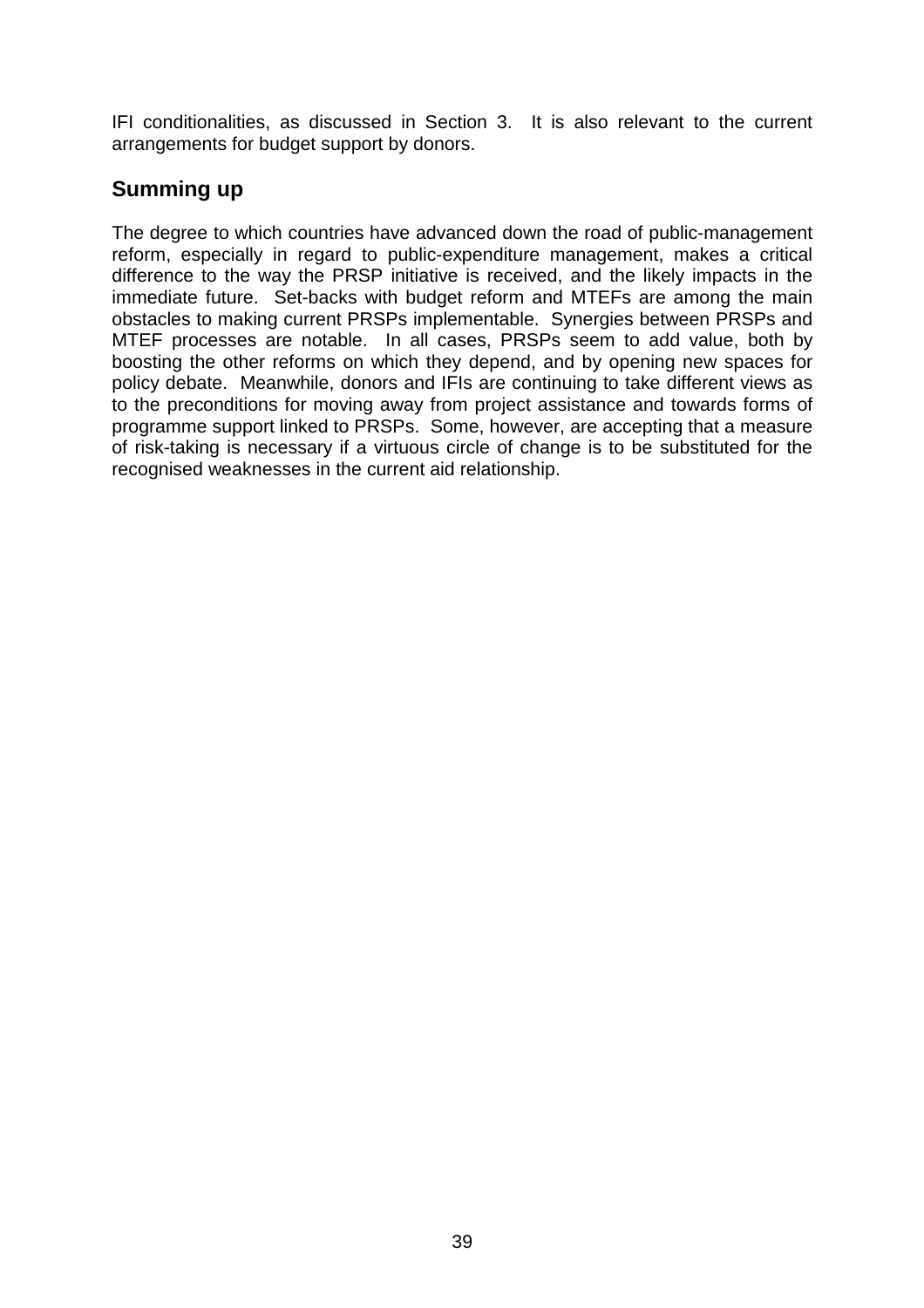IFI conditionalities, as discussed in Section 3. It is also relevant to the current arrangements for budget support by donors.

## Summing up

The degree to which countries have advanced down the road of public-management reform, especially in regard to public-expenditure management, makes a critical difference to the way the PRSP initiative is received, and the likely impacts in the immediate future. Set-backs with budget reform and MTEFs are among the main obstacles to making current PRSPs implementable. Synergies between PRSPs and MTEF processes are notable. In all cases, PRSPs seem to add value, both by boosting the other reforms on which they depend, and by opening new spaces for policy debate. Meanwhile, donors and IFIs are continuing to take different views as to the preconditions for moving away from project assistance and towards forms of programme support linked to PRSPs. Some, however, are accepting that a measure of risk-taking is necessary if a virtuous circle of change is to be substituted for the recognised weaknesses in the current aid relationship.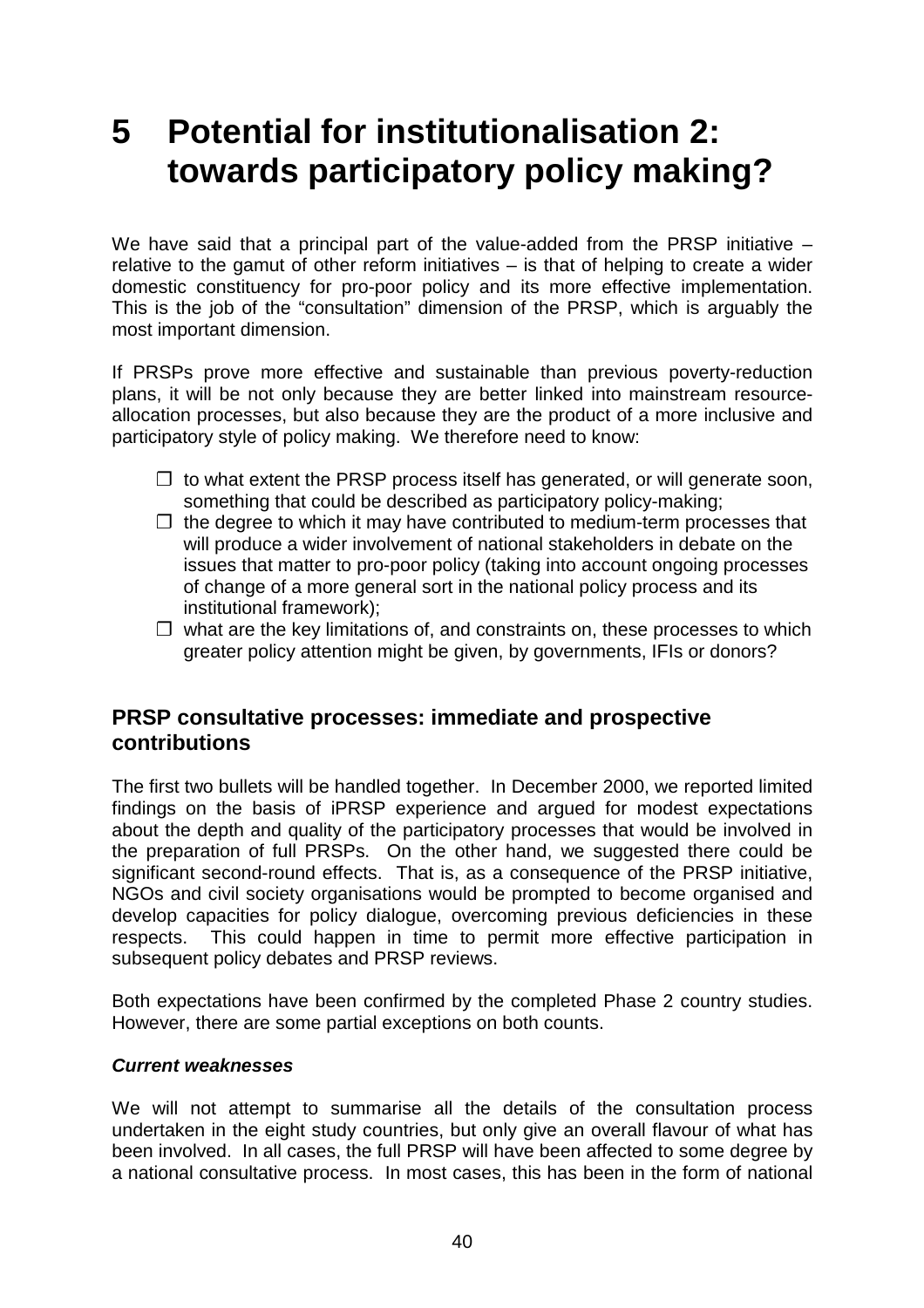# 5 Potential for institutionalisation 2: towards participatory policy making?

We have said that a principal part of the value-added from the PRSP initiative – relative to the gamut of other reform initiatives – is that of helping to create a wider domestic constituency for pro-poor policy and its more effective implementation. This is the job of the "consultation" dimension of the PRSP, which is arguably the most important dimension.

If PRSPs prove more effective and sustainable than previous poverty-reduction plans, it will be not only because they are better linked into mainstream resource-allocation processes, but also because they are the product of a more inclusive and participatory style of policy making. We therefore need to know:

- ❒ to what extent the PRSP process itself has generated, or will generate soon, something that could be described as participatory policy-making;
- ❒ the degree to which it may have contributed to medium-term processes that will produce a wider involvement of national stakeholders in debate on the issues that matter to pro-poor policy (taking into account ongoing processes of change of a more general sort in the national policy process and its institutional framework);
- ❒ what are the key limitations of, and constraints on, these processes to which greater policy attention might be given, by governments, IFIs or donors?

## PRSP consultative processes: immediate and prospective contributions

The first two bullets will be handled together. In December 2000, we reported limited findings on the basis of iPRSP experience and argued for modest expectations about the depth and quality of the participatory processes that would be involved in the preparation of full PRSPs. On the other hand, we suggested there could be significant second-round effects. That is, as a consequence of the PRSP initiative, NGOs and civil society organisations would be prompted to become organised and develop capacities for policy dialogue, overcoming previous deficiencies in these respects. This could happen in time to permit more effective participation in subsequent policy debates and PRSP reviews.

Both expectations have been confirmed by the completed Phase 2 country studies. However, there are some partial exceptions on both counts.

### *Current weaknesses*

We will not attempt to summarise all the details of the consultation process undertaken in the eight study countries, but only give an overall flavour of what has been involved. In all cases, the full PRSP will have been affected to some degree by a national consultative process. In most cases, this has been in the form of national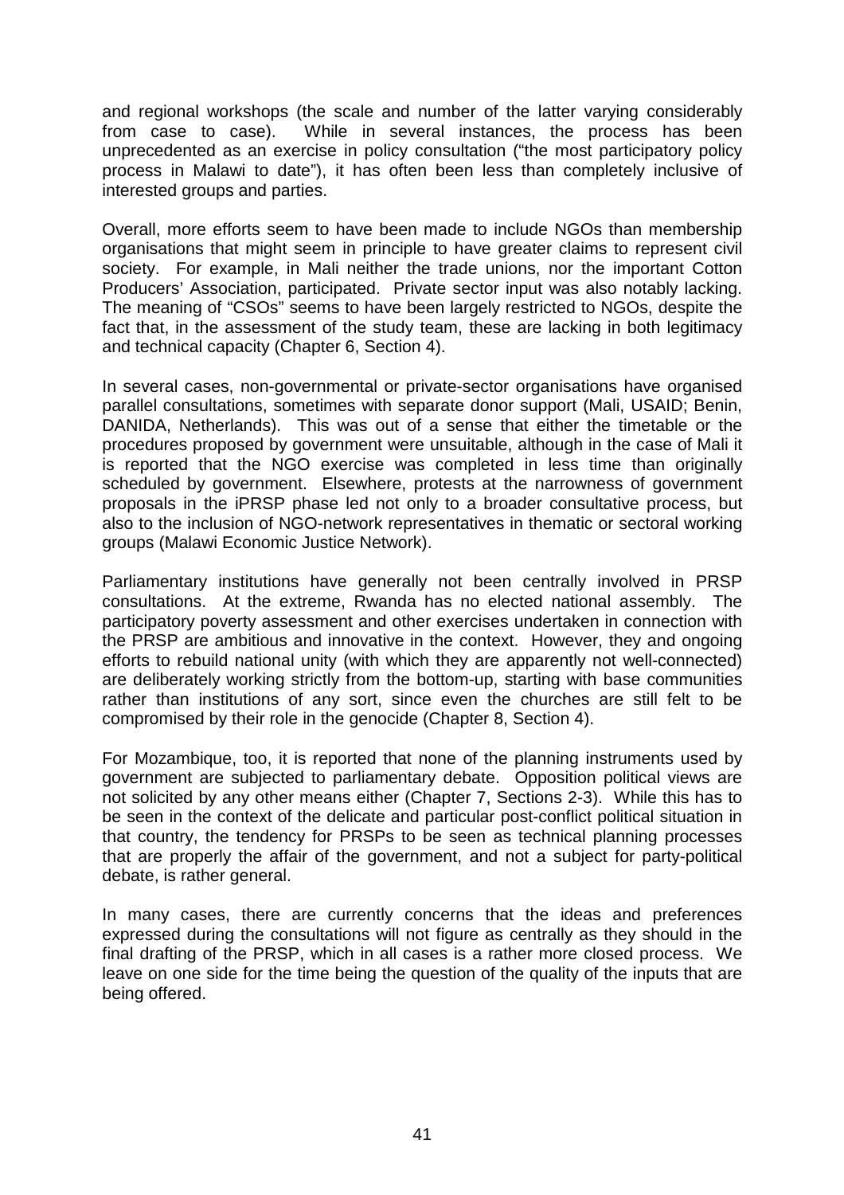and regional workshops (the scale and number of the latter varying considerably from case to case). While in several instances, the process has been unprecedented as an exercise in policy consultation ("the most participatory policy process in Malawi to date"), it has often been less than completely inclusive of interested groups and parties.

Overall, more efforts seem to have been made to include NGOs than membership organisations that might seem in principle to have greater claims to represent civil society. For example, in Mali neither the trade unions, nor the important Cotton Producers' Association, participated. Private sector input was also notably lacking. The meaning of "CSOs" seems to have been largely restricted to NGOs, despite the fact that, in the assessment of the study team, these are lacking in both legitimacy and technical capacity (Chapter 6, Section 4).

In several cases, non-governmental or private-sector organisations have organised parallel consultations, sometimes with separate donor support (Mali, USAID; Benin, DANIDA, Netherlands). This was out of a sense that either the timetable or the procedures proposed by government were unsuitable, although in the case of Mali it is reported that the NGO exercise was completed in less time than originally scheduled by government. Elsewhere, protests at the narrowness of government proposals in the iPRSP phase led not only to a broader consultative process, but also to the inclusion of NGO-network representatives in thematic or sectoral working groups (Malawi Economic Justice Network).

Parliamentary institutions have generally not been centrally involved in PRSP consultations. At the extreme, Rwanda has no elected national assembly. The participatory poverty assessment and other exercises undertaken in connection with the PRSP are ambitious and innovative in the context. However, they and ongoing efforts to rebuild national unity (with which they are apparently not well-connected) are deliberately working strictly from the bottom-up, starting with base communities rather than institutions of any sort, since even the churches are still felt to be compromised by their role in the genocide (Chapter 8, Section 4).

For Mozambique, too, it is reported that none of the planning instruments used by government are subjected to parliamentary debate. Opposition political views are not solicited by any other means either (Chapter 7, Sections 2-3). While this has to be seen in the context of the delicate and particular post-conflict political situation in that country, the tendency for PRSPs to be seen as technical planning processes that are properly the affair of the government, and not a subject for party-political debate, is rather general.

In many cases, there are currently concerns that the ideas and preferences expressed during the consultations will not figure as centrally as they should in the final drafting of the PRSP, which in all cases is a rather more closed process. We leave on one side for the time being the question of the quality of the inputs that are being offered.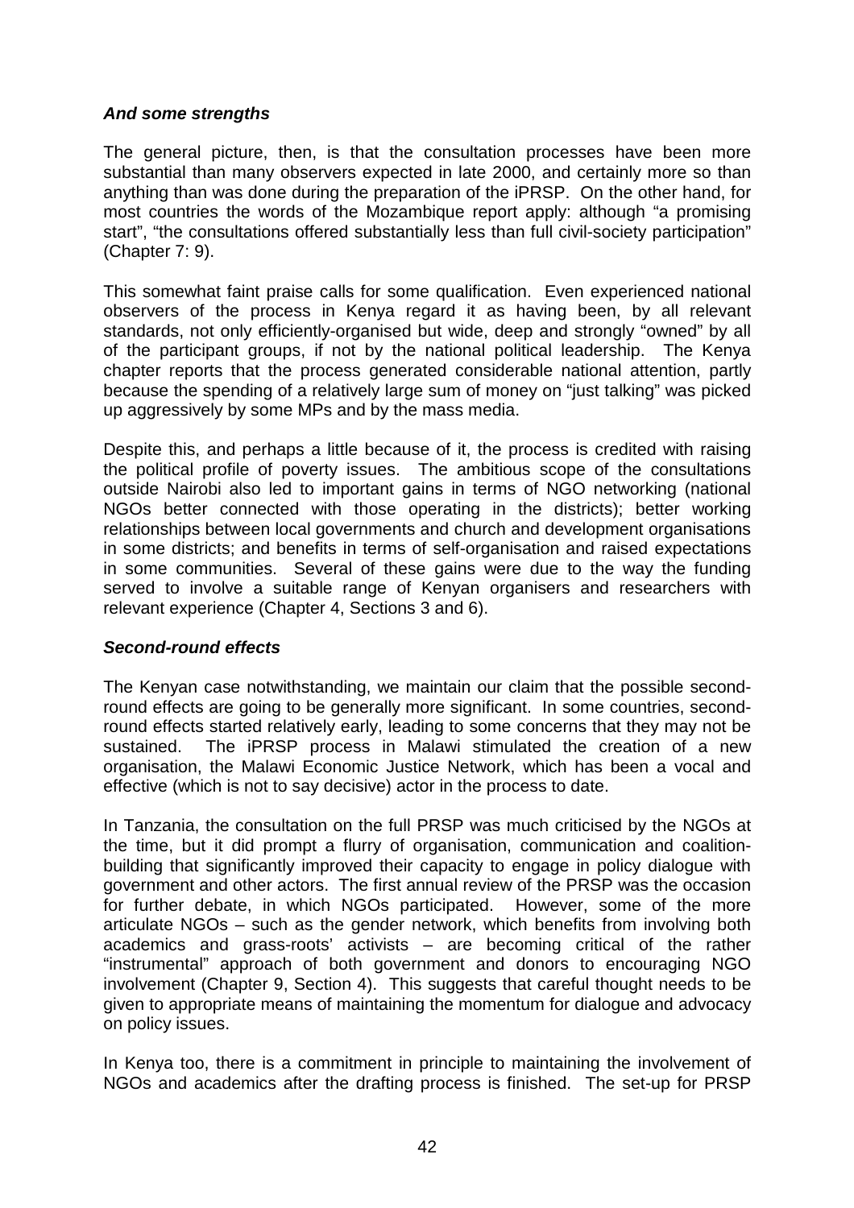### *And some strengths*

The general picture, then, is that the consultation processes have been more substantial than many observers expected in late 2000, and certainly more so than anything than was done during the preparation of the iPRSP. On the other hand, for most countries the words of the Mozambique report apply: although "a promising start", "the consultations offered substantially less than full civil-society participation" (Chapter 7: 9).

This somewhat faint praise calls for some qualification. Even experienced national observers of the process in Kenya regard it as having been, by all relevant standards, not only efficiently-organised but wide, deep and strongly "owned" by all of the participant groups, if not by the national political leadership. The Kenya chapter reports that the process generated considerable national attention, partly because the spending of a relatively large sum of money on "just talking" was picked up aggressively by some MPs and by the mass media.

Despite this, and perhaps a little because of it, the process is credited with raising the political profile of poverty issues. The ambitious scope of the consultations outside Nairobi also led to important gains in terms of NGO networking (national NGOs better connected with those operating in the districts); better working relationships between local governments and church and development organisations in some districts; and benefits in terms of self-organisation and raised expectations in some communities. Several of these gains were due to the way the funding served to involve a suitable range of Kenyan organisers and researchers with relevant experience (Chapter 4, Sections 3 and 6).

### *Second-round effects*

The Kenyan case notwithstanding, we maintain our claim that the possible second-round effects are going to be generally more significant. In some countries, second-round effects started relatively early, leading to some concerns that they may not be sustained. The iPRSP process in Malawi stimulated the creation of a new organisation, the Malawi Economic Justice Network, which has been a vocal and effective (which is not to say decisive) actor in the process to date.

In Tanzania, the consultation on the full PRSP was much criticised by the NGOs at the time, but it did prompt a flurry of organisation, communication and coalition-building that significantly improved their capacity to engage in policy dialogue with government and other actors. The first annual review of the PRSP was the occasion for further debate, in which NGOs participated. However, some of the more articulate NGOs – such as the gender network, which benefits from involving both academics and grass-roots' activists – are becoming critical of the rather "instrumental" approach of both government and donors to encouraging NGO involvement (Chapter 9, Section 4). This suggests that careful thought needs to be given to appropriate means of maintaining the momentum for dialogue and advocacy on policy issues.

In Kenya too, there is a commitment in principle to maintaining the involvement of NGOs and academics after the drafting process is finished. The set-up for PRSP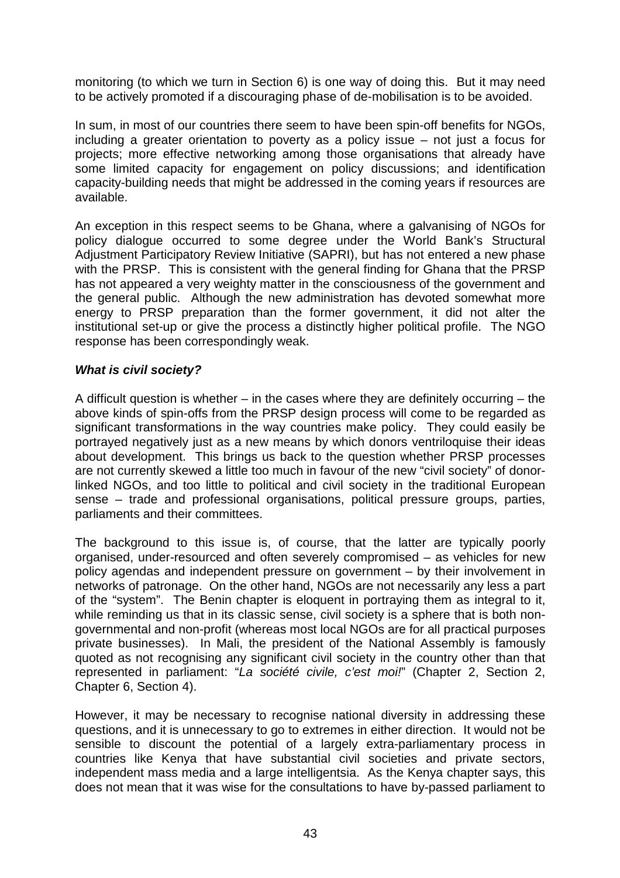monitoring (to which we turn in Section 6) is one way of doing this. But it may need to be actively promoted if a discouraging phase of de-mobilisation is to be avoided.

In sum, in most of our countries there seem to have been spin-off benefits for NGOs, including a greater orientation to poverty as a policy issue – not just a focus for projects; more effective networking among those organisations that already have some limited capacity for engagement on policy discussions; and identification capacity-building needs that might be addressed in the coming years if resources are available.

An exception in this respect seems to be Ghana, where a galvanising of NGOs for policy dialogue occurred to some degree under the World Bank's Structural Adjustment Participatory Review Initiative (SAPRI), but has not entered a new phase with the PRSP. This is consistent with the general finding for Ghana that the PRSP has not appeared a very weighty matter in the consciousness of the government and the general public. Although the new administration has devoted somewhat more energy to PRSP preparation than the former government, it did not alter the institutional set-up or give the process a distinctly higher political profile. The NGO response has been correspondingly weak.

***What is civil society?***

A difficult question is whether – in the cases where they are definitely occurring – the above kinds of spin-offs from the PRSP design process will come to be regarded as significant transformations in the way countries make policy. They could easily be portrayed negatively just as a new means by which donors ventriloquise their ideas about development. This brings us back to the question whether PRSP processes are not currently skewed a little too much in favour of the new "civil society" of donor-linked NGOs, and too little to political and civil society in the traditional European sense – trade and professional organisations, political pressure groups, parties, parliaments and their committees.

The background to this issue is, of course, that the latter are typically poorly organised, under-resourced and often severely compromised – as vehicles for new policy agendas and independent pressure on government – by their involvement in networks of patronage. On the other hand, NGOs are not necessarily any less a part of the "system". The Benin chapter is eloquent in portraying them as integral to it, while reminding us that in its classic sense, civil society is a sphere that is both non-governmental and non-profit (whereas most local NGOs are for all practical purposes private businesses). In Mali, the president of the National Assembly is famously quoted as not recognising any significant civil society in the country other than that represented in parliament: "*La société civile, c'est moi!*" (Chapter 2, Section 2, Chapter 6, Section 4).

However, it may be necessary to recognise national diversity in addressing these questions, and it is unnecessary to go to extremes in either direction. It would not be sensible to discount the potential of a largely extra-parliamentary process in countries like Kenya that have substantial civil societies and private sectors, independent mass media and a large intelligentsia. As the Kenya chapter says, this does not mean that it was wise for the consultations to have by-passed parliament to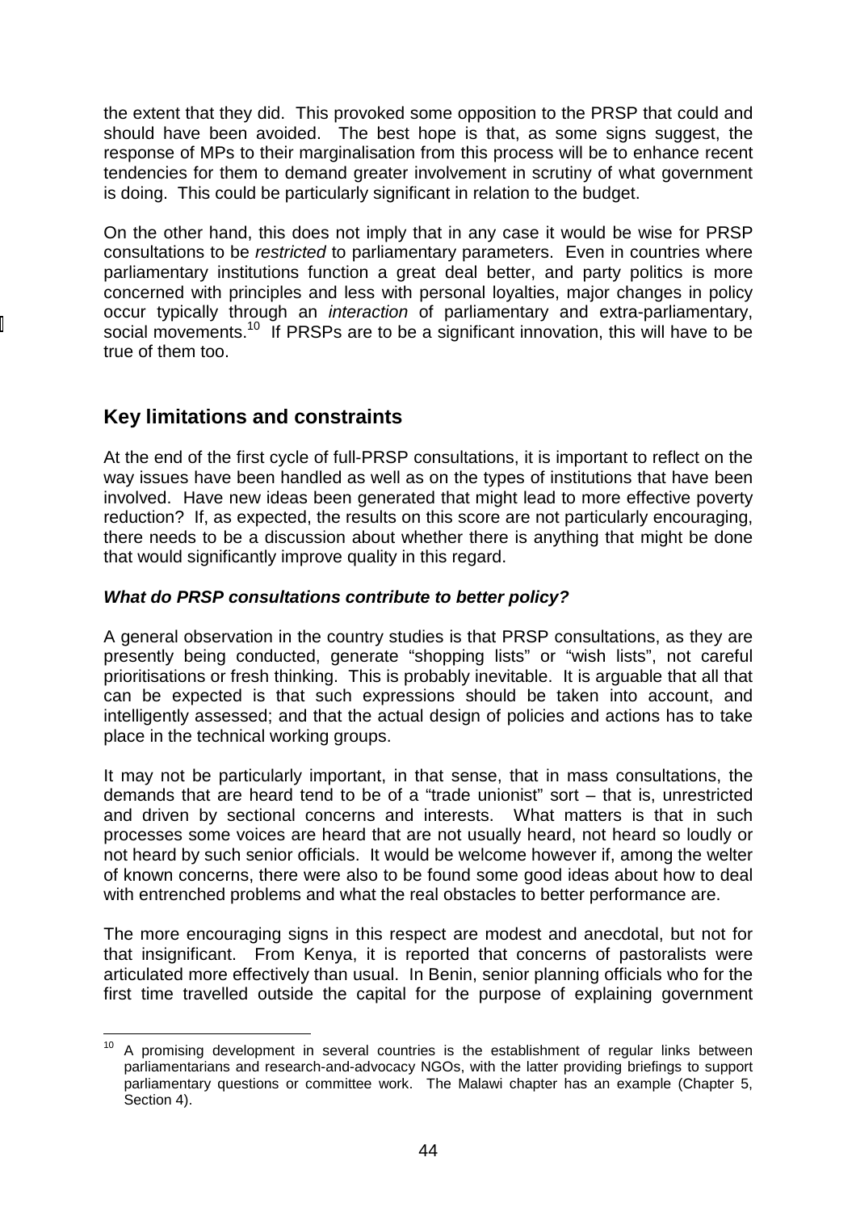the extent that they did. This provoked some opposition to the PRSP that could and should have been avoided. The best hope is that, as some signs suggest, the response of MPs to their marginalisation from this process will be to enhance recent tendencies for them to demand greater involvement in scrutiny of what government is doing. This could be particularly significant in relation to the budget.

On the other hand, this does not imply that in any case it would be wise for PRSP consultations to be *restricted* to parliamentary parameters. Even in countries where parliamentary institutions function a great deal better, and party politics is more concerned with principles and less with personal loyalties, major changes in policy occur typically through an *interaction* of parliamentary and extra-parliamentary, social movements.[10] If PRSPs are to be a significant innovation, this will have to be true of them too.

## Key limitations and constraints

At the end of the first cycle of full-PRSP consultations, it is important to reflect on the way issues have been handled as well as on the types of institutions that have been involved. Have new ideas been generated that might lead to more effective poverty reduction? If, as expected, the results on this score are not particularly encouraging, there needs to be a discussion about whether there is anything that might be done that would significantly improve quality in this regard.

### ***What do PRSP consultations contribute to better policy?***

A general observation in the country studies is that PRSP consultations, as they are presently being conducted, generate "shopping lists" or "wish lists", not careful prioritisations or fresh thinking. This is probably inevitable. It is arguable that all that can be expected is that such expressions should be taken into account, and intelligently assessed; and that the actual design of policies and actions has to take place in the technical working groups.

It may not be particularly important, in that sense, that in mass consultations, the demands that are heard tend to be of a "trade unionist" sort – that is, unrestricted and driven by sectional concerns and interests. What matters is that in such processes some voices are heard that are not usually heard, not heard so loudly or not heard by such senior officials. It would be welcome however if, among the welter of known concerns, there were also to be found some good ideas about how to deal with entrenched problems and what the real obstacles to better performance are.

The more encouraging signs in this respect are modest and anecdotal, but not for that insignificant. From Kenya, it is reported that concerns of pastoralists were articulated more effectively than usual. In Benin, senior planning officials who for the first time travelled outside the capital for the purpose of explaining government

---

[10] A promising development in several countries is the establishment of regular links between parliamentarians and research-and-advocacy NGOs, with the latter providing briefings to support parliamentary questions or committee work. The Malawi chapter has an example (Chapter 5, Section 4).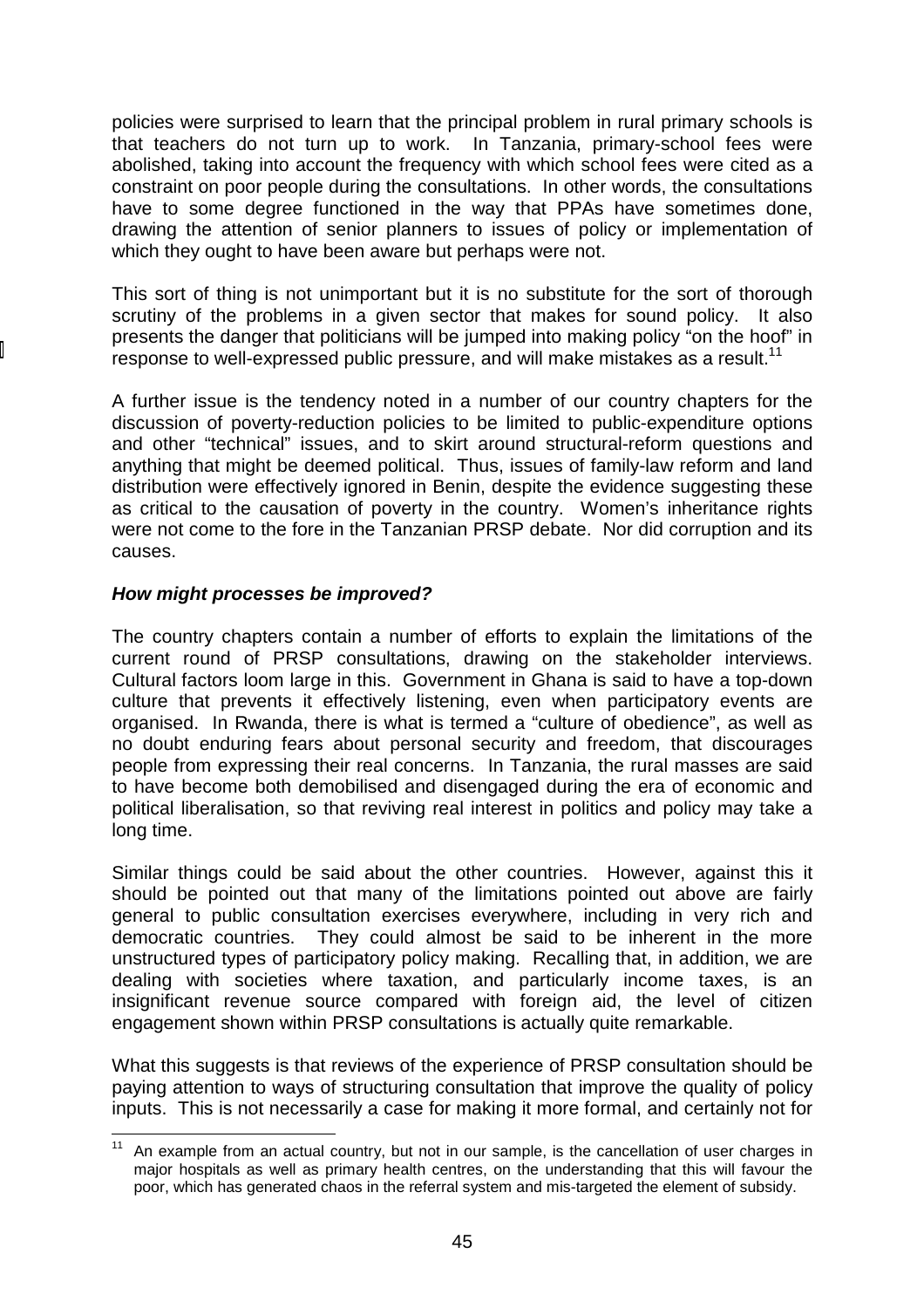policies were surprised to learn that the principal problem in rural primary schools is that teachers do not turn up to work. In Tanzania, primary-school fees were abolished, taking into account the frequency with which school fees were cited as a constraint on poor people during the consultations. In other words, the consultations have to some degree functioned in the way that PPAs have sometimes done, drawing the attention of senior planners to issues of policy or implementation of which they ought to have been aware but perhaps were not.

This sort of thing is not unimportant but it is no substitute for the sort of thorough scrutiny of the problems in a given sector that makes for sound policy. It also presents the danger that politicians will be jumped into making policy "on the hoof" in response to well-expressed public pressure, and will make mistakes as a result.[11]

A further issue is the tendency noted in a number of our country chapters for the discussion of poverty-reduction policies to be limited to public-expenditure options and other "technical" issues, and to skirt around structural-reform questions and anything that might be deemed political. Thus, issues of family-law reform and land distribution were effectively ignored in Benin, despite the evidence suggesting these as critical to the causation of poverty in the country. Women's inheritance rights were not come to the fore in the Tanzanian PRSP debate. Nor did corruption and its causes.

***How might processes be improved?***

The country chapters contain a number of efforts to explain the limitations of the current round of PRSP consultations, drawing on the stakeholder interviews. Cultural factors loom large in this. Government in Ghana is said to have a top-down culture that prevents it effectively listening, even when participatory events are organised. In Rwanda, there is what is termed a "culture of obedience", as well as no doubt enduring fears about personal security and freedom, that discourages people from expressing their real concerns. In Tanzania, the rural masses are said to have become both demobilised and disengaged during the era of economic and political liberalisation, so that reviving real interest in politics and policy may take a long time.

Similar things could be said about the other countries. However, against this it should be pointed out that many of the limitations pointed out above are fairly general to public consultation exercises everywhere, including in very rich and democratic countries. They could almost be said to be inherent in the more unstructured types of participatory policy making. Recalling that, in addition, we are dealing with societies where taxation, and particularly income taxes, is an insignificant revenue source compared with foreign aid, the level of citizen engagement shown within PRSP consultations is actually quite remarkable.

What this suggests is that reviews of the experience of PRSP consultation should be paying attention to ways of structuring consultation that improve the quality of policy inputs. This is not necessarily a case for making it more formal, and certainly not for

---

[11] An example from an actual country, but not in our sample, is the cancellation of user charges in major hospitals as well as primary health centres, on the understanding that this will favour the poor, which has generated chaos in the referral system and mis-targeted the element of subsidy.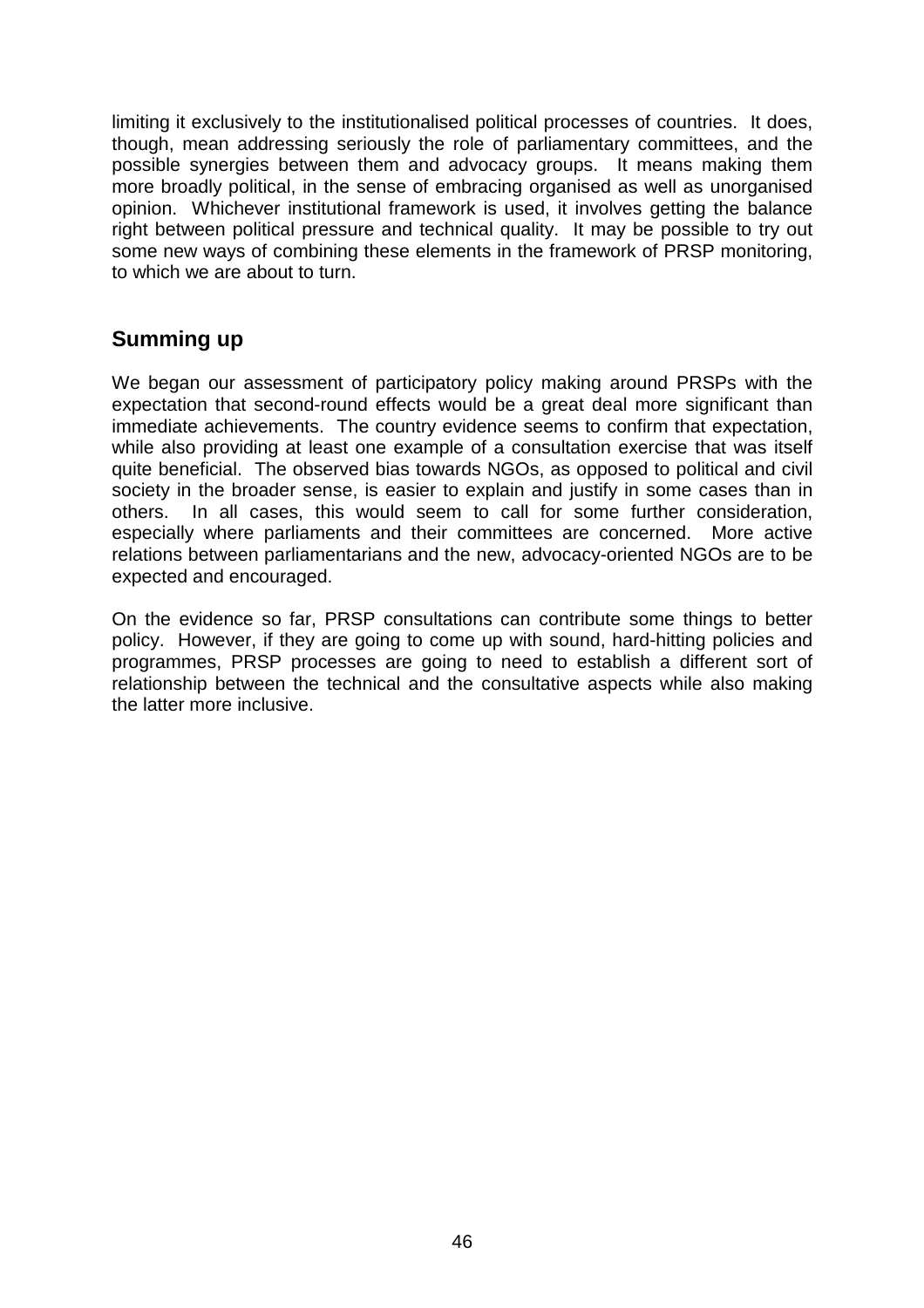limiting it exclusively to the institutionalised political processes of countries. It does, though, mean addressing seriously the role of parliamentary committees, and the possible synergies between them and advocacy groups. It means making them more broadly political, in the sense of embracing organised as well as unorganised opinion. Whichever institutional framework is used, it involves getting the balance right between political pressure and technical quality. It may be possible to try out some new ways of combining these elements in the framework of PRSP monitoring, to which we are about to turn.

## Summing up

We began our assessment of participatory policy making around PRSPs with the expectation that second-round effects would be a great deal more significant than immediate achievements. The country evidence seems to confirm that expectation, while also providing at least one example of a consultation exercise that was itself quite beneficial. The observed bias towards NGOs, as opposed to political and civil society in the broader sense, is easier to explain and justify in some cases than in others. In all cases, this would seem to call for some further consideration, especially where parliaments and their committees are concerned. More active relations between parliamentarians and the new, advocacy-oriented NGOs are to be expected and encouraged.

On the evidence so far, PRSP consultations can contribute some things to better policy. However, if they are going to come up with sound, hard-hitting policies and programmes, PRSP processes are going to need to establish a different sort of relationship between the technical and the consultative aspects while also making the latter more inclusive.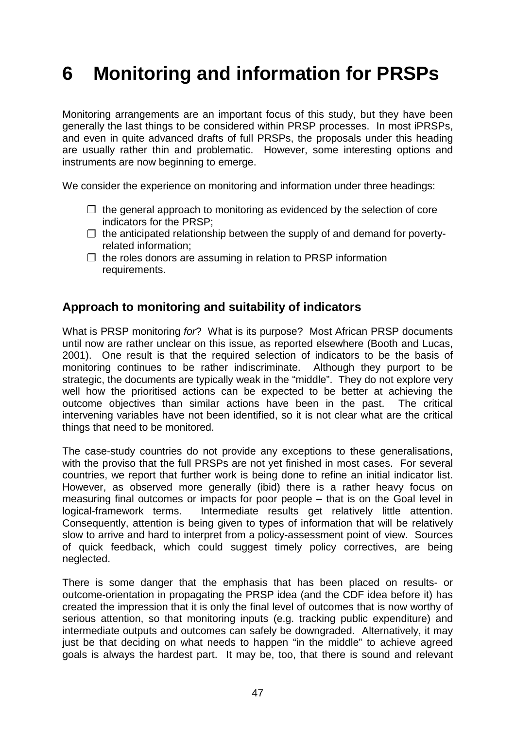# 6 Monitoring and information for PRSPs

Monitoring arrangements are an important focus of this study, but they have been generally the last things to be considered within PRSP processes. In most iPRSPs, and even in quite advanced drafts of full PRSPs, the proposals under this heading are usually rather thin and problematic. However, some interesting options and instruments are now beginning to emerge.

We consider the experience on monitoring and information under three headings:

- the general approach to monitoring as evidenced by the selection of core indicators for the PRSP;
- the anticipated relationship between the supply of and demand for poverty-related information;
- the roles donors are assuming in relation to PRSP information requirements.

## Approach to monitoring and suitability of indicators

What is PRSP monitoring *for*? What is its purpose? Most African PRSP documents until now are rather unclear on this issue, as reported elsewhere (Booth and Lucas, 2001). One result is that the required selection of indicators to be the basis of monitoring continues to be rather indiscriminate. Although they purport to be strategic, the documents are typically weak in the "middle". They do not explore very well how the prioritised actions can be expected to be better at achieving the outcome objectives than similar actions have been in the past. The critical intervening variables have not been identified, so it is not clear what are the critical things that need to be monitored.

The case-study countries do not provide any exceptions to these generalisations, with the proviso that the full PRSPs are not yet finished in most cases. For several countries, we report that further work is being done to refine an initial indicator list. However, as observed more generally (ibid) there is a rather heavy focus on measuring final outcomes or impacts for poor people – that is on the Goal level in logical-framework terms. Intermediate results get relatively little attention. Consequently, attention is being given to types of information that will be relatively slow to arrive and hard to interpret from a policy-assessment point of view. Sources of quick feedback, which could suggest timely policy correctives, are being neglected.

There is some danger that the emphasis that has been placed on results- or outcome-orientation in propagating the PRSP idea (and the CDF idea before it) has created the impression that it is only the final level of outcomes that is now worthy of serious attention, so that monitoring inputs (e.g. tracking public expenditure) and intermediate outputs and outcomes can safely be downgraded. Alternatively, it may just be that deciding on what needs to happen "in the middle" to achieve agreed goals is always the hardest part. It may be, too, that there is sound and relevant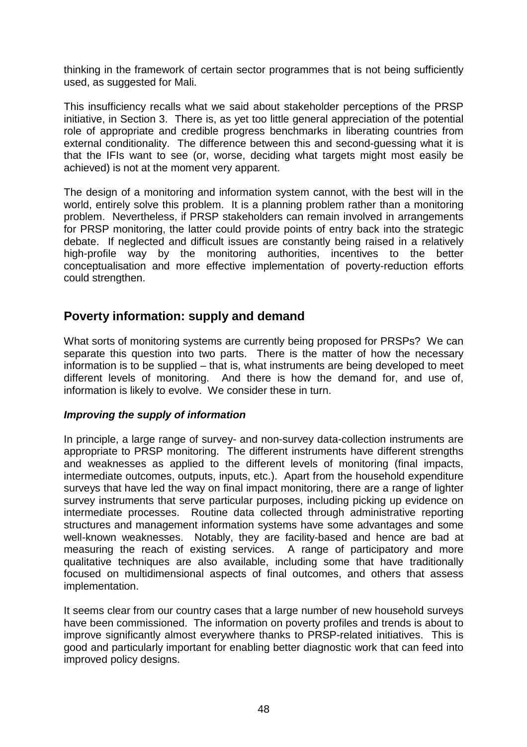thinking in the framework of certain sector programmes that is not being sufficiently used, as suggested for Mali.

This insufficiency recalls what we said about stakeholder perceptions of the PRSP initiative, in Section 3. There is, as yet too little general appreciation of the potential role of appropriate and credible progress benchmarks in liberating countries from external conditionality. The difference between this and second-guessing what it is that the IFIs want to see (or, worse, deciding what targets might most easily be achieved) is not at the moment very apparent.

The design of a monitoring and information system cannot, with the best will in the world, entirely solve this problem. It is a planning problem rather than a monitoring problem. Nevertheless, if PRSP stakeholders can remain involved in arrangements for PRSP monitoring, the latter could provide points of entry back into the strategic debate. If neglected and difficult issues are constantly being raised in a relatively high-profile way by the monitoring authorities, incentives to the better conceptualisation and more effective implementation of poverty-reduction efforts could strengthen.

## Poverty information: supply and demand

What sorts of monitoring systems are currently being proposed for PRSPs? We can separate this question into two parts. There is the matter of how the necessary information is to be supplied – that is, what instruments are being developed to meet different levels of monitoring. And there is how the demand for, and use of, information is likely to evolve. We consider these in turn.

### *Improving the supply of information*

In principle, a large range of survey- and non-survey data-collection instruments are appropriate to PRSP monitoring. The different instruments have different strengths and weaknesses as applied to the different levels of monitoring (final impacts, intermediate outcomes, outputs, inputs, etc.). Apart from the household expenditure surveys that have led the way on final impact monitoring, there are a range of lighter survey instruments that serve particular purposes, including picking up evidence on intermediate processes. Routine data collected through administrative reporting structures and management information systems have some advantages and some well-known weaknesses. Notably, they are facility-based and hence are bad at measuring the reach of existing services. A range of participatory and more qualitative techniques are also available, including some that have traditionally focused on multidimensional aspects of final outcomes, and others that assess implementation.

It seems clear from our country cases that a large number of new household surveys have been commissioned. The information on poverty profiles and trends is about to improve significantly almost everywhere thanks to PRSP-related initiatives. This is good and particularly important for enabling better diagnostic work that can feed into improved policy designs.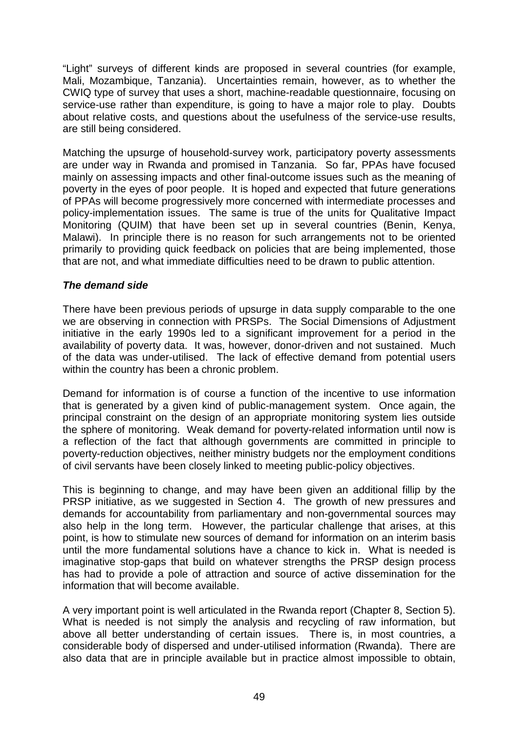"Light" surveys of different kinds are proposed in several countries (for example, Mali, Mozambique, Tanzania). Uncertainties remain, however, as to whether the CWIQ type of survey that uses a short, machine-readable questionnaire, focusing on service-use rather than expenditure, is going to have a major role to play. Doubts about relative costs, and questions about the usefulness of the service-use results, are still being considered.

Matching the upsurge of household-survey work, participatory poverty assessments are under way in Rwanda and promised in Tanzania. So far, PPAs have focused mainly on assessing impacts and other final-outcome issues such as the meaning of poverty in the eyes of poor people. It is hoped and expected that future generations of PPAs will become progressively more concerned with intermediate processes and policy-implementation issues. The same is true of the units for Qualitative Impact Monitoring (QUIM) that have been set up in several countries (Benin, Kenya, Malawi). In principle there is no reason for such arrangements not to be oriented primarily to providing quick feedback on policies that are being implemented, those that are not, and what immediate difficulties need to be drawn to public attention.

***The demand side***

There have been previous periods of upsurge in data supply comparable to the one we are observing in connection with PRSPs. The Social Dimensions of Adjustment initiative in the early 1990s led to a significant improvement for a period in the availability of poverty data. It was, however, donor-driven and not sustained. Much of the data was under-utilised. The lack of effective demand from potential users within the country has been a chronic problem.

Demand for information is of course a function of the incentive to use information that is generated by a given kind of public-management system. Once again, the principal constraint on the design of an appropriate monitoring system lies outside the sphere of monitoring. Weak demand for poverty-related information until now is a reflection of the fact that although governments are committed in principle to poverty-reduction objectives, neither ministry budgets nor the employment conditions of civil servants have been closely linked to meeting public-policy objectives.

This is beginning to change, and may have been given an additional fillip by the PRSP initiative, as we suggested in Section 4. The growth of new pressures and demands for accountability from parliamentary and non-governmental sources may also help in the long term. However, the particular challenge that arises, at this point, is how to stimulate new sources of demand for information on an interim basis until the more fundamental solutions have a chance to kick in. What is needed is imaginative stop-gaps that build on whatever strengths the PRSP design process has had to provide a pole of attraction and source of active dissemination for the information that will become available.

A very important point is well articulated in the Rwanda report (Chapter 8, Section 5). What is needed is not simply the analysis and recycling of raw information, but above all better understanding of certain issues. There is, in most countries, a considerable body of dispersed and under-utilised information (Rwanda). There are also data that are in principle available but in practice almost impossible to obtain,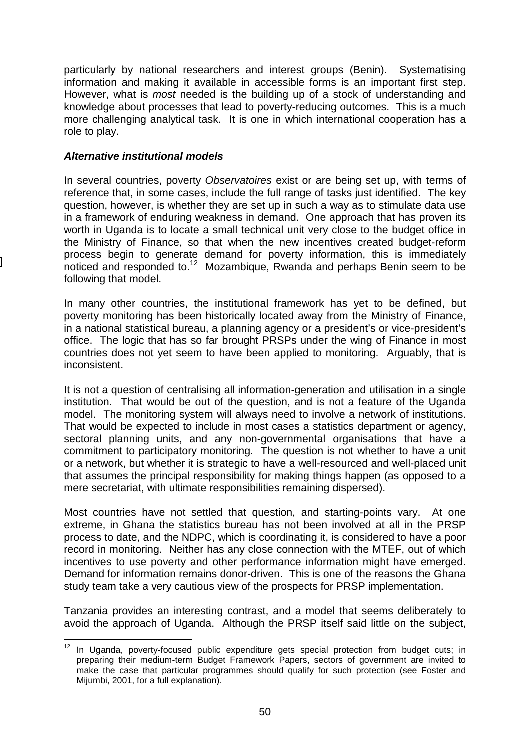particularly by national researchers and interest groups (Benin). Systematising information and making it available in accessible forms is an important first step. However, what is *most* needed is the building up of a stock of understanding and knowledge about processes that lead to poverty-reducing outcomes. This is a much more challenging analytical task. It is one in which international cooperation has a role to play.

***Alternative institutional models***

In several countries, poverty *Observatoires* exist or are being set up, with terms of reference that, in some cases, include the full range of tasks just identified. The key question, however, is whether they are set up in such a way as to stimulate data use in a framework of enduring weakness in demand. One approach that has proven its worth in Uganda is to locate a small technical unit very close to the budget office in the Ministry of Finance, so that when the new incentives created budget-reform process begin to generate demand for poverty information, this is immediately noticed and responded to.[12] Mozambique, Rwanda and perhaps Benin seem to be following that model.

In many other countries, the institutional framework has yet to be defined, but poverty monitoring has been historically located away from the Ministry of Finance, in a national statistical bureau, a planning agency or a president's or vice-president's office. The logic that has so far brought PRSPs under the wing of Finance in most countries does not yet seem to have been applied to monitoring. Arguably, that is inconsistent.

It is not a question of centralising all information-generation and utilisation in a single institution. That would be out of the question, and is not a feature of the Uganda model. The monitoring system will always need to involve a network of institutions. That would be expected to include in most cases a statistics department or agency, sectoral planning units, and any non-governmental organisations that have a commitment to participatory monitoring. The question is not whether to have a unit or a network, but whether it is strategic to have a well-resourced and well-placed unit that assumes the principal responsibility for making things happen (as opposed to a mere secretariat, with ultimate responsibilities remaining dispersed).

Most countries have not settled that question, and starting-points vary. At one extreme, in Ghana the statistics bureau has not been involved at all in the PRSP process to date, and the NDPC, which is coordinating it, is considered to have a poor record in monitoring. Neither has any close connection with the MTEF, out of which incentives to use poverty and other performance information might have emerged. Demand for information remains donor-driven. This is one of the reasons the Ghana study team take a very cautious view of the prospects for PRSP implementation.

Tanzania provides an interesting contrast, and a model that seems deliberately to avoid the approach of Uganda. Although the PRSP itself said little on the subject,

[12] In Uganda, poverty-focused public expenditure gets special protection from budget cuts; in preparing their medium-term Budget Framework Papers, sectors of government are invited to make the case that particular programmes should qualify for such protection (see Foster and Mijumbi, 2001, for a full explanation).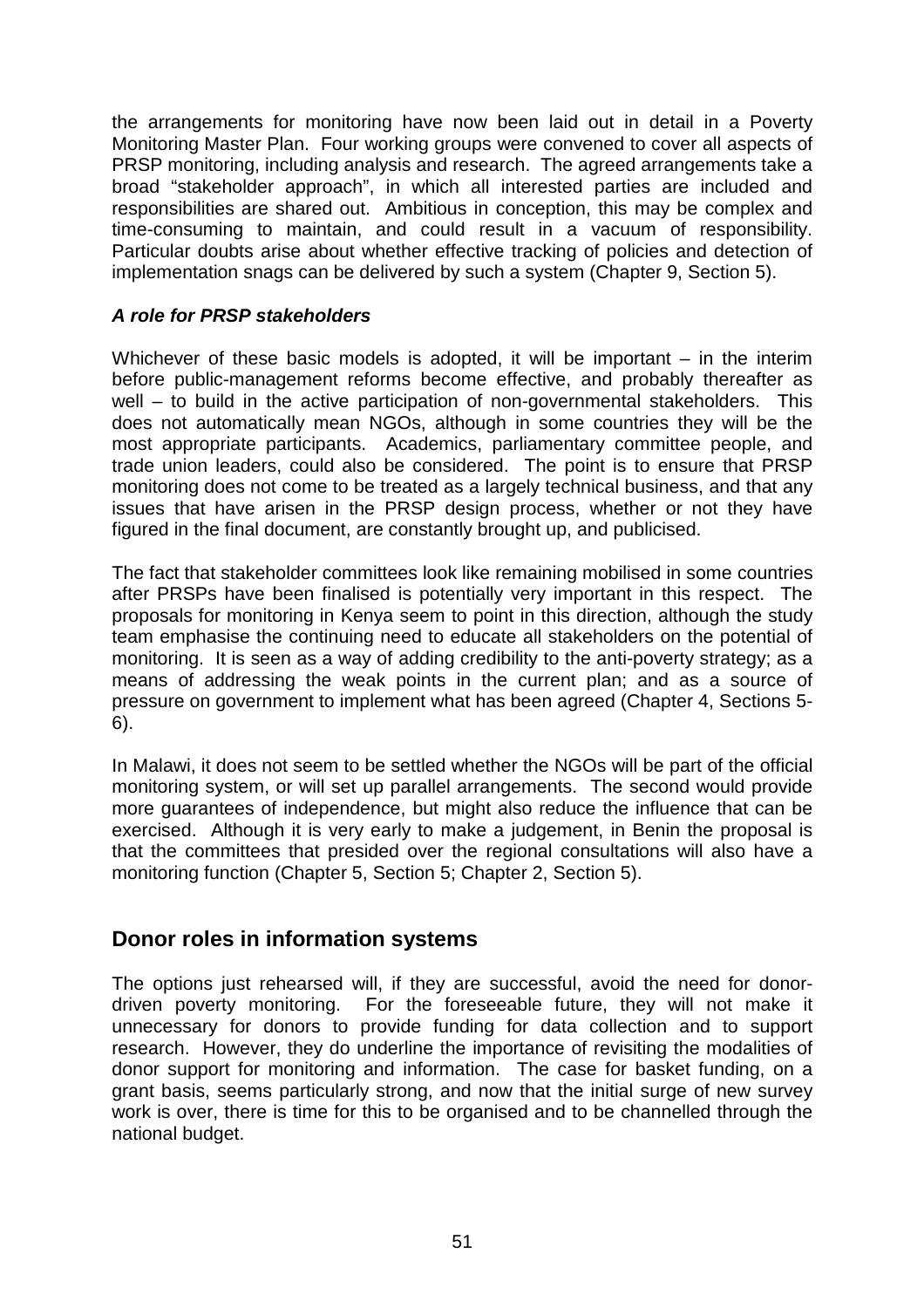the arrangements for monitoring have now been laid out in detail in a Poverty Monitoring Master Plan. Four working groups were convened to cover all aspects of PRSP monitoring, including analysis and research. The agreed arrangements take a broad "stakeholder approach", in which all interested parties are included and responsibilities are shared out. Ambitious in conception, this may be complex and time-consuming to maintain, and could result in a vacuum of responsibility. Particular doubts arise about whether effective tracking of policies and detection of implementation snags can be delivered by such a system (Chapter 9, Section 5).

***A role for PRSP stakeholders***

Whichever of these basic models is adopted, it will be important – in the interim before public-management reforms become effective, and probably thereafter as well – to build in the active participation of non-governmental stakeholders. This does not automatically mean NGOs, although in some countries they will be the most appropriate participants. Academics, parliamentary committee people, and trade union leaders, could also be considered. The point is to ensure that PRSP monitoring does not come to be treated as a largely technical business, and that any issues that have arisen in the PRSP design process, whether or not they have figured in the final document, are constantly brought up, and publicised.

The fact that stakeholder committees look like remaining mobilised in some countries after PRSPs have been finalised is potentially very important in this respect. The proposals for monitoring in Kenya seem to point in this direction, although the study team emphasise the continuing need to educate all stakeholders on the potential of monitoring. It is seen as a way of adding credibility to the anti-poverty strategy; as a means of addressing the weak points in the current plan; and as a source of pressure on government to implement what has been agreed (Chapter 4, Sections 5-6).

In Malawi, it does not seem to be settled whether the NGOs will be part of the official monitoring system, or will set up parallel arrangements. The second would provide more guarantees of independence, but might also reduce the influence that can be exercised. Although it is very early to make a judgement, in Benin the proposal is that the committees that presided over the regional consultations will also have a monitoring function (Chapter 5, Section 5; Chapter 2, Section 5).

## Donor roles in information systems

The options just rehearsed will, if they are successful, avoid the need for donor-driven poverty monitoring. For the foreseeable future, they will not make it unnecessary for donors to provide funding for data collection and to support research. However, they do underline the importance of revisiting the modalities of donor support for monitoring and information. The case for basket funding, on a grant basis, seems particularly strong, and now that the initial surge of new survey work is over, there is time for this to be organised and to be channelled through the national budget.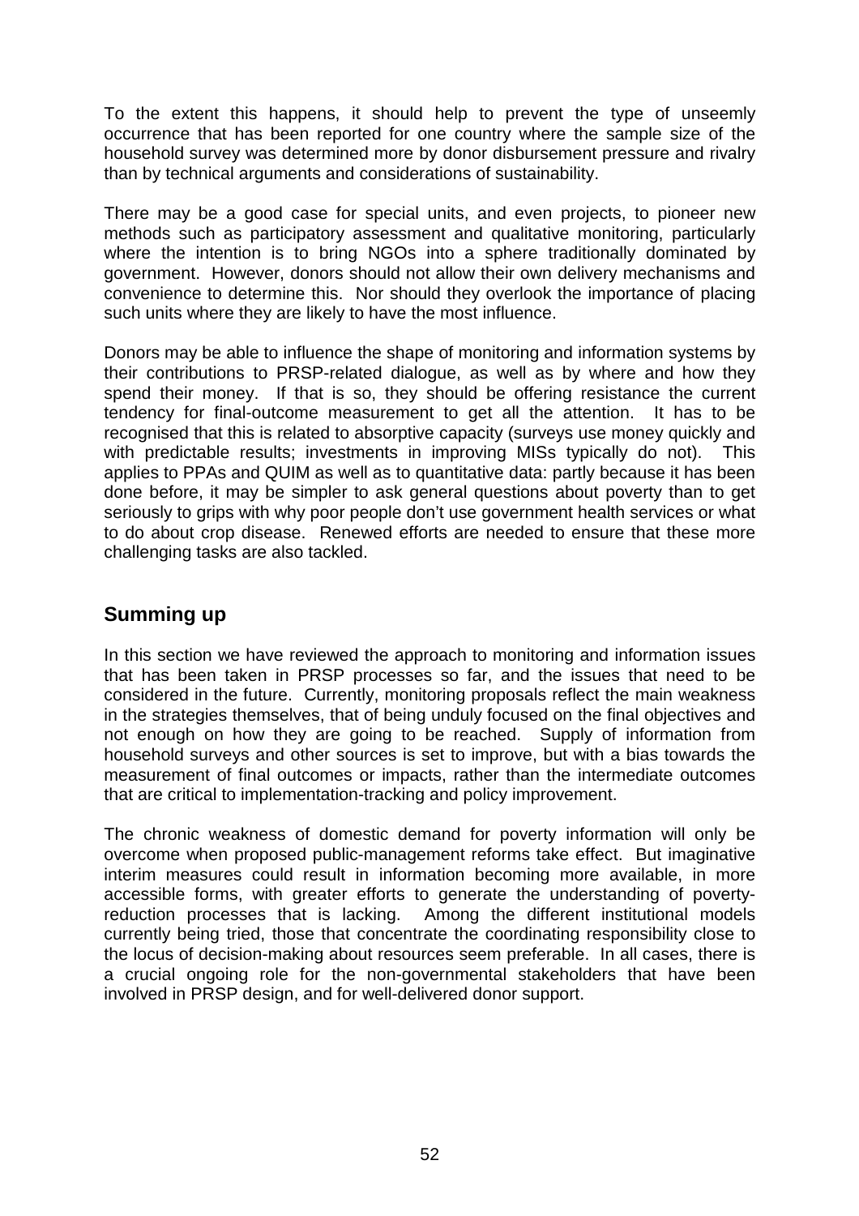To the extent this happens, it should help to prevent the type of unseemly occurrence that has been reported for one country where the sample size of the household survey was determined more by donor disbursement pressure and rivalry than by technical arguments and considerations of sustainability.

There may be a good case for special units, and even projects, to pioneer new methods such as participatory assessment and qualitative monitoring, particularly where the intention is to bring NGOs into a sphere traditionally dominated by government. However, donors should not allow their own delivery mechanisms and convenience to determine this. Nor should they overlook the importance of placing such units where they are likely to have the most influence.

Donors may be able to influence the shape of monitoring and information systems by their contributions to PRSP-related dialogue, as well as by where and how they spend their money. If that is so, they should be offering resistance the current tendency for final-outcome measurement to get all the attention. It has to be recognised that this is related to absorptive capacity (surveys use money quickly and with predictable results; investments in improving MISs typically do not). This applies to PPAs and QUIM as well as to quantitative data: partly because it has been done before, it may be simpler to ask general questions about poverty than to get seriously to grips with why poor people don't use government health services or what to do about crop disease. Renewed efforts are needed to ensure that these more challenging tasks are also tackled.

## Summing up

In this section we have reviewed the approach to monitoring and information issues that has been taken in PRSP processes so far, and the issues that need to be considered in the future. Currently, monitoring proposals reflect the main weakness in the strategies themselves, that of being unduly focused on the final objectives and not enough on how they are going to be reached. Supply of information from household surveys and other sources is set to improve, but with a bias towards the measurement of final outcomes or impacts, rather than the intermediate outcomes that are critical to implementation-tracking and policy improvement.

The chronic weakness of domestic demand for poverty information will only be overcome when proposed public-management reforms take effect. But imaginative interim measures could result in information becoming more available, in more accessible forms, with greater efforts to generate the understanding of poverty-reduction processes that is lacking. Among the different institutional models currently being tried, those that concentrate the coordinating responsibility close to the locus of decision-making about resources seem preferable. In all cases, there is a crucial ongoing role for the non-governmental stakeholders that have been involved in PRSP design, and for well-delivered donor support.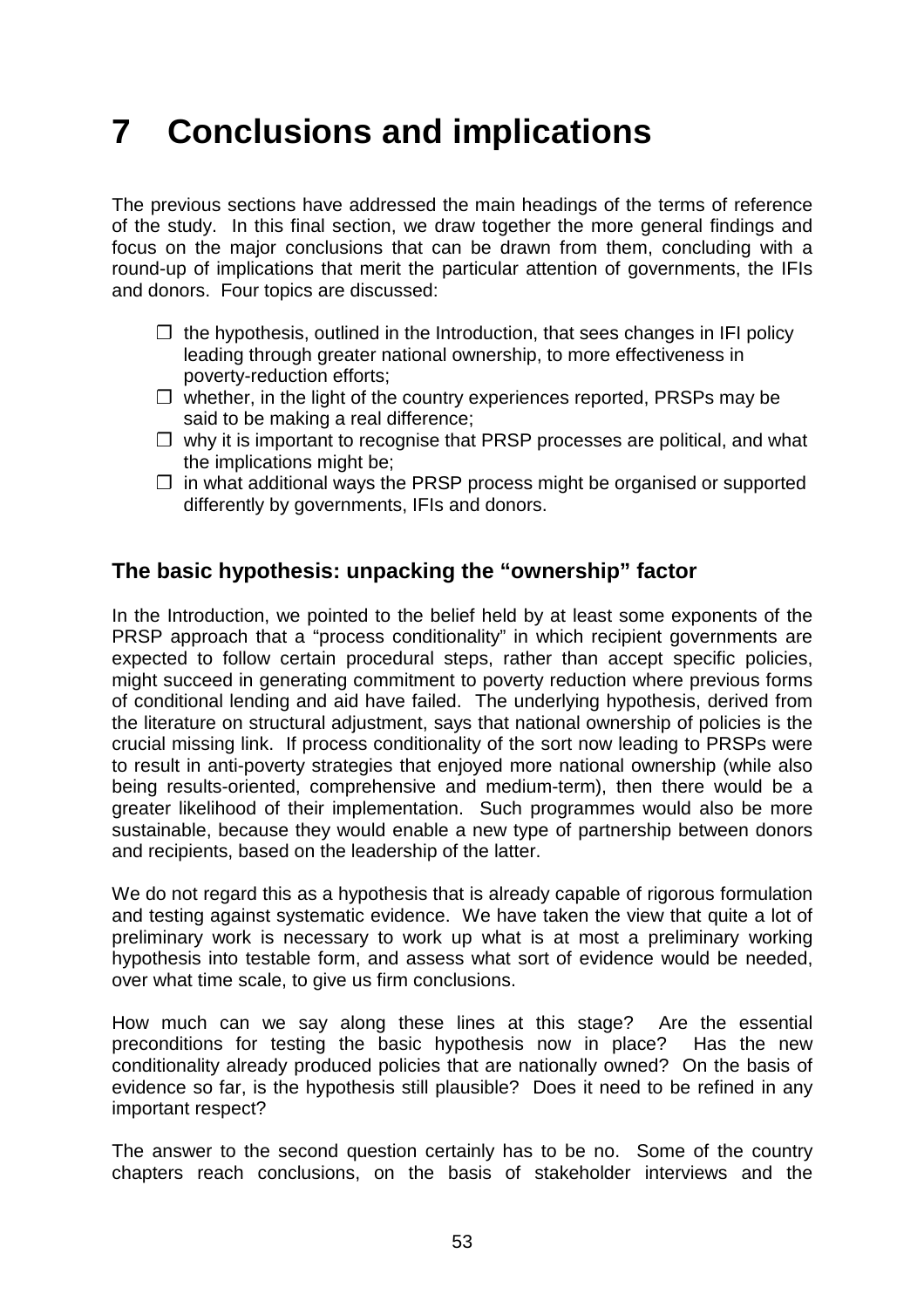# 7 Conclusions and implications

The previous sections have addressed the main headings of the terms of reference of the study. In this final section, we draw together the more general findings and focus on the major conclusions that can be drawn from them, concluding with a round-up of implications that merit the particular attention of governments, the IFIs and donors. Four topics are discussed:

- ❒ the hypothesis, outlined in the Introduction, that sees changes in IFI policy leading through greater national ownership, to more effectiveness in poverty-reduction efforts;
- ❒ whether, in the light of the country experiences reported, PRSPs may be said to be making a real difference;
- ❒ why it is important to recognise that PRSP processes are political, and what the implications might be;
- ❒ in what additional ways the PRSP process might be organised or supported differently by governments, IFIs and donors.

## The basic hypothesis: unpacking the "ownership" factor

In the Introduction, we pointed to the belief held by at least some exponents of the PRSP approach that a "process conditionality" in which recipient governments are expected to follow certain procedural steps, rather than accept specific policies, might succeed in generating commitment to poverty reduction where previous forms of conditional lending and aid have failed. The underlying hypothesis, derived from the literature on structural adjustment, says that national ownership of policies is the crucial missing link. If process conditionality of the sort now leading to PRSPs were to result in anti-poverty strategies that enjoyed more national ownership (while also being results-oriented, comprehensive and medium-term), then there would be a greater likelihood of their implementation. Such programmes would also be more sustainable, because they would enable a new type of partnership between donors and recipients, based on the leadership of the latter.

We do not regard this as a hypothesis that is already capable of rigorous formulation and testing against systematic evidence. We have taken the view that quite a lot of preliminary work is necessary to work up what is at most a preliminary working hypothesis into testable form, and assess what sort of evidence would be needed, over what time scale, to give us firm conclusions.

How much can we say along these lines at this stage? Are the essential preconditions for testing the basic hypothesis now in place? Has the new conditionality already produced policies that are nationally owned? On the basis of evidence so far, is the hypothesis still plausible? Does it need to be refined in any important respect?

The answer to the second question certainly has to be no. Some of the country chapters reach conclusions, on the basis of stakeholder interviews and the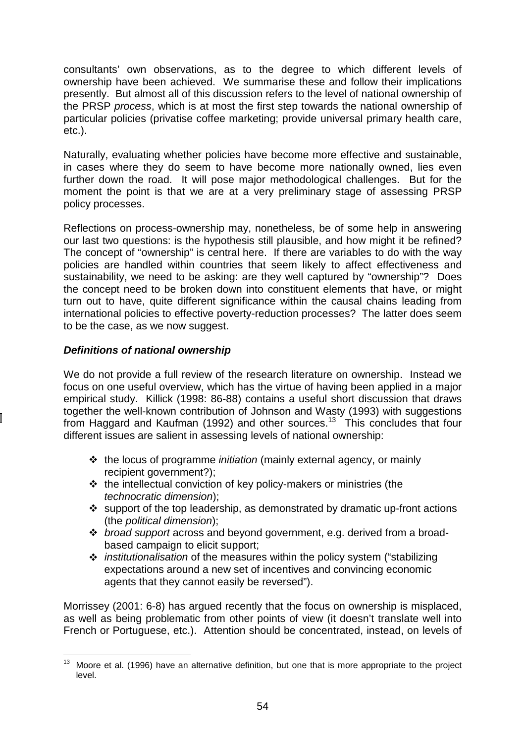consultants' own observations, as to the degree to which different levels of ownership have been achieved. We summarise these and follow their implications presently. But almost all of this discussion refers to the level of national ownership of the PRSP *process*, which is at most the first step towards the national ownership of particular policies (privatise coffee marketing; provide universal primary health care, etc.).

Naturally, evaluating whether policies have become more effective and sustainable, in cases where they do seem to have become more nationally owned, lies even further down the road. It will pose major methodological challenges. But for the moment the point is that we are at a very preliminary stage of assessing PRSP policy processes.

Reflections on process-ownership may, nonetheless, be of some help in answering our last two questions: is the hypothesis still plausible, and how might it be refined? The concept of "ownership" is central here. If there are variables to do with the way policies are handled within countries that seem likely to affect effectiveness and sustainability, we need to be asking: are they well captured by "ownership"? Does the concept need to be broken down into constituent elements that have, or might turn out to have, quite different significance within the causal chains leading from international policies to effective poverty-reduction processes? The latter does seem to be the case, as we now suggest.

### *Definitions of national ownership*

We do not provide a full review of the research literature on ownership. Instead we focus on one useful overview, which has the virtue of having been applied in a major empirical study. Killick (1998: 86-88) contains a useful short discussion that draws together the well-known contribution of Johnson and Wasty (1993) with suggestions from Haggard and Kaufman (1992) and other sources.[13] This concludes that four different issues are salient in assessing levels of national ownership:

- the locus of programme *initiation* (mainly external agency, or mainly recipient government?);
- the intellectual conviction of key policy-makers or ministries (the *technocratic dimension*);
- support of the top leadership, as demonstrated by dramatic up-front actions (the *political dimension*);
- *broad support* across and beyond government, e.g. derived from a broad-based campaign to elicit support;
- *institutionalisation* of the measures within the policy system ("stabilizing expectations around a new set of incentives and convincing economic agents that they cannot easily be reversed").

Morrissey (2001: 6-8) has argued recently that the focus on ownership is misplaced, as well as being problematic from other points of view (it doesn't translate well into French or Portuguese, etc.). Attention should be concentrated, instead, on levels of

[13] Moore et al. (1996) have an alternative definition, but one that is more appropriate to the project level.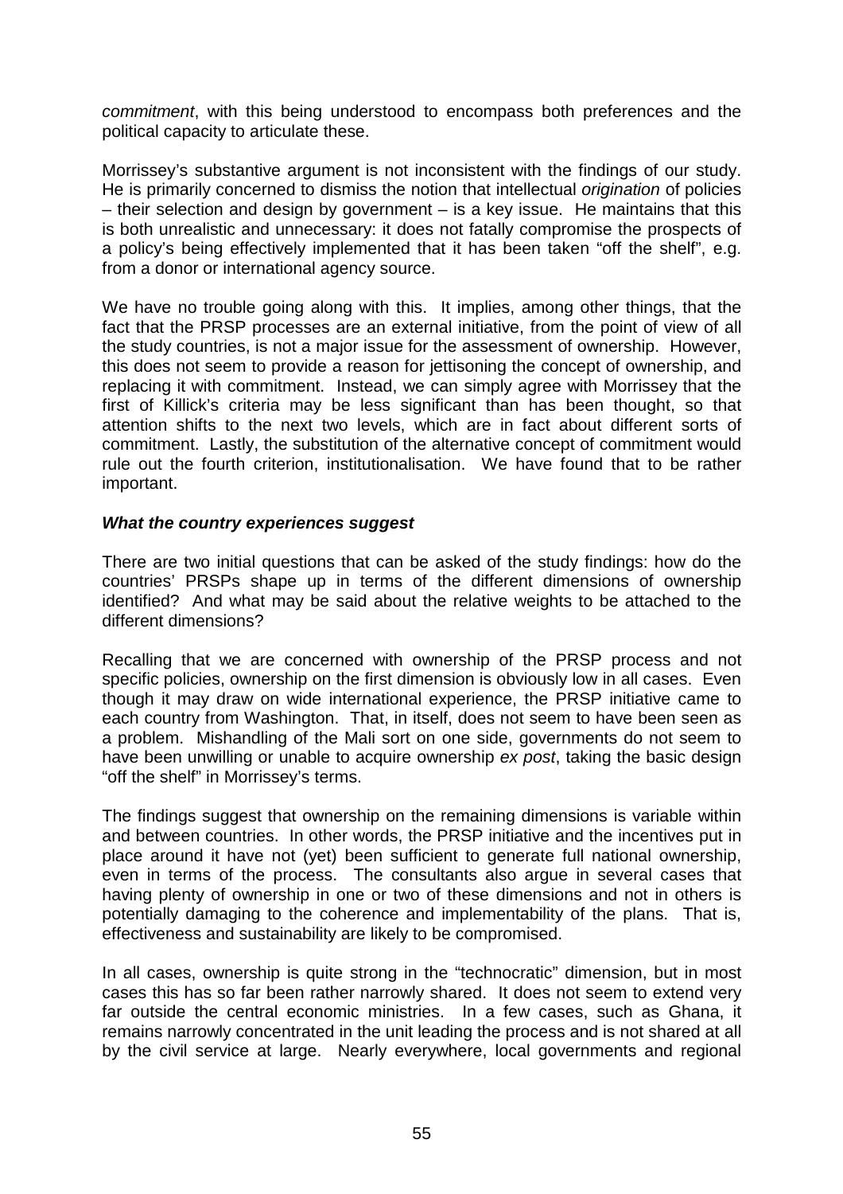*commitment*, with this being understood to encompass both preferences and the political capacity to articulate these.

Morrissey's substantive argument is not inconsistent with the findings of our study. He is primarily concerned to dismiss the notion that intellectual *origination* of policies – their selection and design by government – is a key issue. He maintains that this is both unrealistic and unnecessary: it does not fatally compromise the prospects of a policy's being effectively implemented that it has been taken "off the shelf", e.g. from a donor or international agency source.

We have no trouble going along with this. It implies, among other things, that the fact that the PRSP processes are an external initiative, from the point of view of all the study countries, is not a major issue for the assessment of ownership. However, this does not seem to provide a reason for jettisoning the concept of ownership, and replacing it with commitment. Instead, we can simply agree with Morrissey that the first of Killick's criteria may be less significant than has been thought, so that attention shifts to the next two levels, which are in fact about different sorts of commitment. Lastly, the substitution of the alternative concept of commitment would rule out the fourth criterion, institutionalisation. We have found that to be rather important.

### ***What the country experiences suggest***

There are two initial questions that can be asked of the study findings: how do the countries' PRSPs shape up in terms of the different dimensions of ownership identified? And what may be said about the relative weights to be attached to the different dimensions?

Recalling that we are concerned with ownership of the PRSP process and not specific policies, ownership on the first dimension is obviously low in all cases. Even though it may draw on wide international experience, the PRSP initiative came to each country from Washington. That, in itself, does not seem to have been seen as a problem. Mishandling of the Mali sort on one side, governments do not seem to have been unwilling or unable to acquire ownership *ex post*, taking the basic design "off the shelf" in Morrissey's terms.

The findings suggest that ownership on the remaining dimensions is variable within and between countries. In other words, the PRSP initiative and the incentives put in place around it have not (yet) been sufficient to generate full national ownership, even in terms of the process. The consultants also argue in several cases that having plenty of ownership in one or two of these dimensions and not in others is potentially damaging to the coherence and implementability of the plans. That is, effectiveness and sustainability are likely to be compromised.

In all cases, ownership is quite strong in the "technocratic" dimension, but in most cases this has so far been rather narrowly shared. It does not seem to extend very far outside the central economic ministries. In a few cases, such as Ghana, it remains narrowly concentrated in the unit leading the process and is not shared at all by the civil service at large. Nearly everywhere, local governments and regional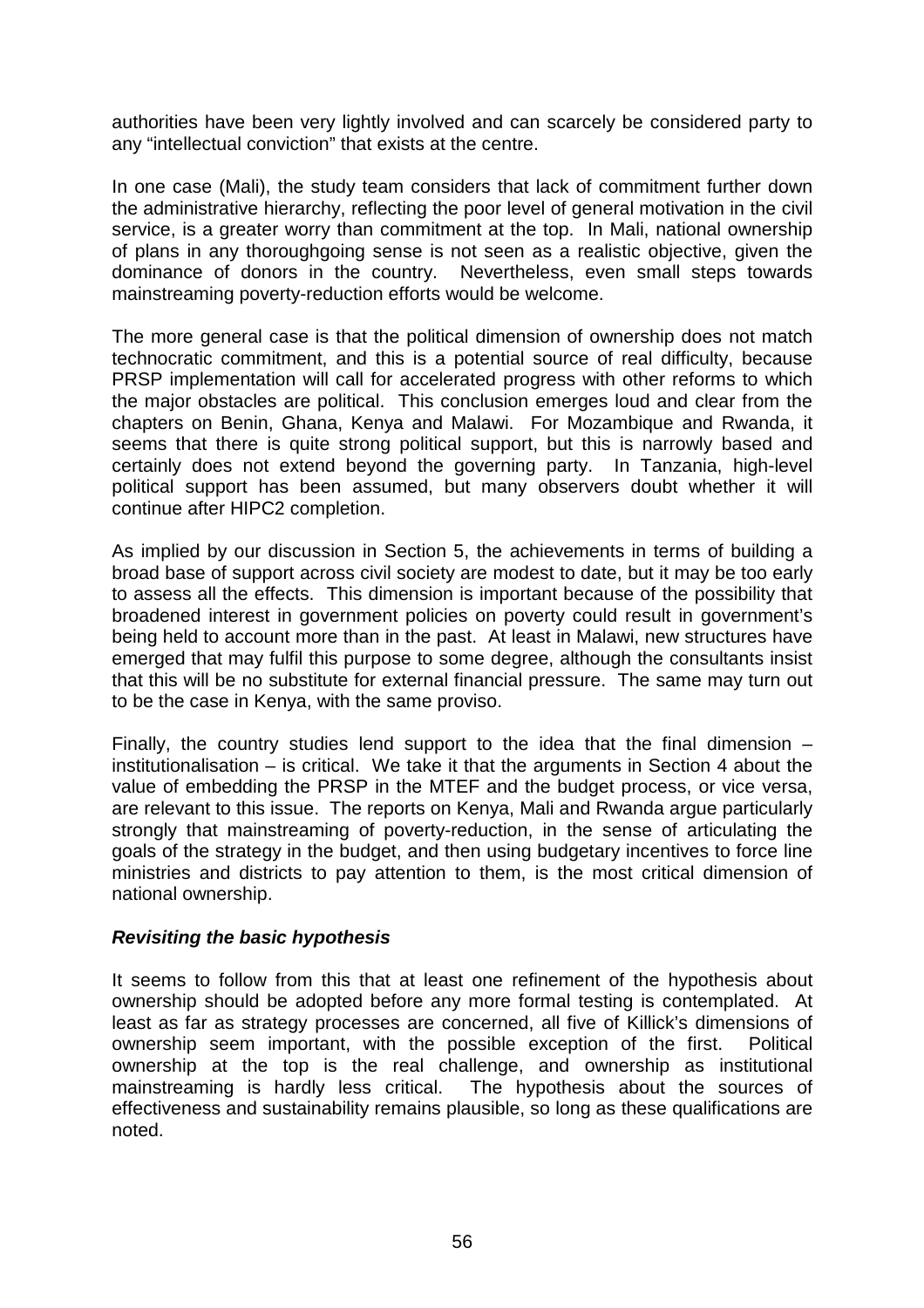authorities have been very lightly involved and can scarcely be considered party to any "intellectual conviction" that exists at the centre.

In one case (Mali), the study team considers that lack of commitment further down the administrative hierarchy, reflecting the poor level of general motivation in the civil service, is a greater worry than commitment at the top. In Mali, national ownership of plans in any thoroughgoing sense is not seen as a realistic objective, given the dominance of donors in the country. Nevertheless, even small steps towards mainstreaming poverty-reduction efforts would be welcome.

The more general case is that the political dimension of ownership does not match technocratic commitment, and this is a potential source of real difficulty, because PRSP implementation will call for accelerated progress with other reforms to which the major obstacles are political. This conclusion emerges loud and clear from the chapters on Benin, Ghana, Kenya and Malawi. For Mozambique and Rwanda, it seems that there is quite strong political support, but this is narrowly based and certainly does not extend beyond the governing party. In Tanzania, high-level political support has been assumed, but many observers doubt whether it will continue after HIPC2 completion.

As implied by our discussion in Section 5, the achievements in terms of building a broad base of support across civil society are modest to date, but it may be too early to assess all the effects. This dimension is important because of the possibility that broadened interest in government policies on poverty could result in government's being held to account more than in the past. At least in Malawi, new structures have emerged that may fulfil this purpose to some degree, although the consultants insist that this will be no substitute for external financial pressure. The same may turn out to be the case in Kenya, with the same proviso.

Finally, the country studies lend support to the idea that the final dimension – institutionalisation – is critical. We take it that the arguments in Section 4 about the value of embedding the PRSP in the MTEF and the budget process, or vice versa, are relevant to this issue. The reports on Kenya, Mali and Rwanda argue particularly strongly that mainstreaming of poverty-reduction, in the sense of articulating the goals of the strategy in the budget, and then using budgetary incentives to force line ministries and districts to pay attention to them, is the most critical dimension of national ownership.

***Revisiting the basic hypothesis***

It seems to follow from this that at least one refinement of the hypothesis about ownership should be adopted before any more formal testing is contemplated. At least as far as strategy processes are concerned, all five of Killick's dimensions of ownership seem important, with the possible exception of the first. Political ownership at the top is the real challenge, and ownership as institutional mainstreaming is hardly less critical. The hypothesis about the sources of effectiveness and sustainability remains plausible, so long as these qualifications are noted.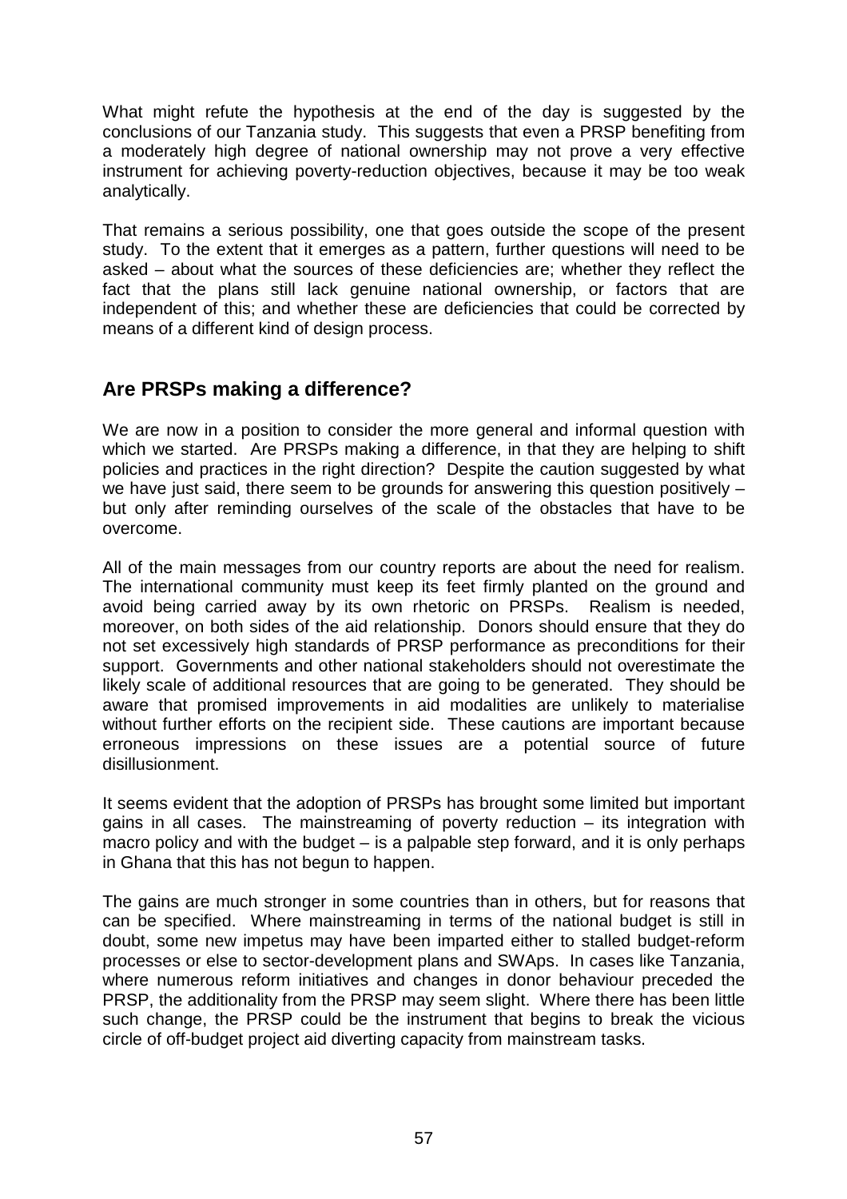What might refute the hypothesis at the end of the day is suggested by the conclusions of our Tanzania study. This suggests that even a PRSP benefiting from a moderately high degree of national ownership may not prove a very effective instrument for achieving poverty-reduction objectives, because it may be too weak analytically.

That remains a serious possibility, one that goes outside the scope of the present study. To the extent that it emerges as a pattern, further questions will need to be asked – about what the sources of these deficiencies are; whether they reflect the fact that the plans still lack genuine national ownership, or factors that are independent of this; and whether these are deficiencies that could be corrected by means of a different kind of design process.

## Are PRSPs making a difference?

We are now in a position to consider the more general and informal question with which we started. Are PRSPs making a difference, in that they are helping to shift policies and practices in the right direction? Despite the caution suggested by what we have just said, there seem to be grounds for answering this question positively – but only after reminding ourselves of the scale of the obstacles that have to be overcome.

All of the main messages from our country reports are about the need for realism. The international community must keep its feet firmly planted on the ground and avoid being carried away by its own rhetoric on PRSPs. Realism is needed, moreover, on both sides of the aid relationship. Donors should ensure that they do not set excessively high standards of PRSP performance as preconditions for their support. Governments and other national stakeholders should not overestimate the likely scale of additional resources that are going to be generated. They should be aware that promised improvements in aid modalities are unlikely to materialise without further efforts on the recipient side. These cautions are important because erroneous impressions on these issues are a potential source of future disillusionment.

It seems evident that the adoption of PRSPs has brought some limited but important gains in all cases. The mainstreaming of poverty reduction – its integration with macro policy and with the budget – is a palpable step forward, and it is only perhaps in Ghana that this has not begun to happen.

The gains are much stronger in some countries than in others, but for reasons that can be specified. Where mainstreaming in terms of the national budget is still in doubt, some new impetus may have been imparted either to stalled budget-reform processes or else to sector-development plans and SWAps. In cases like Tanzania, where numerous reform initiatives and changes in donor behaviour preceded the PRSP, the additionality from the PRSP may seem slight. Where there has been little such change, the PRSP could be the instrument that begins to break the vicious circle of off-budget project aid diverting capacity from mainstream tasks.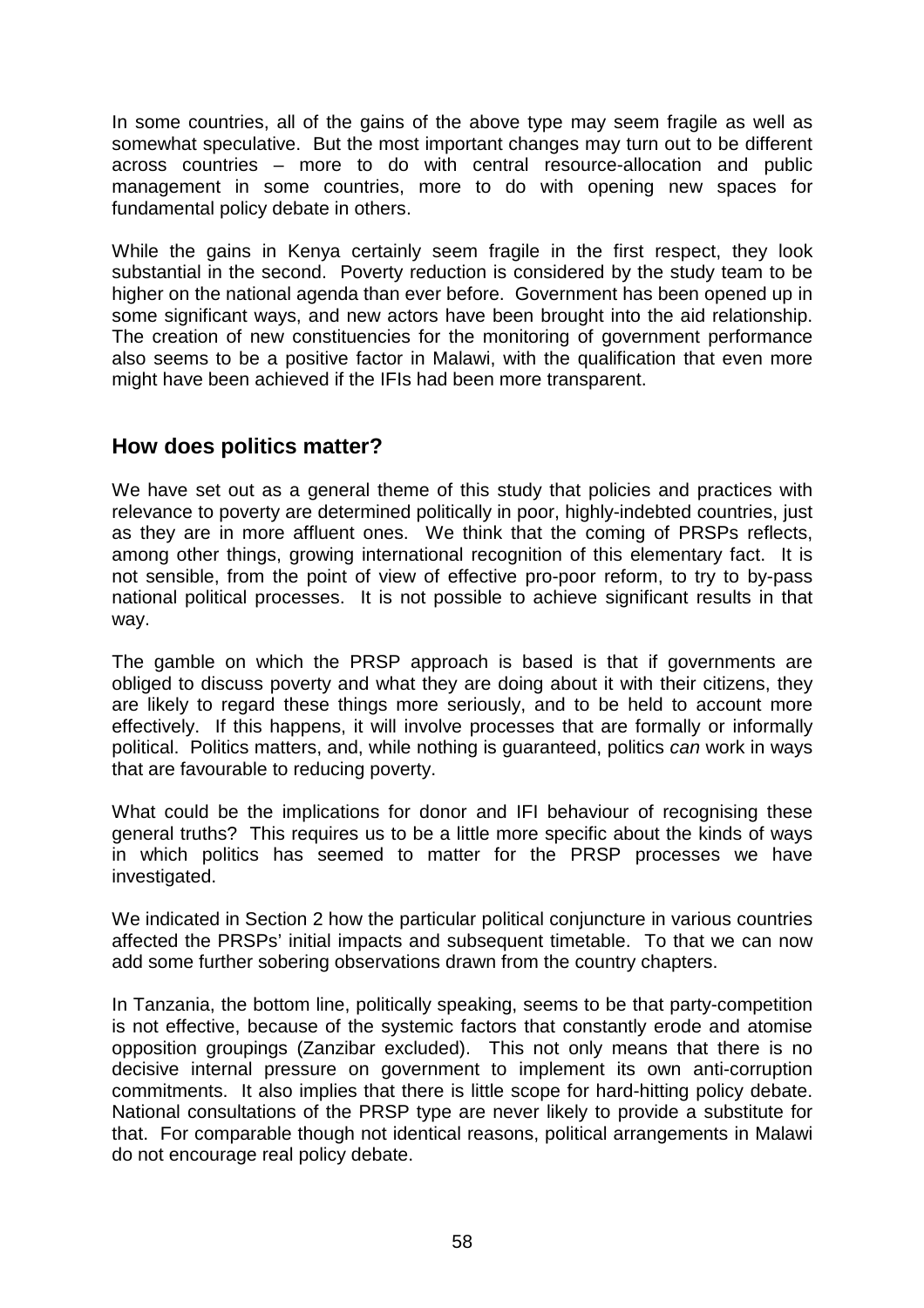In some countries, all of the gains of the above type may seem fragile as well as somewhat speculative. But the most important changes may turn out to be different across countries – more to do with central resource-allocation and public management in some countries, more to do with opening new spaces for fundamental policy debate in others.

While the gains in Kenya certainly seem fragile in the first respect, they look substantial in the second. Poverty reduction is considered by the study team to be higher on the national agenda than ever before. Government has been opened up in some significant ways, and new actors have been brought into the aid relationship. The creation of new constituencies for the monitoring of government performance also seems to be a positive factor in Malawi, with the qualification that even more might have been achieved if the IFIs had been more transparent.

## How does politics matter?

We have set out as a general theme of this study that policies and practices with relevance to poverty are determined politically in poor, highly-indebted countries, just as they are in more affluent ones. We think that the coming of PRSPs reflects, among other things, growing international recognition of this elementary fact. It is not sensible, from the point of view of effective pro-poor reform, to try to by-pass national political processes. It is not possible to achieve significant results in that way.

The gamble on which the PRSP approach is based is that if governments are obliged to discuss poverty and what they are doing about it with their citizens, they are likely to regard these things more seriously, and to be held to account more effectively. If this happens, it will involve processes that are formally or informally political. Politics matters, and, while nothing is guaranteed, politics *can* work in ways that are favourable to reducing poverty.

What could be the implications for donor and IFI behaviour of recognising these general truths? This requires us to be a little more specific about the kinds of ways in which politics has seemed to matter for the PRSP processes we have investigated.

We indicated in Section 2 how the particular political conjuncture in various countries affected the PRSPs' initial impacts and subsequent timetable. To that we can now add some further sobering observations drawn from the country chapters.

In Tanzania, the bottom line, politically speaking, seems to be that party-competition is not effective, because of the systemic factors that constantly erode and atomise opposition groupings (Zanzibar excluded). This not only means that there is no decisive internal pressure on government to implement its own anti-corruption commitments. It also implies that there is little scope for hard-hitting policy debate. National consultations of the PRSP type are never likely to provide a substitute for that. For comparable though not identical reasons, political arrangements in Malawi do not encourage real policy debate.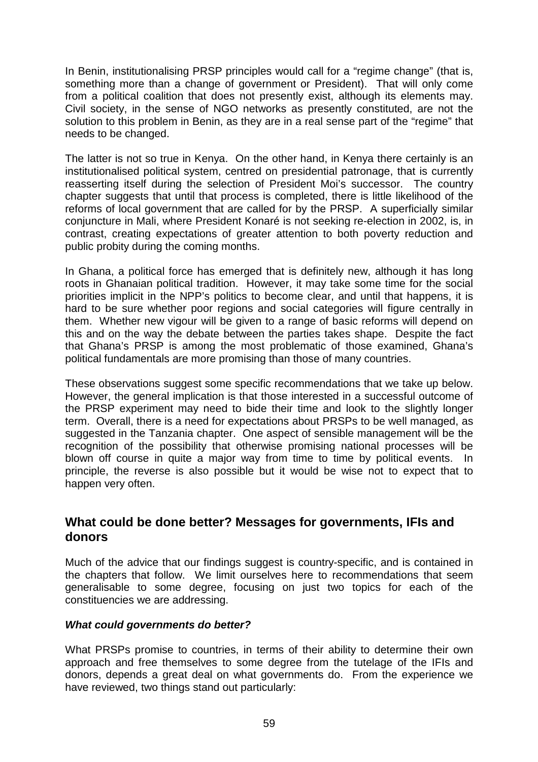In Benin, institutionalising PRSP principles would call for a "regime change" (that is, something more than a change of government or President). That will only come from a political coalition that does not presently exist, although its elements may. Civil society, in the sense of NGO networks as presently constituted, are not the solution to this problem in Benin, as they are in a real sense part of the "regime" that needs to be changed.

The latter is not so true in Kenya. On the other hand, in Kenya there certainly is an institutionalised political system, centred on presidential patronage, that is currently reasserting itself during the selection of President Moi's successor. The country chapter suggests that until that process is completed, there is little likelihood of the reforms of local government that are called for by the PRSP. A superficially similar conjuncture in Mali, where President Konaré is not seeking re-election in 2002, is, in contrast, creating expectations of greater attention to both poverty reduction and public probity during the coming months.

In Ghana, a political force has emerged that is definitely new, although it has long roots in Ghanaian political tradition. However, it may take some time for the social priorities implicit in the NPP's politics to become clear, and until that happens, it is hard to be sure whether poor regions and social categories will figure centrally in them. Whether new vigour will be given to a range of basic reforms will depend on this and on the way the debate between the parties takes shape. Despite the fact that Ghana's PRSP is among the most problematic of those examined, Ghana's political fundamentals are more promising than those of many countries.

These observations suggest some specific recommendations that we take up below. However, the general implication is that those interested in a successful outcome of the PRSP experiment may need to bide their time and look to the slightly longer term. Overall, there is a need for expectations about PRSPs to be well managed, as suggested in the Tanzania chapter. One aspect of sensible management will be the recognition of the possibility that otherwise promising national processes will be blown off course in quite a major way from time to time by political events. In principle, the reverse is also possible but it would be wise not to expect that to happen very often.

## What could be done better? Messages for governments, IFIs and donors

Much of the advice that our findings suggest is country-specific, and is contained in the chapters that follow. We limit ourselves here to recommendations that seem generalisable to some degree, focusing on just two topics for each of the constituencies we are addressing.

### *What could governments do better?*

What PRSPs promise to countries, in terms of their ability to determine their own approach and free themselves to some degree from the tutelage of the IFIs and donors, depends a great deal on what governments do. From the experience we have reviewed, two things stand out particularly: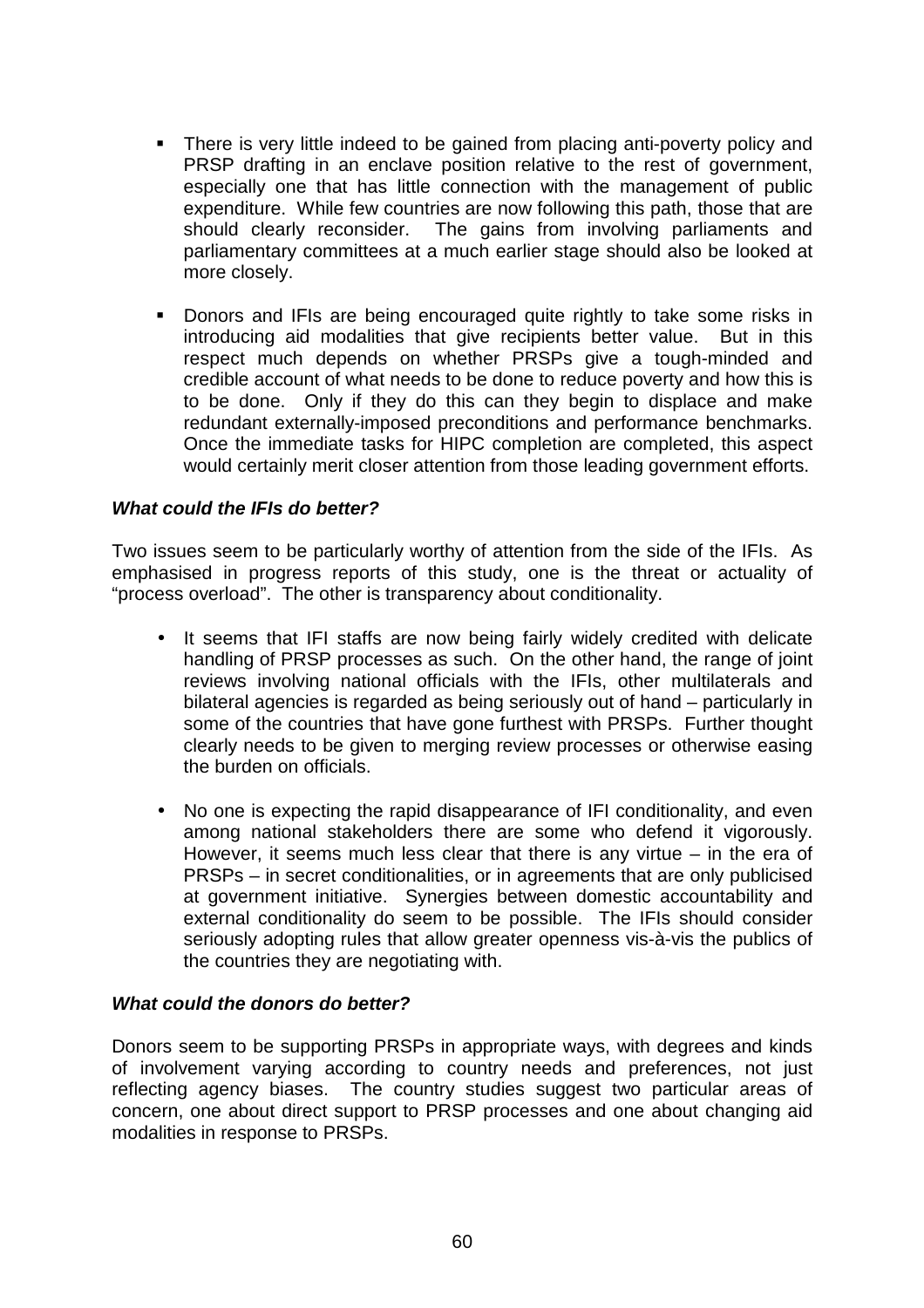- There is very little indeed to be gained from placing anti-poverty policy and PRSP drafting in an enclave position relative to the rest of government, especially one that has little connection with the management of public expenditure. While few countries are now following this path, those that are should clearly reconsider. The gains from involving parliaments and parliamentary committees at a much earlier stage should also be looked at more closely.

- Donors and IFIs are being encouraged quite rightly to take some risks in introducing aid modalities that give recipients better value. But in this respect much depends on whether PRSPs give a tough-minded and credible account of what needs to be done to reduce poverty and how this is to be done. Only if they do this can they begin to displace and make redundant externally-imposed preconditions and performance benchmarks. Once the immediate tasks for HIPC completion are completed, this aspect would certainly merit closer attention from those leading government efforts.

***What could the IFIs do better?***

Two issues seem to be particularly worthy of attention from the side of the IFIs. As emphasised in progress reports of this study, one is the threat or actuality of "process overload". The other is transparency about conditionality.

- It seems that IFI staffs are now being fairly widely credited with delicate handling of PRSP processes as such. On the other hand, the range of joint reviews involving national officials with the IFIs, other multilaterals and bilateral agencies is regarded as being seriously out of hand – particularly in some of the countries that have gone furthest with PRSPs. Further thought clearly needs to be given to merging review processes or otherwise easing the burden on officials.

- No one is expecting the rapid disappearance of IFI conditionality, and even among national stakeholders there are some who defend it vigorously. However, it seems much less clear that there is any virtue – in the era of PRSPs – in secret conditionalities, or in agreements that are only publicised at government initiative. Synergies between domestic accountability and external conditionality do seem to be possible. The IFIs should consider seriously adopting rules that allow greater openness vis-à-vis the publics of the countries they are negotiating with.

***What could the donors do better?***

Donors seem to be supporting PRSPs in appropriate ways, with degrees and kinds of involvement varying according to country needs and preferences, not just reflecting agency biases. The country studies suggest two particular areas of concern, one about direct support to PRSP processes and one about changing aid modalities in response to PRSPs.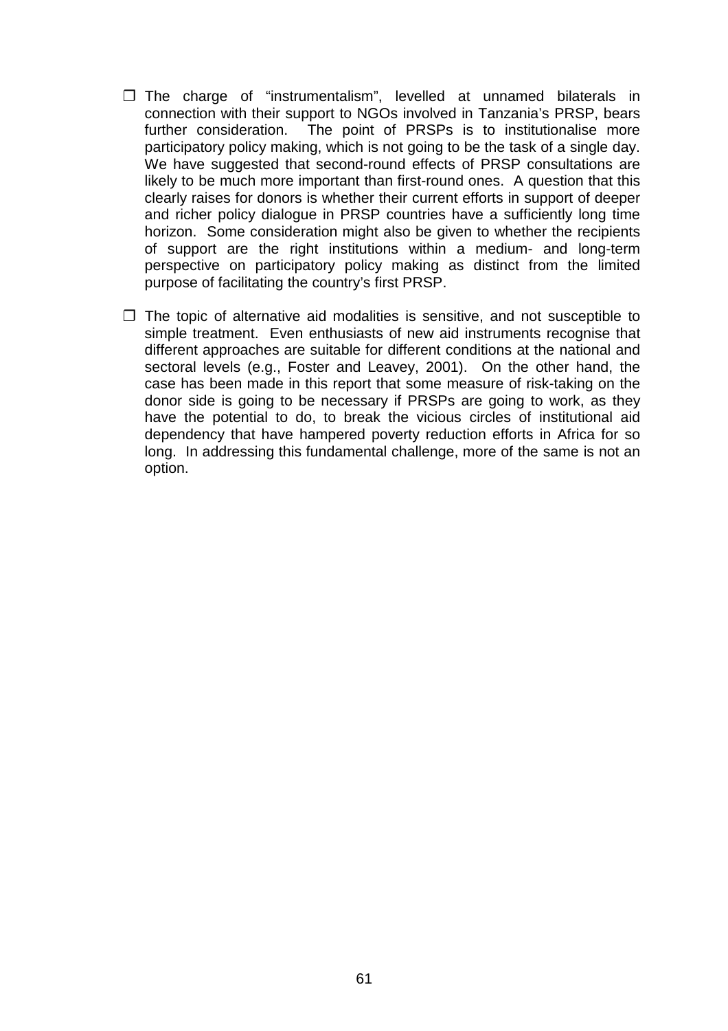- The charge of "instrumentalism", levelled at unnamed bilaterals in connection with their support to NGOs involved in Tanzania's PRSP, bears further consideration. The point of PRSPs is to institutionalise more participatory policy making, which is not going to be the task of a single day. We have suggested that second-round effects of PRSP consultations are likely to be much more important than first-round ones. A question that this clearly raises for donors is whether their current efforts in support of deeper and richer policy dialogue in PRSP countries have a sufficiently long time horizon. Some consideration might also be given to whether the recipients of support are the right institutions within a medium- and long-term perspective on participatory policy making as distinct from the limited purpose of facilitating the country's first PRSP.

- The topic of alternative aid modalities is sensitive, and not susceptible to simple treatment. Even enthusiasts of new aid instruments recognise that different approaches are suitable for different conditions at the national and sectoral levels (e.g., Foster and Leavey, 2001). On the other hand, the case has been made in this report that some measure of risk-taking on the donor side is going to be necessary if PRSPs are going to work, as they have the potential to do, to break the vicious circles of institutional aid dependency that have hampered poverty reduction efforts in Africa for so long. In addressing this fundamental challenge, more of the same is not an option.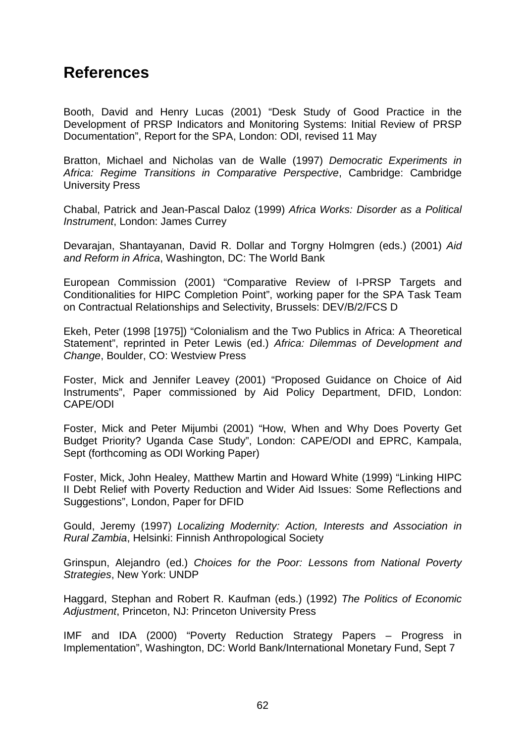# References

Booth, David and Henry Lucas (2001) "Desk Study of Good Practice in the Development of PRSP Indicators and Monitoring Systems: Initial Review of PRSP Documentation", Report for the SPA, London: ODI, revised 11 May

Bratton, Michael and Nicholas van de Walle (1997) *Democratic Experiments in Africa: Regime Transitions in Comparative Perspective*, Cambridge: Cambridge University Press

Chabal, Patrick and Jean-Pascal Daloz (1999) *Africa Works: Disorder as a Political Instrument*, London: James Currey

Devarajan, Shantayanan, David R. Dollar and Torgny Holmgren (eds.) (2001) *Aid and Reform in Africa*, Washington, DC: The World Bank

European Commission (2001) "Comparative Review of I-PRSP Targets and Conditionalities for HIPC Completion Point", working paper for the SPA Task Team on Contractual Relationships and Selectivity, Brussels: DEV/B/2/FCS D

Ekeh, Peter (1998 [1975]) "Colonialism and the Two Publics in Africa: A Theoretical Statement", reprinted in Peter Lewis (ed.) *Africa: Dilemmas of Development and Change*, Boulder, CO: Westview Press

Foster, Mick and Jennifer Leavey (2001) "Proposed Guidance on Choice of Aid Instruments", Paper commissioned by Aid Policy Department, DFID, London: CAPE/ODI

Foster, Mick and Peter Mijumbi (2001) "How, When and Why Does Poverty Get Budget Priority? Uganda Case Study", London: CAPE/ODI and EPRC, Kampala, Sept (forthcoming as ODI Working Paper)

Foster, Mick, John Healey, Matthew Martin and Howard White (1999) "Linking HIPC II Debt Relief with Poverty Reduction and Wider Aid Issues: Some Reflections and Suggestions", London, Paper for DFID

Gould, Jeremy (1997) *Localizing Modernity: Action, Interests and Association in Rural Zambia*, Helsinki: Finnish Anthropological Society

Grinspun, Alejandro (ed.) *Choices for the Poor: Lessons from National Poverty Strategies*, New York: UNDP

Haggard, Stephan and Robert R. Kaufman (eds.) (1992) *The Politics of Economic Adjustment*, Princeton, NJ: Princeton University Press

IMF and IDA (2000) "Poverty Reduction Strategy Papers – Progress in Implementation", Washington, DC: World Bank/International Monetary Fund, Sept 7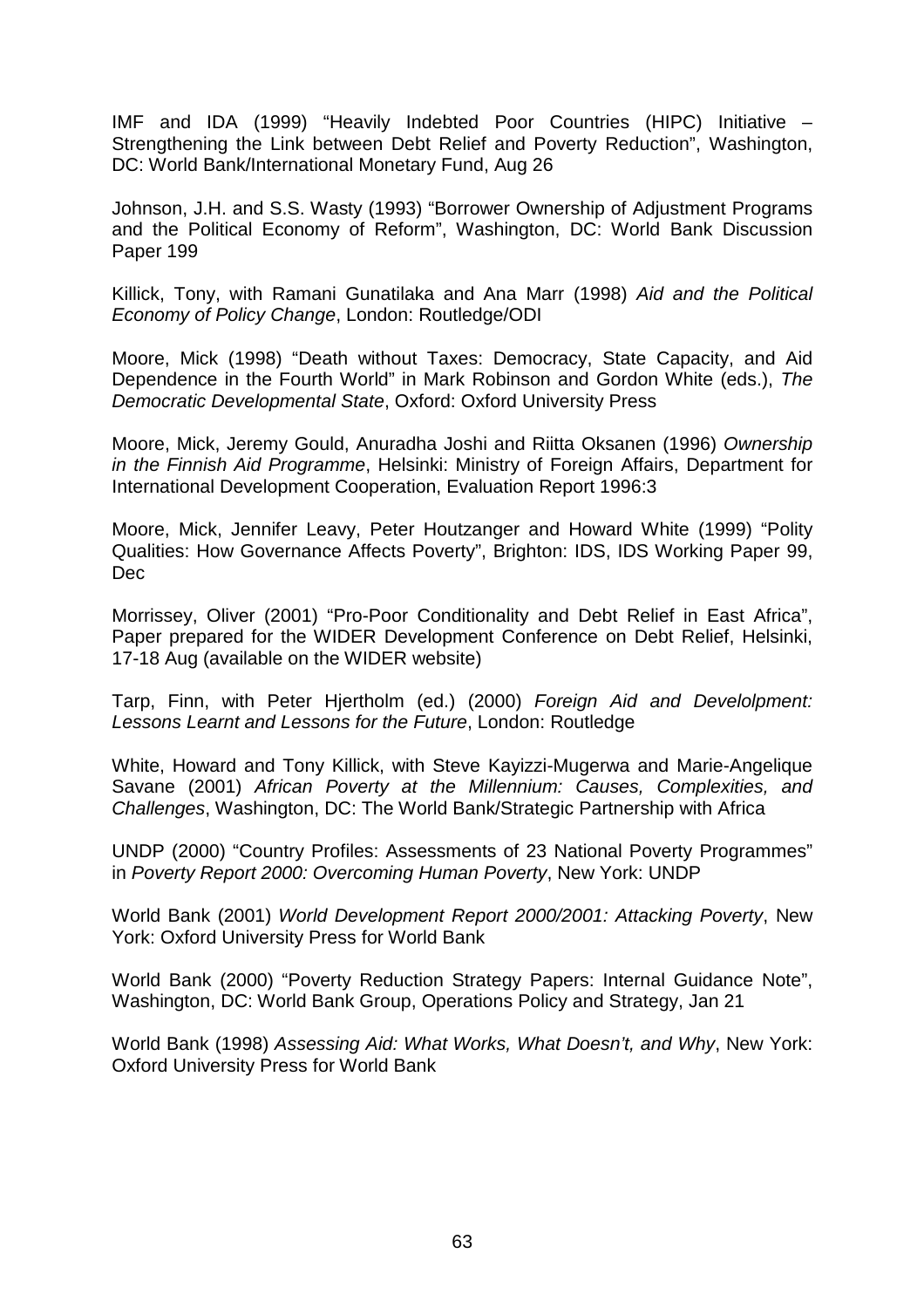IMF and IDA (1999) "Heavily Indebted Poor Countries (HIPC) Initiative – Strengthening the Link between Debt Relief and Poverty Reduction", Washington, DC: World Bank/International Monetary Fund, Aug 26

Johnson, J.H. and S.S. Wasty (1993) "Borrower Ownership of Adjustment Programs and the Political Economy of Reform", Washington, DC: World Bank Discussion Paper 199

Killick, Tony, with Ramani Gunatilaka and Ana Marr (1998) *Aid and the Political Economy of Policy Change*, London: Routledge/ODI

Moore, Mick (1998) "Death without Taxes: Democracy, State Capacity, and Aid Dependence in the Fourth World" in Mark Robinson and Gordon White (eds.), *The Democratic Developmental State*, Oxford: Oxford University Press

Moore, Mick, Jeremy Gould, Anuradha Joshi and Riitta Oksanen (1996) *Ownership in the Finnish Aid Programme*, Helsinki: Ministry of Foreign Affairs, Department for International Development Cooperation, Evaluation Report 1996:3

Moore, Mick, Jennifer Leavy, Peter Houtzanger and Howard White (1999) "Polity Qualities: How Governance Affects Poverty", Brighton: IDS, IDS Working Paper 99, Dec

Morrissey, Oliver (2001) "Pro-Poor Conditionality and Debt Relief in East Africa", Paper prepared for the WIDER Development Conference on Debt Relief, Helsinki, 17-18 Aug (available on the WIDER website)

Tarp, Finn, with Peter Hjertholm (ed.) (2000) *Foreign Aid and Develolpment: Lessons Learnt and Lessons for the Future*, London: Routledge

White, Howard and Tony Killick, with Steve Kayizzi-Mugerwa and Marie-Angelique Savane (2001) *African Poverty at the Millennium: Causes, Complexities, and Challenges*, Washington, DC: The World Bank/Strategic Partnership with Africa

UNDP (2000) "Country Profiles: Assessments of 23 National Poverty Programmes" in *Poverty Report 2000: Overcoming Human Poverty*, New York: UNDP

World Bank (2001) *World Development Report 2000/2001: Attacking Poverty*, New York: Oxford University Press for World Bank

World Bank (2000) "Poverty Reduction Strategy Papers: Internal Guidance Note", Washington, DC: World Bank Group, Operations Policy and Strategy, Jan 21

World Bank (1998) *Assessing Aid: What Works, What Doesn't, and Why*, New York: Oxford University Press for World Bank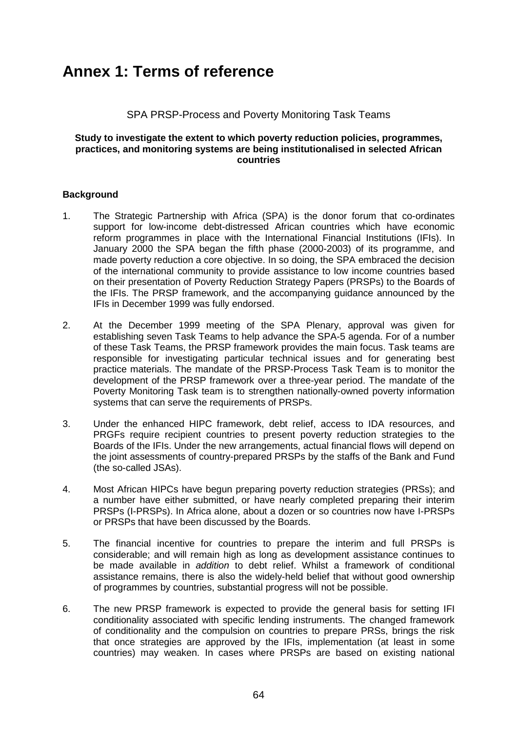# Annex 1: Terms of reference

SPA PRSP-Process and Poverty Monitoring Task Teams

**Study to investigate the extent to which poverty reduction policies, programmes, practices, and monitoring systems are being institutionalised in selected African countries**

**Background**

1. The Strategic Partnership with Africa (SPA) is the donor forum that co-ordinates support for low-income debt-distressed African countries which have economic reform programmes in place with the International Financial Institutions (IFIs). In January 2000 the SPA began the fifth phase (2000-2003) of its programme, and made poverty reduction a core objective. In so doing, the SPA embraced the decision of the international community to provide assistance to low income countries based on their presentation of Poverty Reduction Strategy Papers (PRSPs) to the Boards of the IFIs. The PRSP framework, and the accompanying guidance announced by the IFIs in December 1999 was fully endorsed.

2. At the December 1999 meeting of the SPA Plenary, approval was given for establishing seven Task Teams to help advance the SPA-5 agenda. For of a number of these Task Teams, the PRSP framework provides the main focus. Task teams are responsible for investigating particular technical issues and for generating best practice materials. The mandate of the PRSP-Process Task Team is to monitor the development of the PRSP framework over a three-year period. The mandate of the Poverty Monitoring Task team is to strengthen nationally-owned poverty information systems that can serve the requirements of PRSPs.

3. Under the enhanced HIPC framework, debt relief, access to IDA resources, and PRGFs require recipient countries to present poverty reduction strategies to the Boards of the IFIs. Under the new arrangements, actual financial flows will depend on the joint assessments of country-prepared PRSPs by the staffs of the Bank and Fund (the so-called JSAs).

4. Most African HIPCs have begun preparing poverty reduction strategies (PRSs); and a number have either submitted, or have nearly completed preparing their interim PRSPs (I-PRSPs). In Africa alone, about a dozen or so countries now have I-PRSPs or PRSPs that have been discussed by the Boards.

5. The financial incentive for countries to prepare the interim and full PRSPs is considerable; and will remain high as long as development assistance continues to be made available in *addition* to debt relief. Whilst a framework of conditional assistance remains, there is also the widely-held belief that without good ownership of programmes by countries, substantial progress will not be possible.

6. The new PRSP framework is expected to provide the general basis for setting IFI conditionality associated with specific lending instruments. The changed framework of conditionality and the compulsion on countries to prepare PRSs, brings the risk that once strategies are approved by the IFIs, implementation (at least in some countries) may weaken. In cases where PRSPs are based on existing national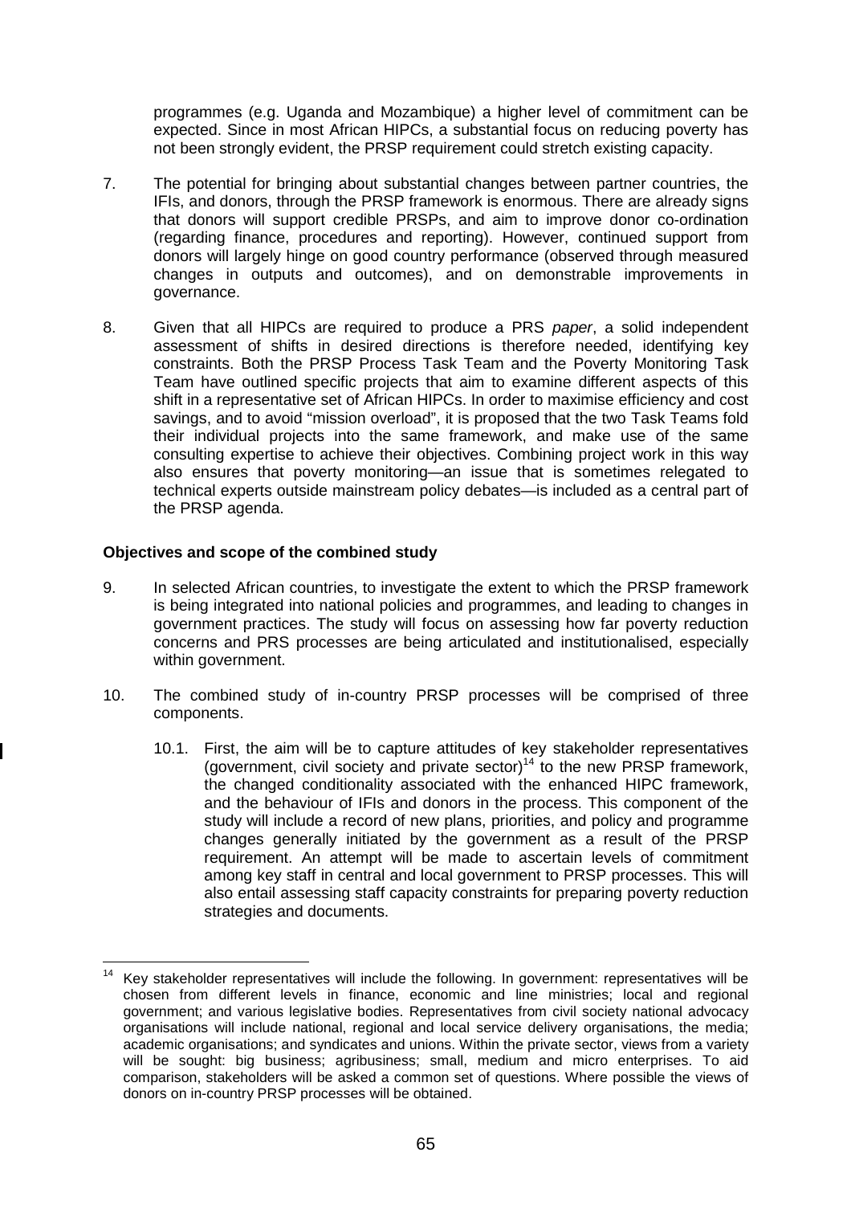programmes (e.g. Uganda and Mozambique) a higher level of commitment can be expected. Since in most African HIPCs, a substantial focus on reducing poverty has not been strongly evident, the PRSP requirement could stretch existing capacity.

7. The potential for bringing about substantial changes between partner countries, the IFIs, and donors, through the PRSP framework is enormous. There are already signs that donors will support credible PRSPs, and aim to improve donor co-ordination (regarding finance, procedures and reporting). However, continued support from donors will largely hinge on good country performance (observed through measured changes in outputs and outcomes), and on demonstrable improvements in governance.

8. Given that all HIPCs are required to produce a PRS *paper*, a solid independent assessment of shifts in desired directions is therefore needed, identifying key constraints. Both the PRSP Process Task Team and the Poverty Monitoring Task Team have outlined specific projects that aim to examine different aspects of this shift in a representative set of African HIPCs. In order to maximise efficiency and cost savings, and to avoid "mission overload", it is proposed that the two Task Teams fold their individual projects into the same framework, and make use of the same consulting expertise to achieve their objectives. Combining project work in this way also ensures that poverty monitoring—an issue that is sometimes relegated to technical experts outside mainstream policy debates—is included as a central part of the PRSP agenda.

**Objectives and scope of the combined study**

9. In selected African countries, to investigate the extent to which the PRSP framework is being integrated into national policies and programmes, and leading to changes in government practices. The study will focus on assessing how far poverty reduction concerns and PRS processes are being articulated and institutionalised, especially within government.

10. The combined study of in-country PRSP processes will be comprised of three components.

    10.1. First, the aim will be to capture attitudes of key stakeholder representatives (government, civil society and private sector)[14] to the new PRSP framework, the changed conditionality associated with the enhanced HIPC framework, and the behaviour of IFIs and donors in the process. This component of the study will include a record of new plans, priorities, and policy and programme changes generally initiated by the government as a result of the PRSP requirement. An attempt will be made to ascertain levels of commitment among key staff in central and local government to PRSP processes. This will also entail assessing staff capacity constraints for preparing poverty reduction strategies and documents.

---

[14] Key stakeholder representatives will include the following. In government: representatives will be chosen from different levels in finance, economic and line ministries; local and regional government; and various legislative bodies. Representatives from civil society national advocacy organisations will include national, regional and local service delivery organisations, the media; academic organisations; and syndicates and unions. Within the private sector, views from a variety will be sought: big business; agribusiness; small, medium and micro enterprises. To aid comparison, stakeholders will be asked a common set of questions. Where possible the views of donors on in-country PRSP processes will be obtained.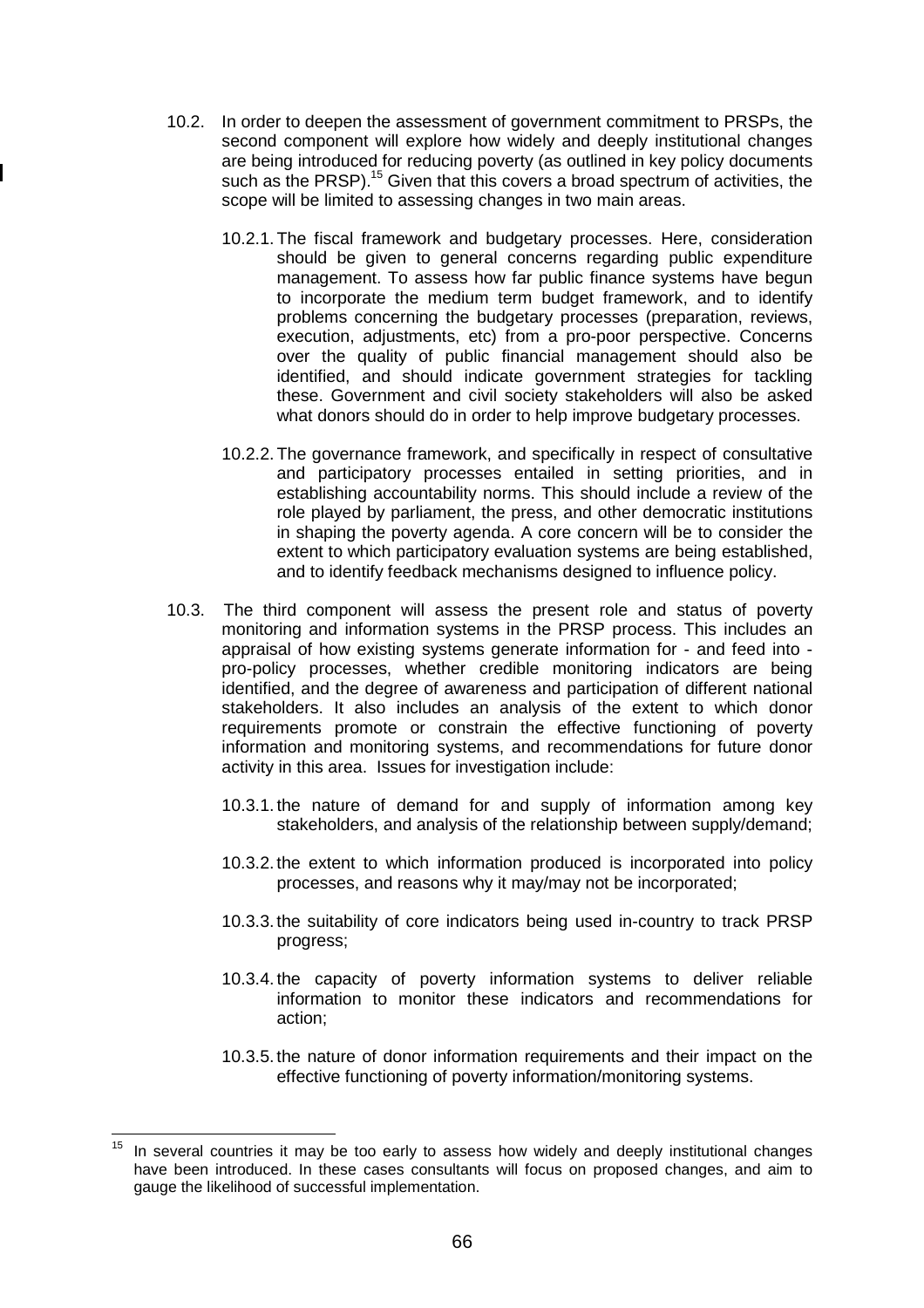10.2. In order to deepen the assessment of government commitment to PRSPs, the second component will explore how widely and deeply institutional changes are being introduced for reducing poverty (as outlined in key policy documents such as the PRSP).[15] Given that this covers a broad spectrum of activities, the scope will be limited to assessing changes in two main areas.

10.2.1. The fiscal framework and budgetary processes. Here, consideration should be given to general concerns regarding public expenditure management. To assess how far public finance systems have begun to incorporate the medium term budget framework, and to identify problems concerning the budgetary processes (preparation, reviews, execution, adjustments, etc) from a pro-poor perspective. Concerns over the quality of public financial management should also be identified, and should indicate government strategies for tackling these. Government and civil society stakeholders will also be asked what donors should do in order to help improve budgetary processes.

10.2.2. The governance framework, and specifically in respect of consultative and participatory processes entailed in setting priorities, and in establishing accountability norms. This should include a review of the role played by parliament, the press, and other democratic institutions in shaping the poverty agenda. A core concern will be to consider the extent to which participatory evaluation systems are being established, and to identify feedback mechanisms designed to influence policy.

10.3. The third component will assess the present role and status of poverty monitoring and information systems in the PRSP process. This includes an appraisal of how existing systems generate information for - and feed into - pro-policy processes, whether credible monitoring indicators are being identified, and the degree of awareness and participation of different national stakeholders. It also includes an analysis of the extent to which donor requirements promote or constrain the effective functioning of poverty information and monitoring systems, and recommendations for future donor activity in this area. Issues for investigation include:

10.3.1. the nature of demand for and supply of information among key stakeholders, and analysis of the relationship between supply/demand;

10.3.2. the extent to which information produced is incorporated into policy processes, and reasons why it may/may not be incorporated;

10.3.3. the suitability of core indicators being used in-country to track PRSP progress;

10.3.4. the capacity of poverty information systems to deliver reliable information to monitor these indicators and recommendations for action;

10.3.5. the nature of donor information requirements and their impact on the effective functioning of poverty information/monitoring systems.

---

[15] In several countries it may be too early to assess how widely and deeply institutional changes have been introduced. In these cases consultants will focus on proposed changes, and aim to gauge the likelihood of successful implementation.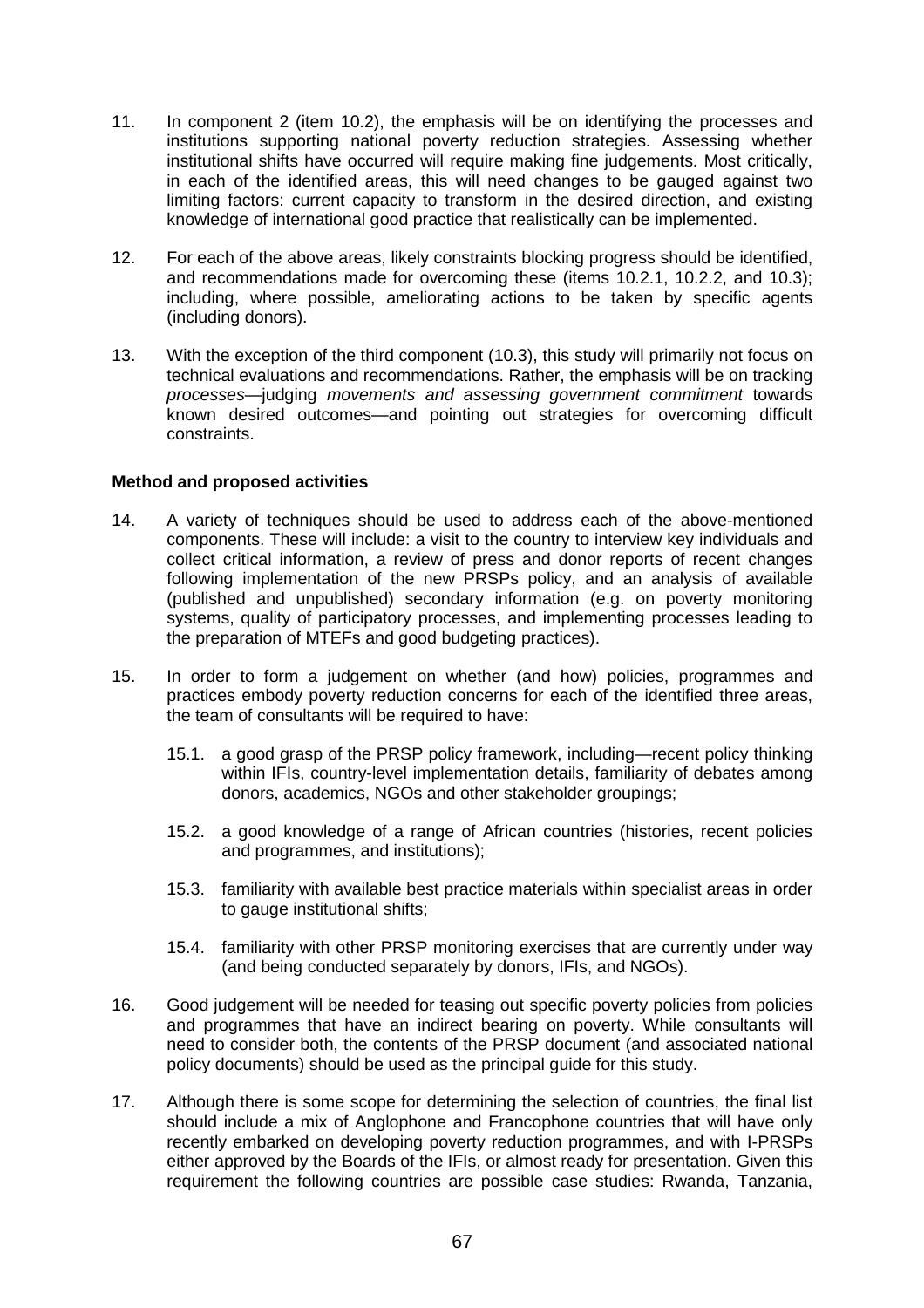11. In component 2 (item 10.2), the emphasis will be on identifying the processes and institutions supporting national poverty reduction strategies. Assessing whether institutional shifts have occurred will require making fine judgements. Most critically, in each of the identified areas, this will need changes to be gauged against two limiting factors: current capacity to transform in the desired direction, and existing knowledge of international good practice that realistically can be implemented.

12. For each of the above areas, likely constraints blocking progress should be identified, and recommendations made for overcoming these (items 10.2.1, 10.2.2, and 10.3); including, where possible, ameliorating actions to be taken by specific agents (including donors).

13. With the exception of the third component (10.3), this study will primarily not focus on technical evaluations and recommendations. Rather, the emphasis will be on tracking *processes*—judging *movements and assessing government commitment* towards known desired outcomes—and pointing out strategies for overcoming difficult constraints.

**Method and proposed activities**

14. A variety of techniques should be used to address each of the above-mentioned components. These will include: a visit to the country to interview key individuals and collect critical information, a review of press and donor reports of recent changes following implementation of the new PRSPs policy, and an analysis of available (published and unpublished) secondary information (e.g. on poverty monitoring systems, quality of participatory processes, and implementing processes leading to the preparation of MTEFs and good budgeting practices).

15. In order to form a judgement on whether (and how) policies, programmes and practices embody poverty reduction concerns for each of the identified three areas, the team of consultants will be required to have:

    15.1. a good grasp of the PRSP policy framework, including—recent policy thinking within IFIs, country-level implementation details, familiarity of debates among donors, academics, NGOs and other stakeholder groupings;

    15.2. a good knowledge of a range of African countries (histories, recent policies and programmes, and institutions);

    15.3. familiarity with available best practice materials within specialist areas in order to gauge institutional shifts;

    15.4. familiarity with other PRSP monitoring exercises that are currently under way (and being conducted separately by donors, IFIs, and NGOs).

16. Good judgement will be needed for teasing out specific poverty policies from policies and programmes that have an indirect bearing on poverty. While consultants will need to consider both, the contents of the PRSP document (and associated national policy documents) should be used as the principal guide for this study.

17. Although there is some scope for determining the selection of countries, the final list should include a mix of Anglophone and Francophone countries that will have only recently embarked on developing poverty reduction programmes, and with I-PRSPs either approved by the Boards of the IFIs, or almost ready for presentation. Given this requirement the following countries are possible case studies: Rwanda, Tanzania,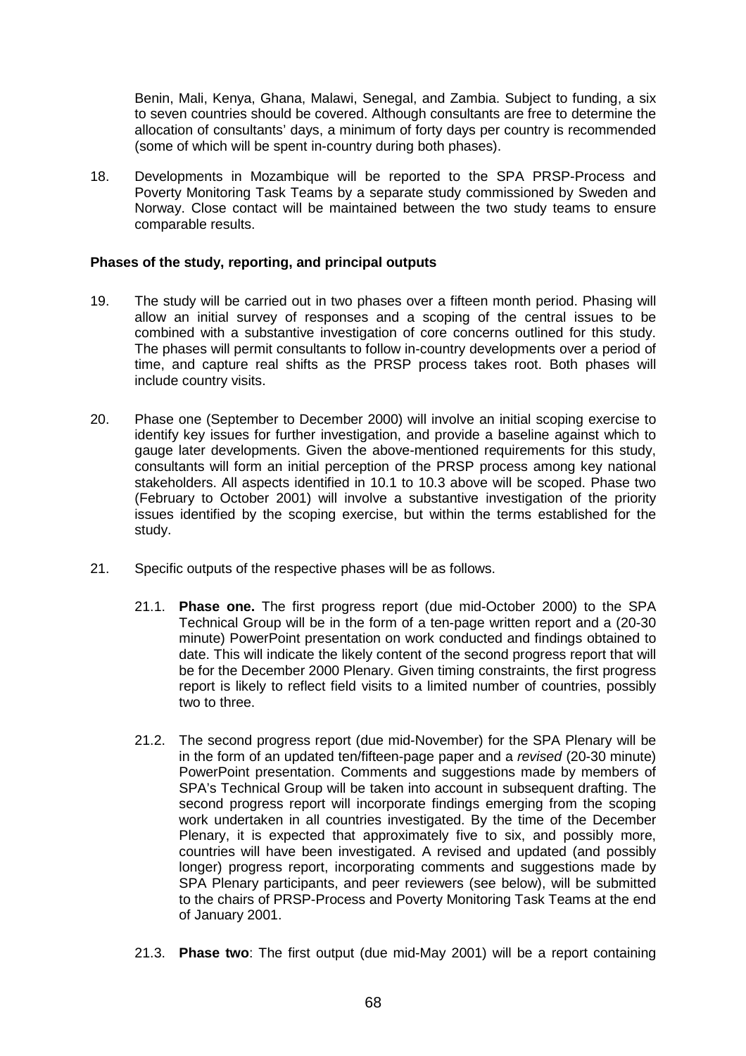Benin, Mali, Kenya, Ghana, Malawi, Senegal, and Zambia. Subject to funding, a six to seven countries should be covered. Although consultants are free to determine the allocation of consultants' days, a minimum of forty days per country is recommended (some of which will be spent in-country during both phases).

18. Developments in Mozambique will be reported to the SPA PRSP-Process and Poverty Monitoring Task Teams by a separate study commissioned by Sweden and Norway. Close contact will be maintained between the two study teams to ensure comparable results.

**Phases of the study, reporting, and principal outputs**

19. The study will be carried out in two phases over a fifteen month period. Phasing will allow an initial survey of responses and a scoping of the central issues to be combined with a substantive investigation of core concerns outlined for this study. The phases will permit consultants to follow in-country developments over a period of time, and capture real shifts as the PRSP process takes root. Both phases will include country visits.

20. Phase one (September to December 2000) will involve an initial scoping exercise to identify key issues for further investigation, and provide a baseline against which to gauge later developments. Given the above-mentioned requirements for this study, consultants will form an initial perception of the PRSP process among key national stakeholders. All aspects identified in 10.1 to 10.3 above will be scoped. Phase two (February to October 2001) will involve a substantive investigation of the priority issues identified by the scoping exercise, but within the terms established for the study.

21. Specific outputs of the respective phases will be as follows.

    21.1. **Phase one.** The first progress report (due mid-October 2000) to the SPA Technical Group will be in the form of a ten-page written report and a (20-30 minute) PowerPoint presentation on work conducted and findings obtained to date. This will indicate the likely content of the second progress report that will be for the December 2000 Plenary. Given timing constraints, the first progress report is likely to reflect field visits to a limited number of countries, possibly two to three.

    21.2. The second progress report (due mid-November) for the SPA Plenary will be in the form of an updated ten/fifteen-page paper and a *revised* (20-30 minute) PowerPoint presentation. Comments and suggestions made by members of SPA's Technical Group will be taken into account in subsequent drafting. The second progress report will incorporate findings emerging from the scoping work undertaken in all countries investigated. By the time of the December Plenary, it is expected that approximately five to six, and possibly more, countries will have been investigated. A revised and updated (and possibly longer) progress report, incorporating comments and suggestions made by SPA Plenary participants, and peer reviewers (see below), will be submitted to the chairs of PRSP-Process and Poverty Monitoring Task Teams at the end of January 2001.

    21.3. **Phase two**: The first output (due mid-May 2001) will be a report containing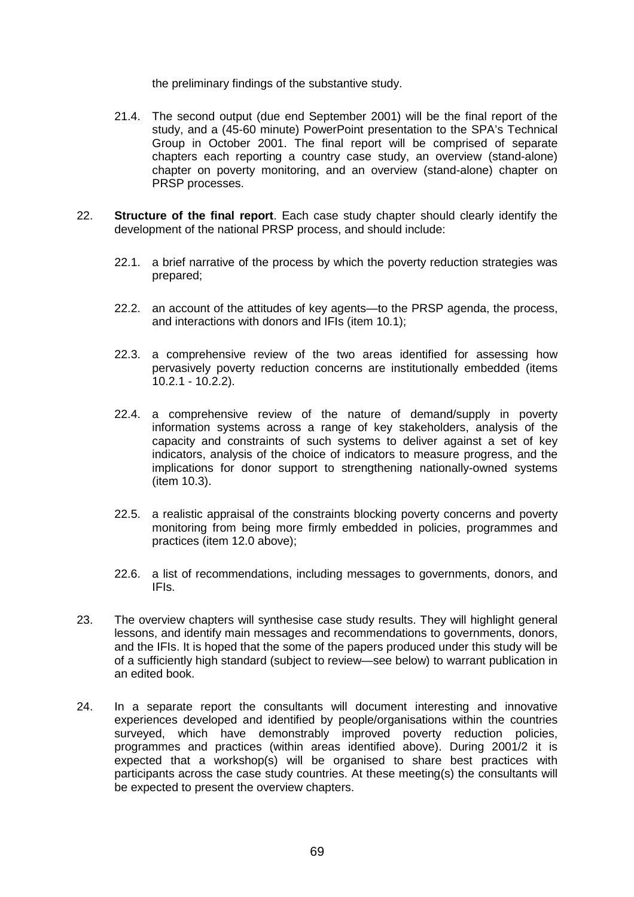the preliminary findings of the substantive study.

21.4. The second output (due end September 2001) will be the final report of the study, and a (45-60 minute) PowerPoint presentation to the SPA's Technical Group in October 2001. The final report will be comprised of separate chapters each reporting a country case study, an overview (stand-alone) chapter on poverty monitoring, and an overview (stand-alone) chapter on PRSP processes.

22. **Structure of the final report**. Each case study chapter should clearly identify the development of the national PRSP process, and should include:

22.1. a brief narrative of the process by which the poverty reduction strategies was prepared;

22.2. an account of the attitudes of key agents—to the PRSP agenda, the process, and interactions with donors and IFIs (item 10.1);

22.3. a comprehensive review of the two areas identified for assessing how pervasively poverty reduction concerns are institutionally embedded (items 10.2.1 - 10.2.2).

22.4. a comprehensive review of the nature of demand/supply in poverty information systems across a range of key stakeholders, analysis of the capacity and constraints of such systems to deliver against a set of key indicators, analysis of the choice of indicators to measure progress, and the implications for donor support to strengthening nationally-owned systems (item 10.3).

22.5. a realistic appraisal of the constraints blocking poverty concerns and poverty monitoring from being more firmly embedded in policies, programmes and practices (item 12.0 above);

22.6. a list of recommendations, including messages to governments, donors, and IFIs.

23. The overview chapters will synthesise case study results. They will highlight general lessons, and identify main messages and recommendations to governments, donors, and the IFIs. It is hoped that the some of the papers produced under this study will be of a sufficiently high standard (subject to review—see below) to warrant publication in an edited book.

24. In a separate report the consultants will document interesting and innovative experiences developed and identified by people/organisations within the countries surveyed, which have demonstrably improved poverty reduction policies, programmes and practices (within areas identified above). During 2001/2 it is expected that a workshop(s) will be organised to share best practices with participants across the case study countries. At these meeting(s) the consultants will be expected to present the overview chapters.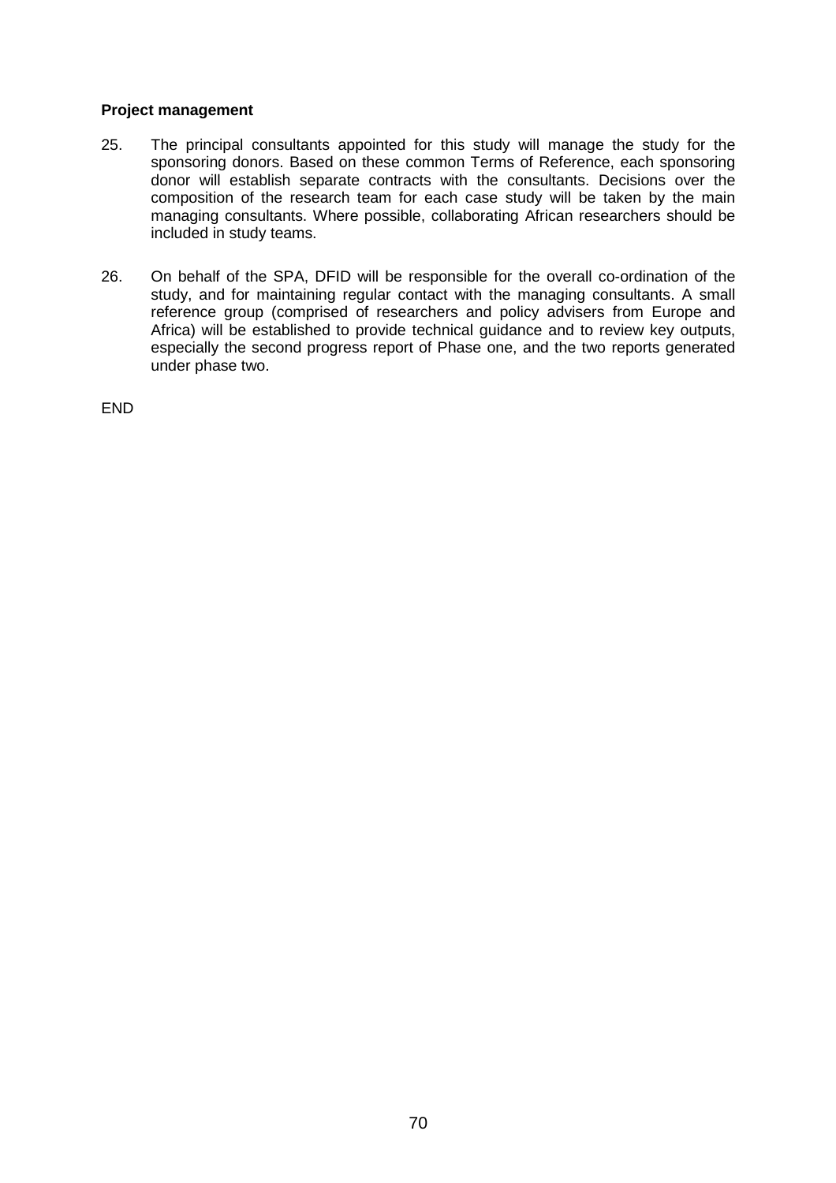**Project management**

25. The principal consultants appointed for this study will manage the study for the sponsoring donors. Based on these common Terms of Reference, each sponsoring donor will establish separate contracts with the consultants. Decisions over the composition of the research team for each case study will be taken by the main managing consultants. Where possible, collaborating African researchers should be included in study teams.

26. On behalf of the SPA, DFID will be responsible for the overall co-ordination of the study, and for maintaining regular contact with the managing consultants. A small reference group (comprised of researchers and policy advisers from Europe and Africa) will be established to provide technical guidance and to review key outputs, especially the second progress report of Phase one, and the two reports generated under phase two.

END